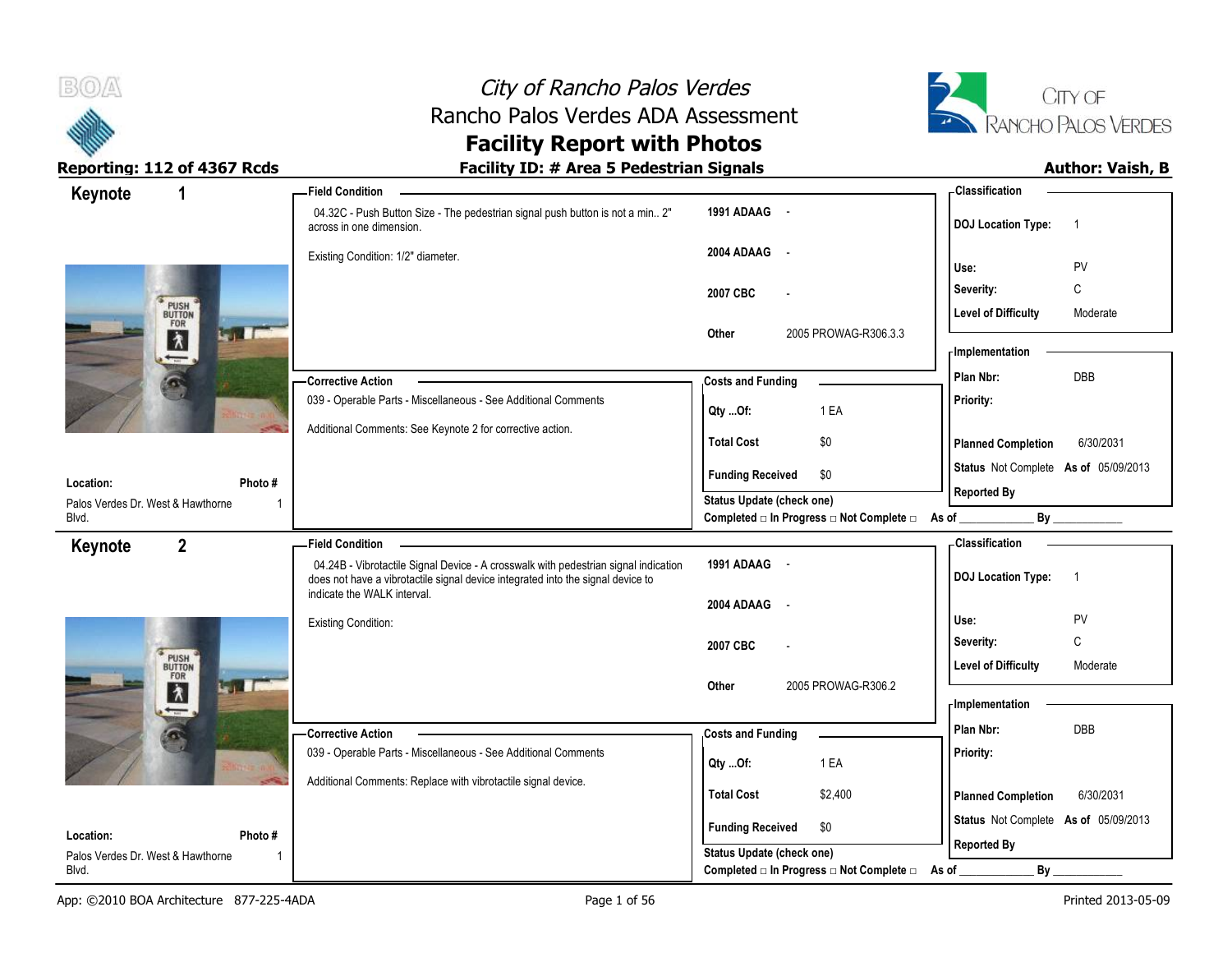# City of Rancho Palos Verdes
## Rancho Palos Verdes ADA Assessment
## Facility Report with Photos

**Reporting: 112 of 4367 Rcds** | **Facility ID: # Area 5 Pedestrian Signals** | **Author: Vaish, B**

---

### Keynote 1

**Location:** Palos Verdes Dr. West & Hawthorne Blvd.
**Photo #:** 1

**Field Condition**

04.32C - Push Button Size - The pedestrian signal push button is not a min.. 2" across in one dimension.

Existing Condition: 1/2" diameter.

| | |
|---|---|
| 1991 ADAAG | - |
| 2004 ADAAG | - |
| 2007 CBC | - |
| Other | 2005 PROWAG-R306.3.3 |

**Corrective Action**

039 - Operable Parts - Miscellaneous - See Additional Comments

Additional Comments: See Keynote 2 for corrective action.

**Costs and Funding**

| | |
|---|---|
| Qty ...Of: | 1 EA |
| Total Cost | $0 |
| Funding Received | $0 |

Status Update (check one)
Completed □ In Progress □ Not Complete □ As of ____________ By ____________

**Classification**

| | |
|---|---|
| DOJ Location Type: | 1 |
| Use: | PV |
| Severity: | C |
| Level of Difficulty | Moderate |

**Implementation**

| | |
|---|---|
| Plan Nbr: | DBB |
| Priority: | |
| Planned Completion | 6/30/2031 |
| Status | Not Complete As of 05/09/2013 |
| Reported By | |

---

### Keynote 2

**Location:** Palos Verdes Dr. West & Hawthorne Blvd.
**Photo #:** 1

**Field Condition**

04.24B - Vibrotactile Signal Device - A crosswalk with pedestrian signal indication does not have a vibrotactile signal device integrated into the signal device to indicate the WALK interval.

Existing Condition:

| | |
|---|---|
| 1991 ADAAG | - |
| 2004 ADAAG | - |
| 2007 CBC | - |
| Other | 2005 PROWAG-R306.2 |

**Corrective Action**

039 - Operable Parts - Miscellaneous - See Additional Comments

Additional Comments: Replace with vibrotactile signal device.

**Costs and Funding**

| | |
|---|---|
| Qty ...Of: | 1 EA |
| Total Cost | $2,400 |
| Funding Received | $0 |

Status Update (check one)
Completed □ In Progress □ Not Complete □ As of ____________ By ____________

**Classification**

| | |
|---|---|
| DOJ Location Type: | 1 |
| Use: | PV |
| Severity: | C |
| Level of Difficulty | Moderate |

**Implementation**

| | |
|---|---|
| Plan Nbr: | DBB |
| Priority: | |
| Planned Completion | 6/30/2031 |
| Status | Not Complete As of 05/09/2013 |
| Reported By | |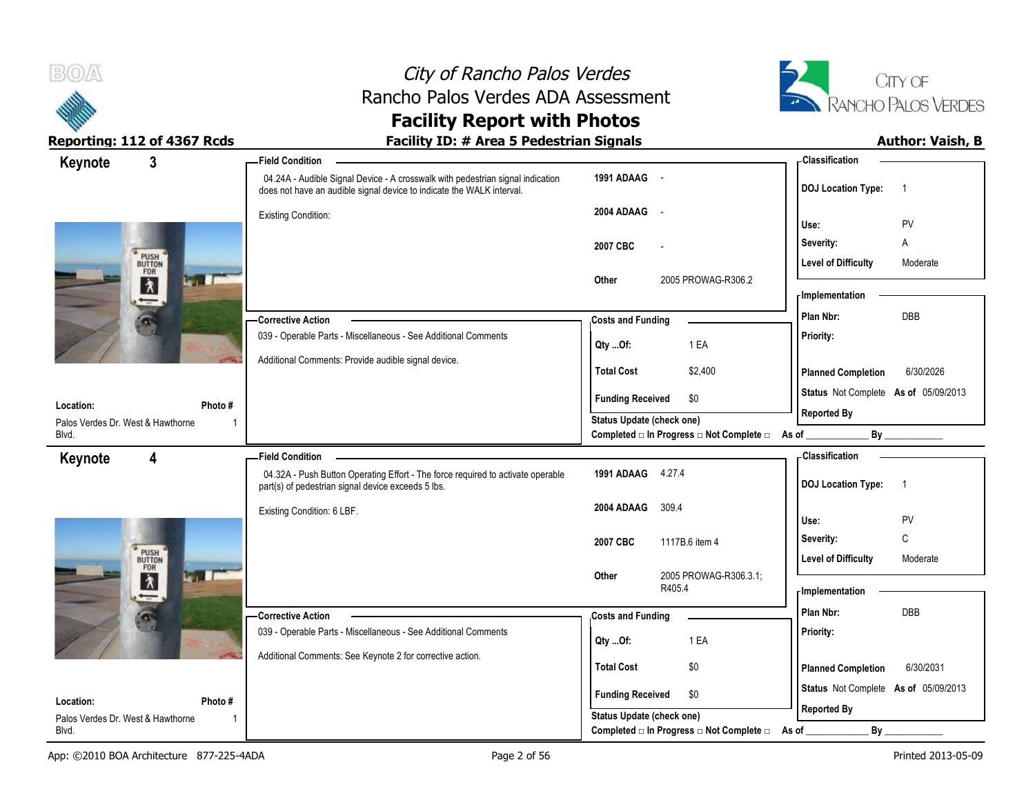## Keynote 3

**Location:** Palos Verdes Dr. West & Hawthorne Blvd.
**Photo #:** 1

**Field Condition**

04.24A - Audible Signal Device - A crosswalk with pedestrian signal indication does not have an audible signal device to indicate the WALK interval.

Existing Condition:

| | |
|---|---|
| 1991 ADAAG | - |
| 2004 ADAAG | - |
| 2007 CBC | - |
| Other | 2005 PROWAG-R306.2 |

**Corrective Action**

039 - Operable Parts - Miscellaneous - See Additional Comments

Additional Comments: Provide audible signal device.

**Costs and Funding**

| | |
|---|---|
| Qty ...Of: | 1 EA |
| Total Cost | $2,400 |
| Funding Received | $0 |

Status Update (check one)
Completed □ In Progress □ Not Complete □ As of ____________ By ____________

**Classification**

| | |
|---|---|
| DOJ Location Type: | 1 |
| Use: | PV |
| Severity: | A |
| Level of Difficulty | Moderate |

**Implementation**

| | |
|---|---|
| Plan Nbr: | DBB |
| Priority: | |
| Planned Completion | 6/30/2026 |
| Status | Not Complete As of 05/09/2013 |
| Reported By | |

## Keynote 4

**Location:** Palos Verdes Dr. West & Hawthorne Blvd.
**Photo #:** 1

**Field Condition**

04.32A - Push Button Operating Effort - The force required to activate operable part(s) of pedestrian signal device exceeds 5 lbs.

Existing Condition: 6 LBF.

| | |
|---|---|
| 1991 ADAAG | 4.27.4 |
| 2004 ADAAG | 309.4 |
| 2007 CBC | 1117B.6 item 4 |
| Other | 2005 PROWAG-R306.3.1; R405.4 |

**Corrective Action**

039 - Operable Parts - Miscellaneous - See Additional Comments

Additional Comments: See Keynote 2 for corrective action.

**Costs and Funding**

| | |
|---|---|
| Qty ...Of: | 1 EA |
| Total Cost | $0 |
| Funding Received | $0 |

Status Update (check one)
Completed □ In Progress □ Not Complete □ As of ____________ By ____________

**Classification**

| | |
|---|---|
| DOJ Location Type: | 1 |
| Use: | PV |
| Severity: | C |
| Level of Difficulty | Moderate |

**Implementation**

| | |
|---|---|
| Plan Nbr: | DBB |
| Priority: | |
| Planned Completion | 6/30/2031 |
| Status | Not Complete As of 05/09/2013 |
| Reported By | |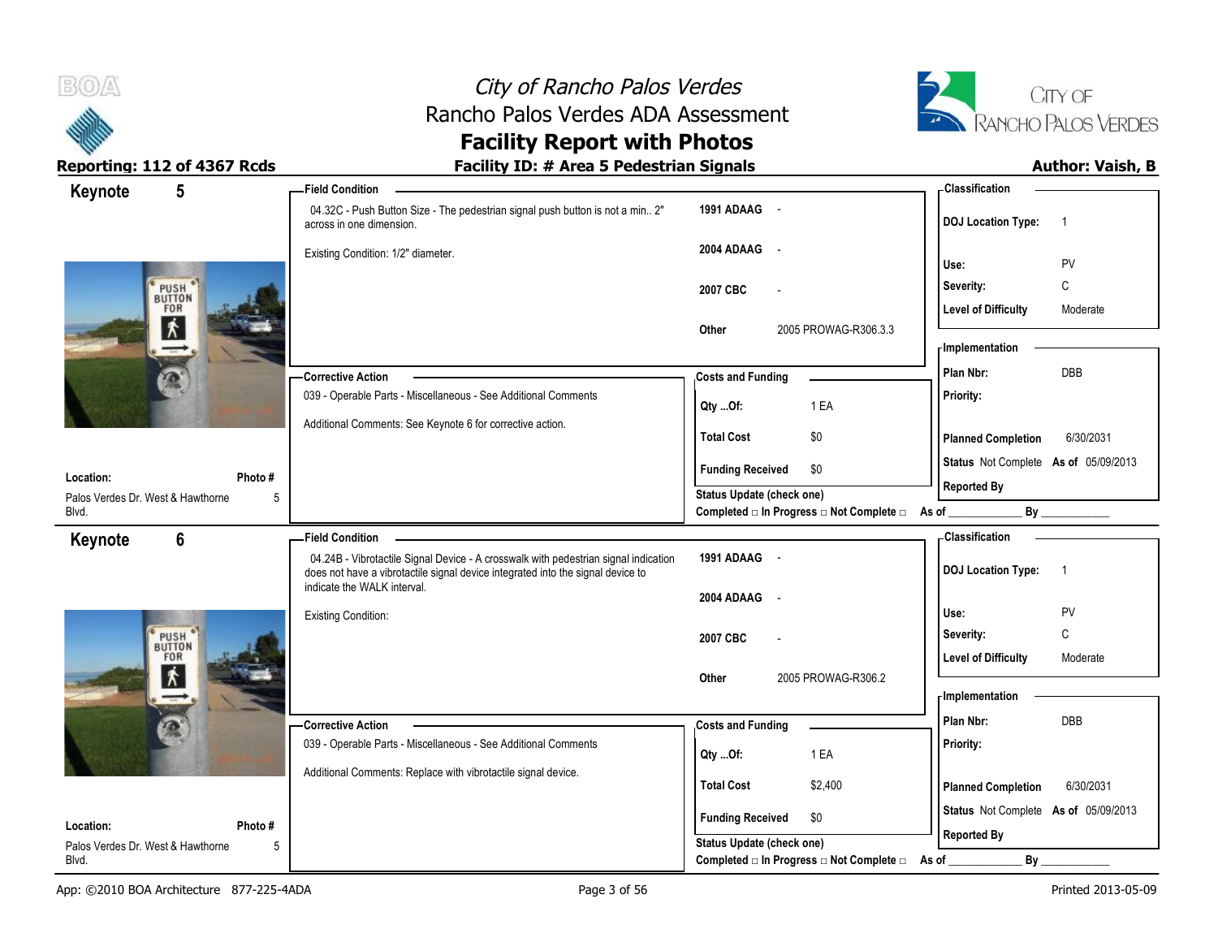# City of Rancho Palos Verdes
## Rancho Palos Verdes ADA Assessment
## Facility Report with Photos

**Reporting: 112 of 4367 Rcds** | **Facility ID: # Area 5 Pedestrian Signals** | **Author: Vaish, B**

---

## Keynote 5

**Location:** Palos Verdes Dr. West & Hawthorne Blvd.
**Photo #:** 5

**Field Condition**

04.32C - Push Button Size - The pedestrian signal push button is not a min.. 2" across in one dimension.

Existing Condition: 1/2" diameter.

| Code | Reference |
|---|---|
| 1991 ADAAG | - |
| 2004 ADAAG | - |
| 2007 CBC | - |
| Other | 2005 PROWAG-R306.3.3 |

**Corrective Action**

039 - Operable Parts - Miscellaneous - See Additional Comments

Additional Comments: See Keynote 6 for corrective action.

**Costs and Funding**

| | |
|---|---|
| Qty ...Of: | 1 EA |
| Total Cost | $0 |
| Funding Received | $0 |

Status Update (check one)
Completed □ In Progress □ Not Complete □ As of ____________ By ____________

**Classification**

| | |
|---|---|
| DOJ Location Type: | 1 |
| Use: | PV |
| Severity: | C |
| Level of Difficulty | Moderate |

**Implementation**

| | |
|---|---|
| Plan Nbr: | DBB |
| Priority: | |
| Planned Completion | 6/30/2031 |
| Status | Not Complete As of 05/09/2013 |
| Reported By | |

---

## Keynote 6

**Location:** Palos Verdes Dr. West & Hawthorne Blvd.
**Photo #:** 5

**Field Condition**

04.24B - Vibrotactile Signal Device - A crosswalk with pedestrian signal indication does not have a vibrotactile signal device integrated into the signal device to indicate the WALK interval.

Existing Condition:

| Code | Reference |
|---|---|
| 1991 ADAAG | - |
| 2004 ADAAG | - |
| 2007 CBC | - |
| Other | 2005 PROWAG-R306.2 |

**Corrective Action**

039 - Operable Parts - Miscellaneous - See Additional Comments

Additional Comments: Replace with vibrotactile signal device.

**Costs and Funding**

| | |
|---|---|
| Qty ...Of: | 1 EA |
| Total Cost | $2,400 |
| Funding Received | $0 |

Status Update (check one)
Completed □ In Progress □ Not Complete □ As of ____________ By ____________

**Classification**

| | |
|---|---|
| DOJ Location Type: | 1 |
| Use: | PV |
| Severity: | C |
| Level of Difficulty | Moderate |

**Implementation**

| | |
|---|---|
| Plan Nbr: | DBB |
| Priority: | |
| Planned Completion | 6/30/2031 |
| Status | Not Complete As of 05/09/2013 |
| Reported By | |

App: ©2010 BOA Architecture 877-225-4ADA | Printed 2013-05-09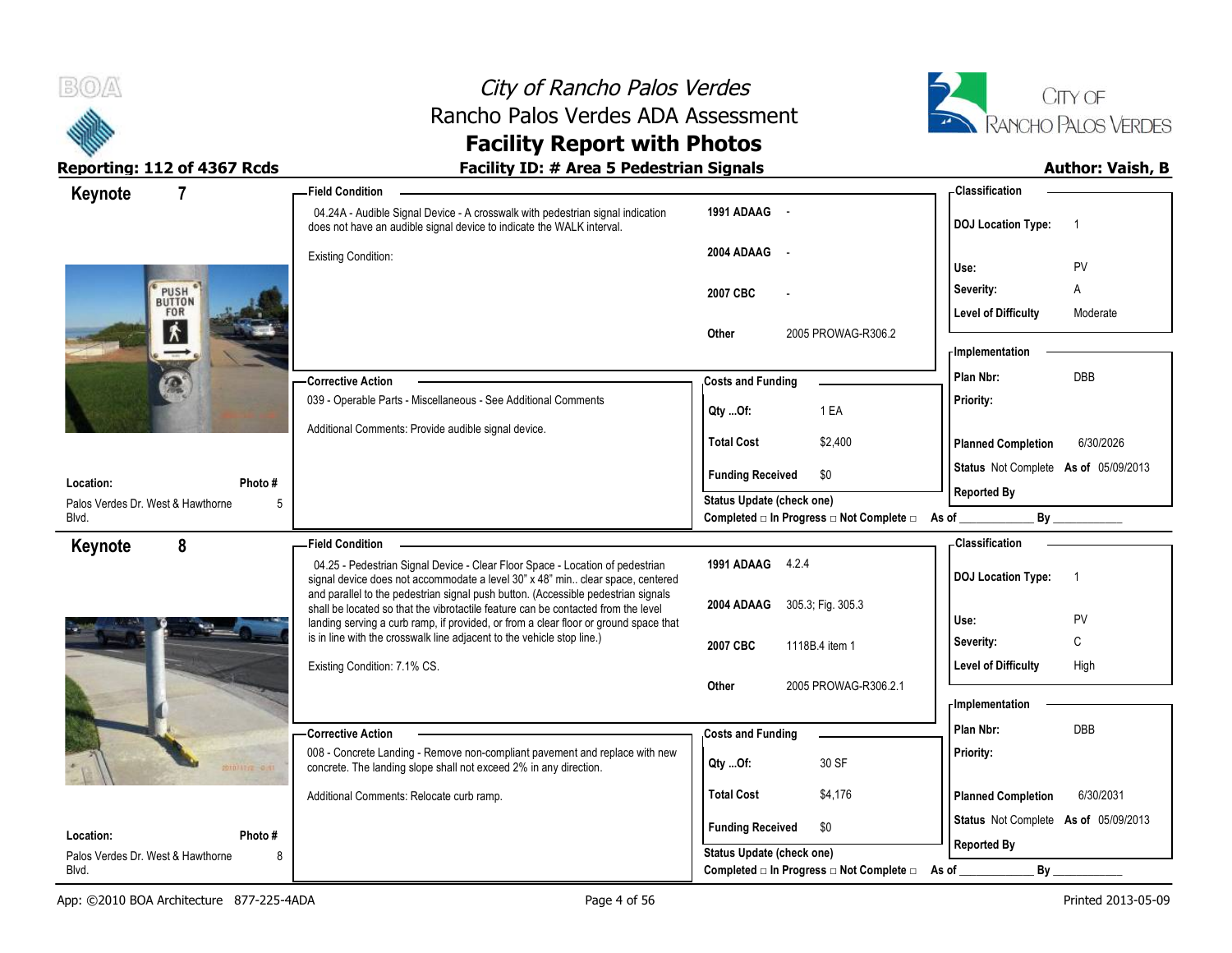# City of Rancho Palos Verdes
## Rancho Palos Verdes ADA Assessment
## Facility Report with Photos

**Reporting: 112 of 4367 Rcds** | **Facility ID: # Area 5 Pedestrian Signals** | **Author: Vaish, B**

---

### Keynote 7

**Location:** Palos Verdes Dr. West & Hawthorne Blvd.
**Photo #:** 5

**Field Condition**

04.24A - Audible Signal Device - A crosswalk with pedestrian signal indication does not have an audible signal device to indicate the WALK interval.

Existing Condition:

| | |
|---|---|
| 1991 ADAAG | - |
| 2004 ADAAG | - |
| 2007 CBC | - |
| Other | 2005 PROWAG-R306.2 |

**Corrective Action**

039 - Operable Parts - Miscellaneous - See Additional Comments

Additional Comments: Provide audible signal device.

**Costs and Funding**

| | |
|---|---|
| Qty ...Of: | 1 EA |
| Total Cost | $2,400 |
| Funding Received | $0 |

Status Update (check one)
Completed □ In Progress □ Not Complete □ As of ____________ By ____________

**Classification**

| | |
|---|---|
| DOJ Location Type: | 1 |
| Use: | PV |
| Severity: | A |
| Level of Difficulty | Moderate |

**Implementation**

| | |
|---|---|
| Plan Nbr: | DBB |
| Priority: | |
| Planned Completion | 6/30/2026 |
| Status | Not Complete As of 05/09/2013 |
| Reported By | |

---

### Keynote 8

**Location:** Palos Verdes Dr. West & Hawthorne Blvd.
**Photo #:** 8

**Field Condition**

04.25 - Pedestrian Signal Device - Clear Floor Space - Location of pedestrian signal device does not accommodate a level 30" x 48" min.. clear space, centered and parallel to the pedestrian signal push button. (Accessible pedestrian signals shall be located so that the vibrotactile feature can be contacted from the level landing serving a curb ramp, if provided, or from a clear floor or ground space that is in line with the crosswalk line adjacent to the vehicle stop line.)

Existing Condition: 7.1% CS.

| | |
|---|---|
| 1991 ADAAG | 4.2.4 |
| 2004 ADAAG | 305.3; Fig. 305.3 |
| 2007 CBC | 1118B.4 item 1 |
| Other | 2005 PROWAG-R306.2.1 |

**Corrective Action**

008 - Concrete Landing - Remove non-compliant pavement and replace with new concrete. The landing slope shall not exceed 2% in any direction.

Additional Comments: Relocate curb ramp.

**Costs and Funding**

| | |
|---|---|
| Qty ...Of: | 30 SF |
| Total Cost | $4,176 |
| Funding Received | $0 |

Status Update (check one)
Completed □ In Progress □ Not Complete □ As of ____________ By ____________

**Classification**

| | |
|---|---|
| DOJ Location Type: | 1 |
| Use: | PV |
| Severity: | C |
| Level of Difficulty | High |

**Implementation**

| | |
|---|---|
| Plan Nbr: | DBB |
| Priority: | |
| Planned Completion | 6/30/2031 |
| Status | Not Complete As of 05/09/2013 |
| Reported By | |

App: ©2010 BOA Architecture 877-225-4ADA | Printed 2013-05-09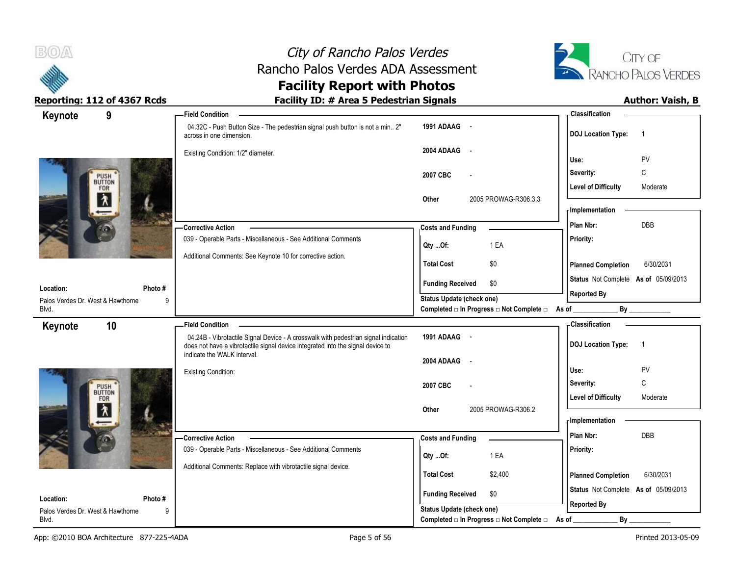# City of Rancho Palos Verdes
## Rancho Palos Verdes ADA Assessment
## Facility Report with Photos

**Reporting: 112 of 4367 Rcds** | **Facility ID: # Area 5 Pedestrian Signals** | **Author: Vaish, B**

---

## Keynote 9

**Location:** Palos Verdes Dr. West & Hawthorne Blvd.
**Photo #:** 9

**Field Condition**

04.32C - Push Button Size - The pedestrian signal push button is not a min.. 2" across in one dimension.

Existing Condition: 1/2" diameter.

| | |
|---|---|
| 1991 ADAAG | - |
| 2004 ADAAG | - |
| 2007 CBC | - |
| Other | 2005 PROWAG-R306.3.3 |

**Corrective Action**

039 - Operable Parts - Miscellaneous - See Additional Comments

Additional Comments: See Keynote 10 for corrective action.

**Costs and Funding**

| | |
|---|---|
| Qty ...Of: | 1 EA |
| Total Cost | $0 |
| Funding Received | $0 |

Status Update (check one)
Completed □ In Progress □ Not Complete □ As of ____________ By ____________

**Classification**

| | |
|---|---|
| DOJ Location Type: | 1 |
| Use: | PV |
| Severity: | C |
| Level of Difficulty | Moderate |

**Implementation**

| | |
|---|---|
| Plan Nbr: | DBB |
| Priority: | |
| Planned Completion | 6/30/2031 |
| Status | Not Complete As of 05/09/2013 |
| Reported By | |

---

## Keynote 10

**Location:** Palos Verdes Dr. West & Hawthorne Blvd.
**Photo #:** 9

**Field Condition**

04.24B - Vibrotactile Signal Device - A crosswalk with pedestrian signal indication does not have a vibrotactile signal device integrated into the signal device to indicate the WALK interval.

Existing Condition:

| | |
|---|---|
| 1991 ADAAG | - |
| 2004 ADAAG | - |
| 2007 CBC | - |
| Other | 2005 PROWAG-R306.2 |

**Corrective Action**

039 - Operable Parts - Miscellaneous - See Additional Comments

Additional Comments: Replace with vibrotactile signal device.

**Costs and Funding**

| | |
|---|---|
| Qty ...Of: | 1 EA |
| Total Cost | $2,400 |
| Funding Received | $0 |

Status Update (check one)
Completed □ In Progress □ Not Complete □ As of ____________ By ____________

**Classification**

| | |
|---|---|
| DOJ Location Type: | 1 |
| Use: | PV |
| Severity: | C |
| Level of Difficulty | Moderate |

**Implementation**

| | |
|---|---|
| Plan Nbr: | DBB |
| Priority: | |
| Planned Completion | 6/30/2031 |
| Status | Not Complete As of 05/09/2013 |
| Reported By | |

App: ©2010 BOA Architecture 877-225-4ADA | Printed 2013-05-09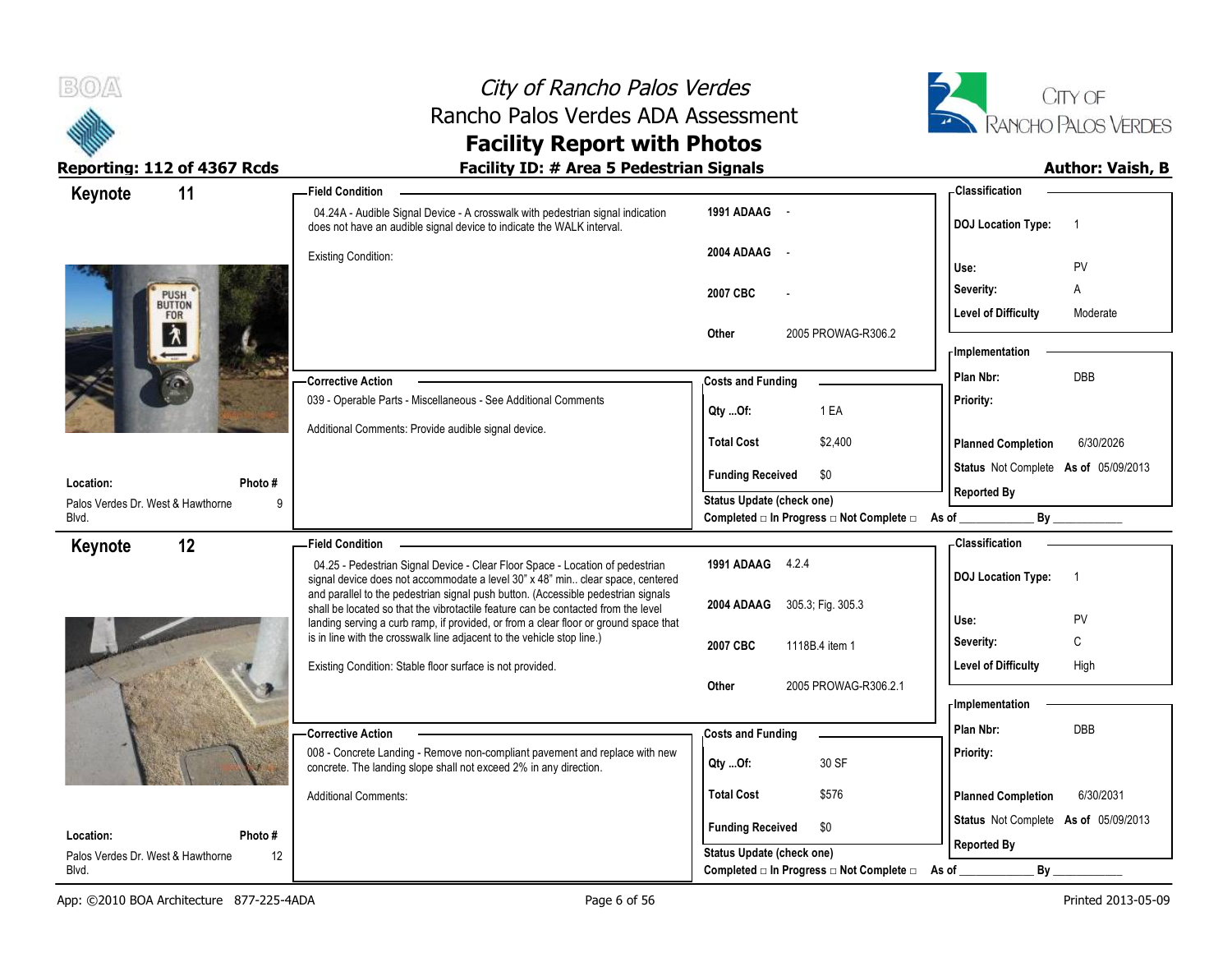# City of Rancho Palos Verdes
## Rancho Palos Verdes ADA Assessment
## Facility Report with Photos

**Reporting: 112 of 4367 Rcds** | **Facility ID: # Area 5 Pedestrian Signals** | **Author: Vaish, B**

---

## Keynote 11

**Location:** Palos Verdes Dr. West & Hawthorne Blvd.
**Photo #:** 9

**Field Condition**

04.24A - Audible Signal Device - A crosswalk with pedestrian signal indication does not have an audible signal device to indicate the WALK interval.

Existing Condition:

| | |
|---|---|
| 1991 ADAAG | - |
| 2004 ADAAG | - |
| 2007 CBC | - |
| Other | 2005 PROWAG-R306.2 |

**Corrective Action**

039 - Operable Parts - Miscellaneous - See Additional Comments

Additional Comments: Provide audible signal device.

**Costs and Funding**

| | |
|---|---|
| Qty ...Of: | 1 EA |
| Total Cost | $2,400 |
| Funding Received | $0 |

Status Update (check one)
Completed □ In Progress □ Not Complete □ As of ____________ By ____________

**Classification**

| | |
|---|---|
| DOJ Location Type: | 1 |
| Use: | PV |
| Severity: | A |
| Level of Difficulty | Moderate |

**Implementation**

| | |
|---|---|
| Plan Nbr: | DBB |
| Priority: | |
| Planned Completion | 6/30/2026 |
| Status | Not Complete As of 05/09/2013 |
| Reported By | |

---

## Keynote 12

**Location:** Palos Verdes Dr. West & Hawthorne Blvd.
**Photo #:** 12

**Field Condition**

04.25 - Pedestrian Signal Device - Clear Floor Space - Location of pedestrian signal device does not accommodate a level 30" x 48" min.. clear space, centered and parallel to the pedestrian signal push button. (Accessible pedestrian signals shall be located so that the vibrotactile feature can be contacted from the level landing serving a curb ramp, if provided, or from a clear floor or ground space that is in line with the crosswalk line adjacent to the vehicle stop line.)

Existing Condition: Stable floor surface is not provided.

| | |
|---|---|
| 1991 ADAAG | 4.2.4 |
| 2004 ADAAG | 305.3; Fig. 305.3 |
| 2007 CBC | 1118B.4 item 1 |
| Other | 2005 PROWAG-R306.2.1 |

**Corrective Action**

008 - Concrete Landing - Remove non-compliant pavement and replace with new concrete. The landing slope shall not exceed 2% in any direction.

Additional Comments:

**Costs and Funding**

| | |
|---|---|
| Qty ...Of: | 30 SF |
| Total Cost | $576 |
| Funding Received | $0 |

Status Update (check one)
Completed □ In Progress □ Not Complete □ As of ____________ By ____________

**Classification**

| | |
|---|---|
| DOJ Location Type: | 1 |
| Use: | PV |
| Severity: | C |
| Level of Difficulty | High |

**Implementation**

| | |
|---|---|
| Plan Nbr: | DBB |
| Priority: | |
| Planned Completion | 6/30/2031 |
| Status | Not Complete As of 05/09/2013 |
| Reported By | |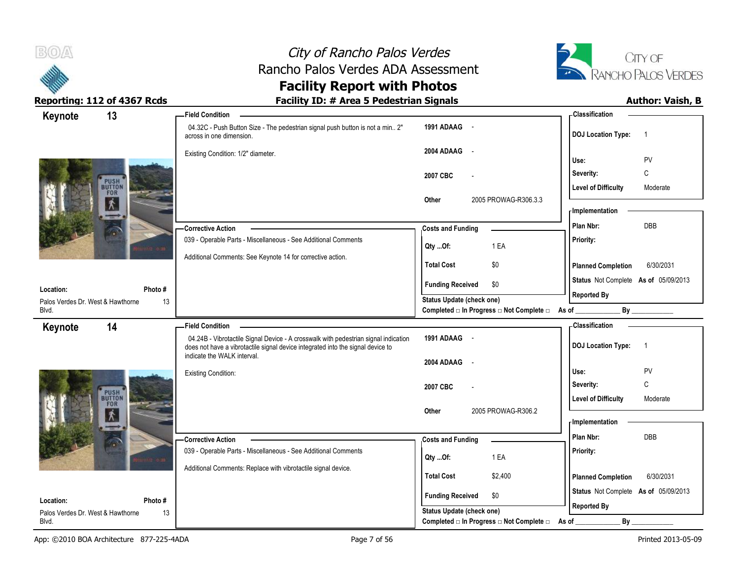# City of Rancho Palos Verdes
## Rancho Palos Verdes ADA Assessment
## Facility Report with Photos

**Reporting: 112 of 4367 Rcds**

**Facility ID: # Area 5 Pedestrian Signals**

**Author: Vaish, B**

---

### Keynote 13

**Field Condition**

04.32C - Push Button Size - The pedestrian signal push button is not a min.. 2" across in one dimension.

Existing Condition: 1/2" diameter.

| | |
|---|---|
| 1991 ADAAG | - |
| 2004 ADAAG | - |
| 2007 CBC | - |
| Other | 2005 PROWAG-R306.3.3 |

**Classification**

| | |
|---|---|
| DOJ Location Type: | 1 |
| Use: | PV |
| Severity: | C |
| Level of Difficulty | Moderate |

**Corrective Action**

039 - Operable Parts - Miscellaneous - See Additional Comments

Additional Comments: See Keynote 14 for corrective action.

**Costs and Funding**

| | |
|---|---|
| Qty ...Of: | 1 EA |
| Total Cost | $0 |
| Funding Received | $0 |

**Implementation**

| | |
|---|---|
| Plan Nbr: | DBB |
| Priority: | |
| Planned Completion | 6/30/2031 |
| Status | Not Complete As of 05/09/2013 |
| Reported By | |

**Location:** Palos Verdes Dr. West & Hawthorne Blvd.

**Photo #** 13

Status Update (check one)
Completed □ In Progress □ Not Complete □ As of ____________ By ____________

---

### Keynote 14

**Field Condition**

04.24B - Vibrotactile Signal Device - A crosswalk with pedestrian signal indication does not have a vibrotactile signal device integrated into the signal device to indicate the WALK interval.

Existing Condition:

| | |
|---|---|
| 1991 ADAAG | - |
| 2004 ADAAG | - |
| 2007 CBC | - |
| Other | 2005 PROWAG-R306.2 |

**Classification**

| | |
|---|---|
| DOJ Location Type: | 1 |
| Use: | PV |
| Severity: | C |
| Level of Difficulty | Moderate |

**Corrective Action**

039 - Operable Parts - Miscellaneous - See Additional Comments

Additional Comments: Replace with vibrotactile signal device.

**Costs and Funding**

| | |
|---|---|
| Qty ...Of: | 1 EA |
| Total Cost | $2,400 |
| Funding Received | $0 |

**Implementation**

| | |
|---|---|
| Plan Nbr: | DBB |
| Priority: | |
| Planned Completion | 6/30/2031 |
| Status | Not Complete As of 05/09/2013 |
| Reported By | |

**Location:** Palos Verdes Dr. West & Hawthorne Blvd.

**Photo #** 13

Status Update (check one)
Completed □ In Progress □ Not Complete □ As of ____________ By ____________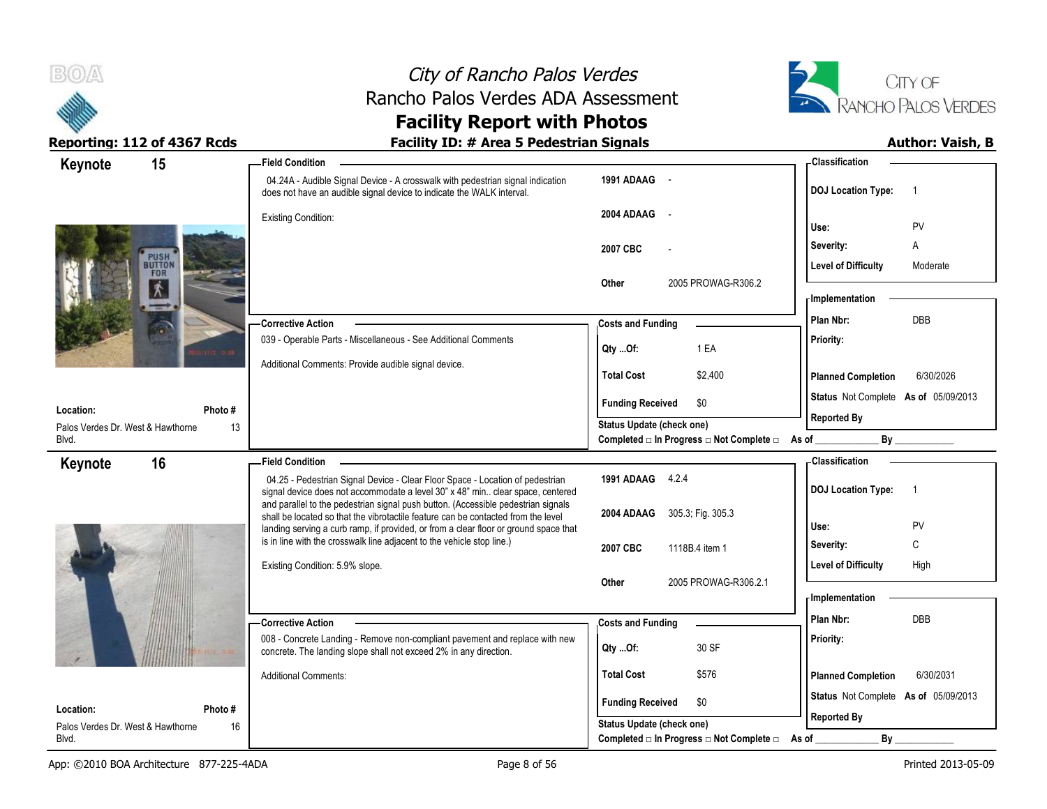# City of Rancho Palos Verdes
## Rancho Palos Verdes ADA Assessment
## Facility Report with Photos

**Reporting: 112 of 4367 Rcds** | **Facility ID: # Area 5 Pedestrian Signals** | **Author: Vaish, B**

---

## Keynote 15

**Field Condition**

04.24A - Audible Signal Device - A crosswalk with pedestrian signal indication does not have an audible signal device to indicate the WALK interval.

Existing Condition:

| | |
|---|---|
| 1991 ADAAG | - |
| 2004 ADAAG | - |
| 2007 CBC | - |
| Other | 2005 PROWAG-R306.2 |

**Corrective Action**

039 - Operable Parts - Miscellaneous - See Additional Comments

Additional Comments: Provide audible signal device.

**Costs and Funding**

| | |
|---|---|
| Qty ...Of: | 1 EA |
| Total Cost | $2,400 |
| Funding Received | $0 |

Status Update (check one)
Completed □ In Progress □ Not Complete □ As of ____________ By ____________

**Classification**

| | |
|---|---|
| DOJ Location Type: | 1 |
| Use: | PV |
| Severity: | A |
| Level of Difficulty | Moderate |

**Implementation**

| | |
|---|---|
| Plan Nbr: | DBB |
| Priority: | |
| Planned Completion | 6/30/2026 |
| Status | Not Complete As of 05/09/2013 |
| Reported By | |

**Location:** Palos Verdes Dr. West & Hawthorne Blvd. | **Photo #** 13

---

## Keynote 16

**Field Condition**

04.25 - Pedestrian Signal Device - Clear Floor Space - Location of pedestrian signal device does not accommodate a level 30" x 48" min.. clear space, centered and parallel to the pedestrian signal push button. (Accessible pedestrian signals shall be located so that the vibrotactile feature can be contacted from the level landing serving a curb ramp, if provided, or from a clear floor or ground space that is in line with the crosswalk line adjacent to the vehicle stop line.)

Existing Condition: 5.9% slope.

| | |
|---|---|
| 1991 ADAAG | 4.2.4 |
| 2004 ADAAG | 305.3; Fig. 305.3 |
| 2007 CBC | 1118B.4 item 1 |
| Other | 2005 PROWAG-R306.2.1 |

**Corrective Action**

008 - Concrete Landing - Remove non-compliant pavement and replace with new concrete. The landing slope shall not exceed 2% in any direction.

Additional Comments:

**Costs and Funding**

| | |
|---|---|
| Qty ...Of: | 30 SF |
| Total Cost | $576 |
| Funding Received | $0 |

Status Update (check one)
Completed □ In Progress □ Not Complete □ As of ____________ By ____________

**Classification**

| | |
|---|---|
| DOJ Location Type: | 1 |
| Use: | PV |
| Severity: | C |
| Level of Difficulty | High |

**Implementation**

| | |
|---|---|
| Plan Nbr: | DBB |
| Priority: | |
| Planned Completion | 6/30/2031 |
| Status | Not Complete As of 05/09/2013 |
| Reported By | |

**Location:** Palos Verdes Dr. West & Hawthorne Blvd. | **Photo #** 16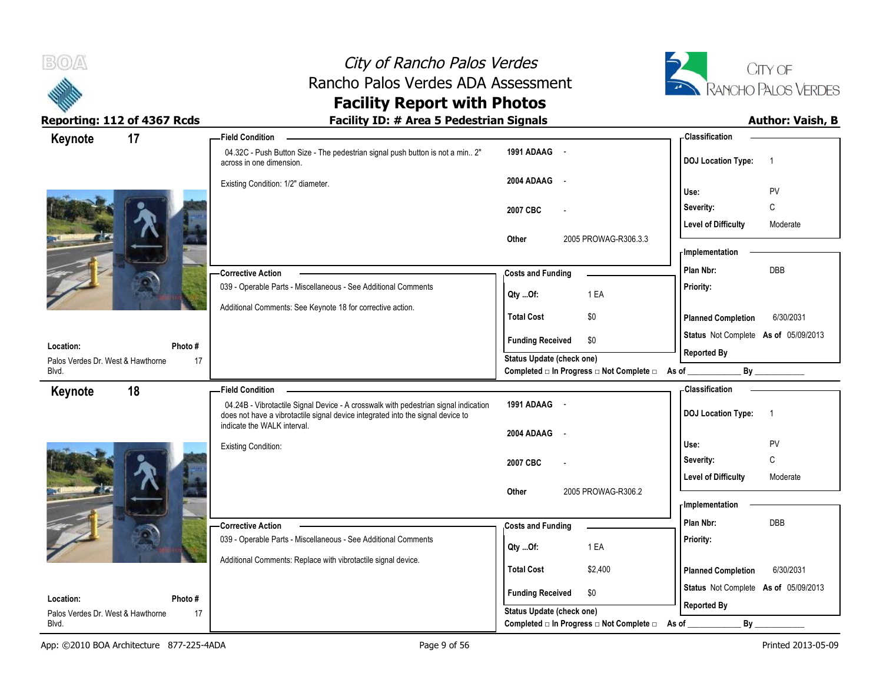# City of Rancho Palos Verdes
## Rancho Palos Verdes ADA Assessment
## Facility Report with Photos

**Reporting: 112 of 4367 Rcds** | **Facility ID: # Area 5 Pedestrian Signals** | **Author: Vaish, B**

---

## Keynote 17

**Location:** Palos Verdes Dr. West & Hawthorne Blvd.
**Photo #:** 17

**Field Condition**

04.32C - Push Button Size - The pedestrian signal push button is not a min.. 2" across in one dimension.

Existing Condition: 1/2" diameter.

| | |
|---|---|
| 1991 ADAAG | - |
| 2004 ADAAG | - |
| 2007 CBC | - |
| Other | 2005 PROWAG-R306.3.3 |

**Classification**

| | |
|---|---|
| DOJ Location Type: | 1 |
| Use: | PV |
| Severity: | C |
| Level of Difficulty | Moderate |

**Corrective Action**

039 - Operable Parts - Miscellaneous - See Additional Comments

Additional Comments: See Keynote 18 for corrective action.

**Costs and Funding**

| | |
|---|---|
| Qty ...Of: | 1 EA |
| Total Cost | $0 |
| Funding Received | $0 |

**Implementation**

| | |
|---|---|
| Plan Nbr: | DBB |
| Priority: | |
| Planned Completion | 6/30/2031 |
| Status | Not Complete As of 05/09/2013 |
| Reported By | |

Status Update (check one)
Completed □ In Progress □ Not Complete □ As of ____________ By ____________

---

## Keynote 18

**Location:** Palos Verdes Dr. West & Hawthorne Blvd.
**Photo #:** 17

**Field Condition**

04.24B - Vibrotactile Signal Device - A crosswalk with pedestrian signal indication does not have a vibrotactile signal device integrated into the signal device to indicate the WALK interval.

Existing Condition:

| | |
|---|---|
| 1991 ADAAG | - |
| 2004 ADAAG | - |
| 2007 CBC | - |
| Other | 2005 PROWAG-R306.2 |

**Classification**

| | |
|---|---|
| DOJ Location Type: | 1 |
| Use: | PV |
| Severity: | C |
| Level of Difficulty | Moderate |

**Corrective Action**

039 - Operable Parts - Miscellaneous - See Additional Comments

Additional Comments: Replace with vibrotactile signal device.

**Costs and Funding**

| | |
|---|---|
| Qty ...Of: | 1 EA |
| Total Cost | $2,400 |
| Funding Received | $0 |

**Implementation**

| | |
|---|---|
| Plan Nbr: | DBB |
| Priority: | |
| Planned Completion | 6/30/2031 |
| Status | Not Complete As of 05/09/2013 |
| Reported By | |

Status Update (check one)
Completed □ In Progress □ Not Complete □ As of ____________ By ____________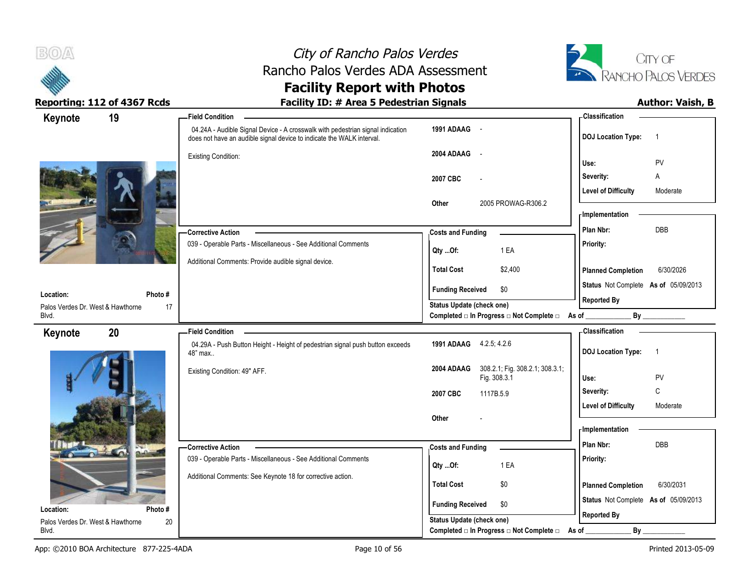# City of Rancho Palos Verdes
## Rancho Palos Verdes ADA Assessment
## Facility Report with Photos

**Reporting: 112 of 4367 Rcds**

**Facility ID: # Area 5 Pedestrian Signals**

**Author: Vaish, B**

---

### Keynote 19

**Location:** Palos Verdes Dr. West & Hawthorne Blvd.

**Photo #:** 17

**Field Condition**

04.24A - Audible Signal Device - A crosswalk with pedestrian signal indication does not have an audible signal device to indicate the WALK interval.

Existing Condition:

| | |
|---|---|
| 1991 ADAAG | - |
| 2004 ADAAG | - |
| 2007 CBC | - |
| Other | 2005 PROWAG-R306.2 |

**Corrective Action**

039 - Operable Parts - Miscellaneous - See Additional Comments

Additional Comments: Provide audible signal device.

**Costs and Funding**

| | |
|---|---|
| Qty ...Of: | 1 EA |
| Total Cost | $2,400 |
| Funding Received | $0 |

Status Update (check one)

Completed □ In Progress □ Not Complete □ As of ____________ By ____________

**Classification**

| | |
|---|---|
| DOJ Location Type: | 1 |
| Use: | PV |
| Severity: | A |
| Level of Difficulty | Moderate |

**Implementation**

| | |
|---|---|
| Plan Nbr: | DBB |
| Priority: | |
| Planned Completion | 6/30/2026 |
| Status | Not Complete **As of** 05/09/2013 |
| Reported By | |

---

### Keynote 20

**Location:** Palos Verdes Dr. West & Hawthorne Blvd.

**Photo #:** 20

**Field Condition**

04.29A - Push Button Height - Height of pedestrian signal push button exceeds 48" max..

Existing Condition: 49" AFF.

| | |
|---|---|
| 1991 ADAAG | 4.2.5; 4.2.6 |
| 2004 ADAAG | 308.2.1; Fig. 308.2.1; 308.3.1; Fig. 308.3.1 |
| 2007 CBC | 1117B.5.9 |
| Other | - |

**Corrective Action**

039 - Operable Parts - Miscellaneous - See Additional Comments

Additional Comments: See Keynote 18 for corrective action.

**Costs and Funding**

| | |
|---|---|
| Qty ...Of: | 1 EA |
| Total Cost | $0 |
| Funding Received | $0 |

Status Update (check one)

Completed □ In Progress □ Not Complete □ As of ____________ By ____________

**Classification**

| | |
|---|---|
| DOJ Location Type: | 1 |
| Use: | PV |
| Severity: | C |
| Level of Difficulty | Moderate |

**Implementation**

| | |
|---|---|
| Plan Nbr: | DBB |
| Priority: | |
| Planned Completion | 6/30/2031 |
| Status | Not Complete **As of** 05/09/2013 |
| Reported By | |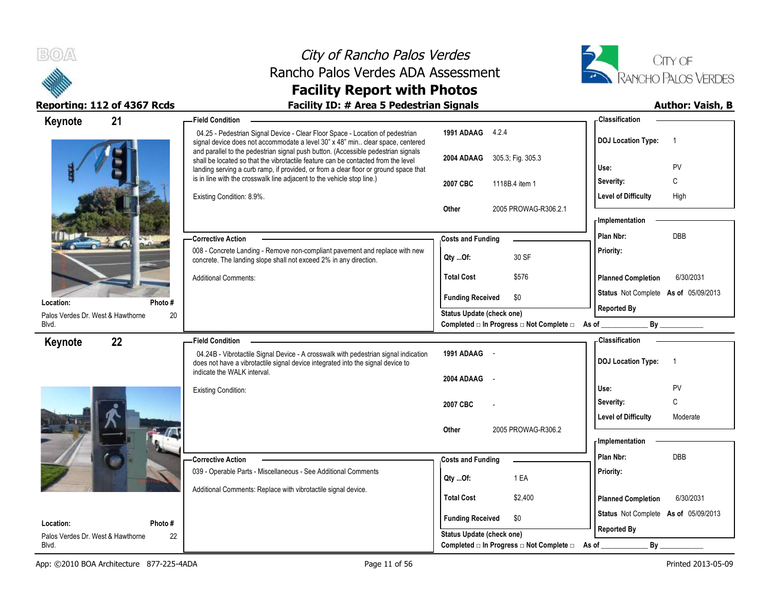# City of Rancho Palos Verdes
## Rancho Palos Verdes ADA Assessment
## Facility Report with Photos

**Reporting: 112 of 4367 Rcds** | **Facility ID: # Area 5 Pedestrian Signals** | **Author: Vaish, B**

---

### Keynote 21

**Location:** Palos Verdes Dr. West & Hawthorne Blvd.
**Photo #** 20

**Field Condition**

04.25 - Pedestrian Signal Device - Clear Floor Space - Location of pedestrian signal device does not accommodate a level 30" x 48" min.. clear space, centered and parallel to the pedestrian signal push button. (Accessible pedestrian signals shall be located so that the vibrotactile feature can be contacted from the level landing serving a curb ramp, if provided, or from a clear floor or ground space that is in line with the crosswalk line adjacent to the vehicle stop line.)

Existing Condition: 8.9%.

| | |
|---|---|
| 1991 ADAAG | 4.2.4 |
| 2004 ADAAG | 305.3; Fig. 305.3 |
| 2007 CBC | 1118B.4 item 1 |
| Other | 2005 PROWAG-R306.2.1 |

**Classification**

| | |
|---|---|
| DOJ Location Type: | 1 |
| Use: | PV |
| Severity: | C |
| Level of Difficulty | High |

**Corrective Action**

008 - Concrete Landing - Remove non-compliant pavement and replace with new concrete. The landing slope shall not exceed 2% in any direction.

Additional Comments:

**Costs and Funding**

| | |
|---|---|
| Qty ...Of: | 30 SF |
| Total Cost | $576 |
| Funding Received | $0 |

Status Update (check one)
Completed □ In Progress □ Not Complete □ As of ____________ By ____________

**Implementation**

| | |
|---|---|
| Plan Nbr: | DBB |
| Priority: | |
| Planned Completion | 6/30/2031 |
| Status | Not Complete As of 05/09/2013 |
| Reported By | |

---

### Keynote 22

**Location:** Palos Verdes Dr. West & Hawthorne Blvd.
**Photo #** 22

**Field Condition**

04.24B - Vibrotactile Signal Device - A crosswalk with pedestrian signal indication does not have a vibrotactile signal device integrated into the signal device to indicate the WALK interval.

Existing Condition:

| | |
|---|---|
| 1991 ADAAG | - |
| 2004 ADAAG | - |
| 2007 CBC | - |
| Other | 2005 PROWAG-R306.2 |

**Classification**

| | |
|---|---|
| DOJ Location Type: | 1 |
| Use: | PV |
| Severity: | C |
| Level of Difficulty | Moderate |

**Corrective Action**

039 - Operable Parts - Miscellaneous - See Additional Comments

Additional Comments: Replace with vibrotactile signal device.

**Costs and Funding**

| | |
|---|---|
| Qty ...Of: | 1 EA |
| Total Cost | $2,400 |
| Funding Received | $0 |

Status Update (check one)
Completed □ In Progress □ Not Complete □ As of ____________ By ____________

**Implementation**

| | |
|---|---|
| Plan Nbr: | DBB |
| Priority: | |
| Planned Completion | 6/30/2031 |
| Status | Not Complete As of 05/09/2013 |
| Reported By | |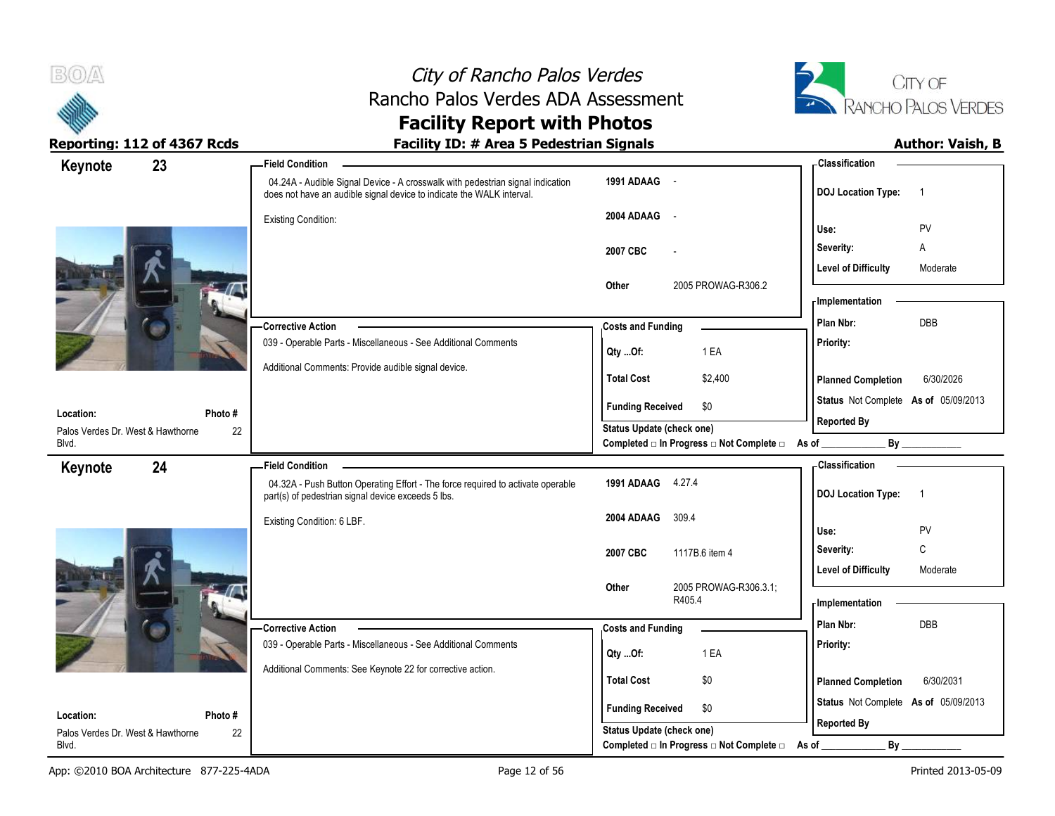# City of Rancho Palos Verdes
## Rancho Palos Verdes ADA Assessment
## Facility Report with Photos

**Reporting: 112 of 4367 Rcds** | **Facility ID: # Area 5 Pedestrian Signals** | **Author: Vaish, B**

---

### Keynote 23

**Field Condition**

04.24A - Audible Signal Device - A crosswalk with pedestrian signal indication does not have an audible signal device to indicate the WALK interval.

Existing Condition:

| | |
|---|---|
| 1991 ADAAG | - |
| 2004 ADAAG | - |
| 2007 CBC | - |
| Other | 2005 PROWAG-R306.2 |

**Classification**

| | |
|---|---|
| DOJ Location Type: | 1 |
| Use: | PV |
| Severity: | A |
| Level of Difficulty | Moderate |

**Corrective Action**

039 - Operable Parts - Miscellaneous - See Additional Comments

Additional Comments: Provide audible signal device.

**Costs and Funding**

| | |
|---|---|
| Qty ...Of: | 1 EA |
| Total Cost | $2,400 |
| Funding Received | $0 |

**Implementation**

| | |
|---|---|
| Plan Nbr: | DBB |
| Priority: | |
| Planned Completion | 6/30/2026 |
| Status | Not Complete As of 05/09/2013 |
| Reported By | |

**Location:** Palos Verdes Dr. West & Hawthorne Blvd.

**Photo #** 22

Status Update (check one)

Completed □ In Progress □ Not Complete □ As of ____________ By ____________

---

### Keynote 24

**Field Condition**

04.32A - Push Button Operating Effort - The force required to activate operable part(s) of pedestrian signal device exceeds 5 lbs.

Existing Condition: 6 LBF.

| | |
|---|---|
| 1991 ADAAG | 4.27.4 |
| 2004 ADAAG | 309.4 |
| 2007 CBC | 1117B.6 item 4 |
| Other | 2005 PROWAG-R306.3.1; R405.4 |

**Classification**

| | |
|---|---|
| DOJ Location Type: | 1 |
| Use: | PV |
| Severity: | C |
| Level of Difficulty | Moderate |

**Corrective Action**

039 - Operable Parts - Miscellaneous - See Additional Comments

Additional Comments: See Keynote 22 for corrective action.

**Costs and Funding**

| | |
|---|---|
| Qty ...Of: | 1 EA |
| Total Cost | $0 |
| Funding Received | $0 |

**Implementation**

| | |
|---|---|
| Plan Nbr: | DBB |
| Priority: | |
| Planned Completion | 6/30/2031 |
| Status | Not Complete As of 05/09/2013 |
| Reported By | |

**Location:** Palos Verdes Dr. West & Hawthorne Blvd.

**Photo #** 22

Status Update (check one)

Completed □ In Progress □ Not Complete □ As of ____________ By ____________

---

App: ©2010 BOA Architecture 877-225-4ADA | Printed 2013-05-09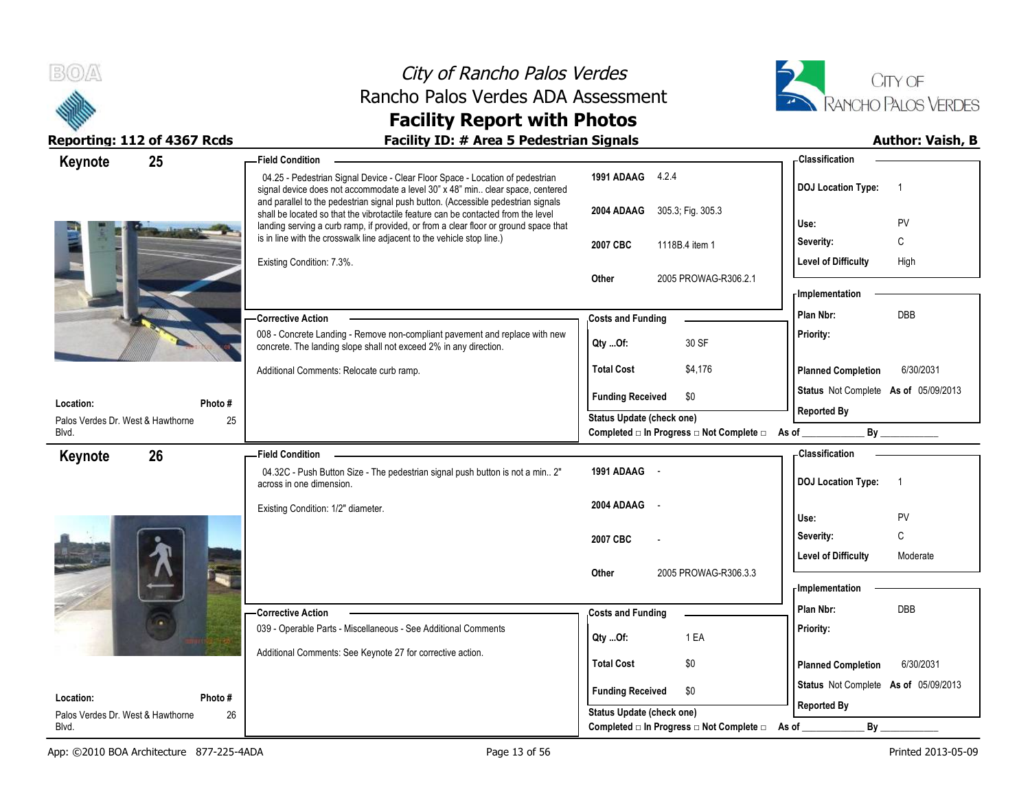# City of Rancho Palos Verdes
## Rancho Palos Verdes ADA Assessment
## Facility Report with Photos

**Reporting: 112 of 4367 Rcds** | **Facility ID: # Area 5 Pedestrian Signals** | **Author: Vaish, B**

---

### Keynote 25

**Location:** Palos Verdes Dr. West & Hawthorne Blvd.
**Photo #:** 25

**Field Condition**

04.25 - Pedestrian Signal Device - Clear Floor Space - Location of pedestrian signal device does not accommodate a level 30" x 48" min.. clear space, centered and parallel to the pedestrian signal push button. (Accessible pedestrian signals shall be located so that the vibrotactile feature can be contacted from the level landing serving a curb ramp, if provided, or from a clear floor or ground space that is in line with the crosswalk line adjacent to the vehicle stop line.)

Existing Condition: 7.3%.

| | |
|---|---|
| 1991 ADAAG | 4.2.4 |
| 2004 ADAAG | 305.3; Fig. 305.3 |
| 2007 CBC | 1118B.4 item 1 |
| Other | 2005 PROWAG-R306.2.1 |

**Classification**

| | |
|---|---|
| DOJ Location Type: | 1 |
| Use: | PV |
| Severity: | C |
| Level of Difficulty | High |

**Corrective Action**

008 - Concrete Landing - Remove non-compliant pavement and replace with new concrete. The landing slope shall not exceed 2% in any direction.

Additional Comments: Relocate curb ramp.

**Costs and Funding**

| | |
|---|---|
| Qty ...Of: | 30 SF |
| Total Cost | $4,176 |
| Funding Received | $0 |

**Implementation**

| | |
|---|---|
| Plan Nbr: | DBB |
| Priority: | |
| Planned Completion | 6/30/2031 |
| Status | Not Complete As of 05/09/2013 |
| Reported By | |

Status Update (check one)
Completed □ In Progress □ Not Complete □ As of ____________ By ____________

---

### Keynote 26

**Location:** Palos Verdes Dr. West & Hawthorne Blvd.
**Photo #:** 26

**Field Condition**

04.32C - Push Button Size - The pedestrian signal push button is not a min.. 2" across in one dimension.

Existing Condition: 1/2" diameter.

| | |
|---|---|
| 1991 ADAAG | - |
| 2004 ADAAG | - |
| 2007 CBC | - |
| Other | 2005 PROWAG-R306.3.3 |

**Classification**

| | |
|---|---|
| DOJ Location Type: | 1 |
| Use: | PV |
| Severity: | C |
| Level of Difficulty | Moderate |

**Corrective Action**

039 - Operable Parts - Miscellaneous - See Additional Comments

Additional Comments: See Keynote 27 for corrective action.

**Costs and Funding**

| | |
|---|---|
| Qty ...Of: | 1 EA |
| Total Cost | $0 |
| Funding Received | $0 |

**Implementation**

| | |
|---|---|
| Plan Nbr: | DBB |
| Priority: | |
| Planned Completion | 6/30/2031 |
| Status | Not Complete As of 05/09/2013 |
| Reported By | |

Status Update (check one)
Completed □ In Progress □ Not Complete □ As of ____________ By ____________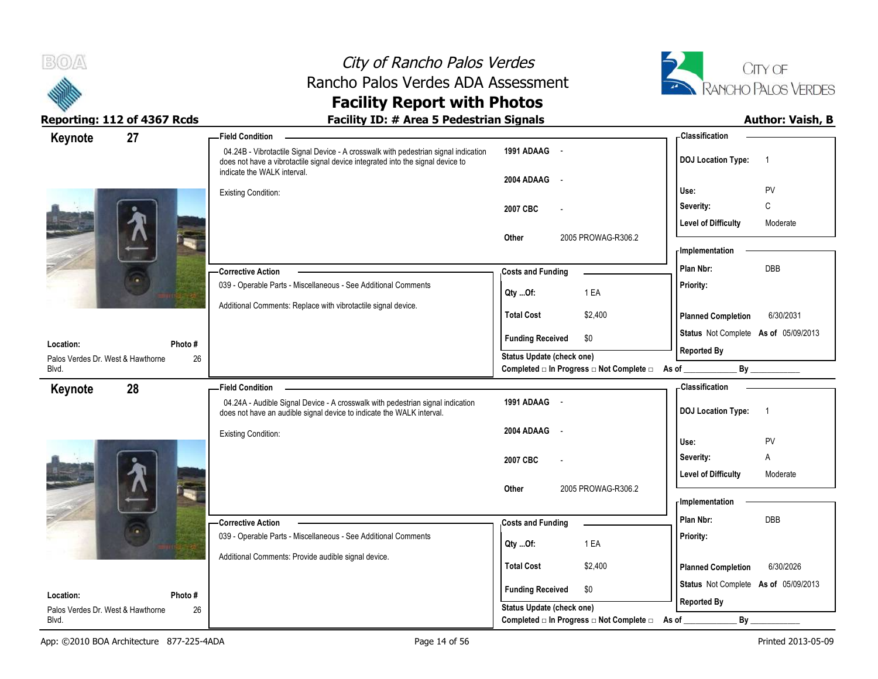# City of Rancho Palos Verdes
## Rancho Palos Verdes ADA Assessment
## Facility Report with Photos

**Reporting: 112 of 4367 Rcds** | **Facility ID: # Area 5 Pedestrian Signals** | **Author: Vaish, B**

---

## Keynote 27

**Field Condition**

04.24B - Vibrotactile Signal Device - A crosswalk with pedestrian signal indication does not have a vibrotactile signal device integrated into the signal device to indicate the WALK interval.

Existing Condition:

| | |
|---|---|
| 1991 ADAAG | - |
| 2004 ADAAG | - |
| 2007 CBC | - |
| Other | 2005 PROWAG-R306.2 |

**Classification**

| | |
|---|---|
| DOJ Location Type: | 1 |
| Use: | PV |
| Severity: | C |
| Level of Difficulty | Moderate |

**Corrective Action**

039 - Operable Parts - Miscellaneous - See Additional Comments

Additional Comments: Replace with vibrotactile signal device.

**Costs and Funding**

| | |
|---|---|
| Qty ...Of: | 1 EA |
| Total Cost | $2,400 |
| Funding Received | $0 |

Status Update (check one)
Completed □ In Progress □ Not Complete □ As of ____________ By ____________

**Implementation**

| | |
|---|---|
| Plan Nbr: | DBB |
| Priority: | |
| Planned Completion | 6/30/2031 |
| Status | Not Complete As of 05/09/2013 |
| Reported By | |

**Location:** Palos Verdes Dr. West & Hawthorne Blvd.
**Photo #** 26

---

## Keynote 28

**Field Condition**

04.24A - Audible Signal Device - A crosswalk with pedestrian signal indication does not have an audible signal device to indicate the WALK interval.

Existing Condition:

| | |
|---|---|
| 1991 ADAAG | - |
| 2004 ADAAG | - |
| 2007 CBC | - |
| Other | 2005 PROWAG-R306.2 |

**Classification**

| | |
|---|---|
| DOJ Location Type: | 1 |
| Use: | PV |
| Severity: | A |
| Level of Difficulty | Moderate |

**Corrective Action**

039 - Operable Parts - Miscellaneous - See Additional Comments

Additional Comments: Provide audible signal device.

**Costs and Funding**

| | |
|---|---|
| Qty ...Of: | 1 EA |
| Total Cost | $2,400 |
| Funding Received | $0 |

Status Update (check one)
Completed □ In Progress □ Not Complete □ As of ____________ By ____________

**Implementation**

| | |
|---|---|
| Plan Nbr: | DBB |
| Priority: | |
| Planned Completion | 6/30/2026 |
| Status | Not Complete As of 05/09/2013 |
| Reported By | |

**Location:** Palos Verdes Dr. West & Hawthorne Blvd.
**Photo #** 26

---

App: ©2010 BOA Architecture 877-225-4ADA | Printed 2013-05-09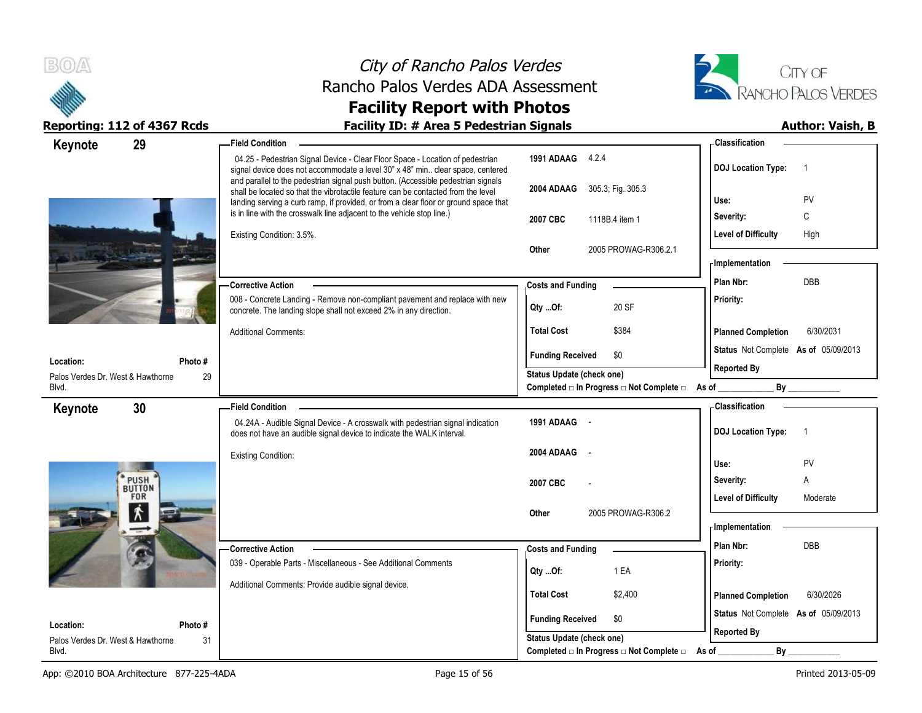# City of Rancho Palos Verdes
## Rancho Palos Verdes ADA Assessment
## Facility Report with Photos

**Reporting: 112 of 4367 Rcds** — **Facility ID: # Area 5 Pedestrian Signals** — **Author: Vaish, B**

---

## Keynote 29

**Location:** Palos Verdes Dr. West & Hawthorne Blvd.
**Photo #:** 29

**Field Condition**

04.25 - Pedestrian Signal Device - Clear Floor Space - Location of pedestrian signal device does not accommodate a level 30" x 48" min.. clear space, centered and parallel to the pedestrian signal push button. (Accessible pedestrian signals shall be located so that the vibrotactile feature can be contacted from the level landing serving a curb ramp, if provided, or from a clear floor or ground space that is in line with the crosswalk line adjacent to the vehicle stop line.)

Existing Condition: 3.5%.

| Code | Reference |
| --- | --- |
| 1991 ADAAG | 4.2.4 |
| 2004 ADAAG | 305.3; Fig. 305.3 |
| 2007 CBC | 1118B.4 item 1 |
| Other | 2005 PROWAG-R306.2.1 |

**Corrective Action**

008 - Concrete Landing - Remove non-compliant pavement and replace with new concrete. The landing slope shall not exceed 2% in any direction.

Additional Comments:

**Costs and Funding**

| | |
| --- | --- |
| Qty ...Of: | 20 SF |
| Total Cost | $384 |
| Funding Received | $0 |

**Classification**

| | |
| --- | --- |
| DOJ Location Type: | 1 |
| Use: | PV |
| Severity: | C |
| Level of Difficulty | High |

**Implementation**

| | |
| --- | --- |
| Plan Nbr: | DBB |
| Priority: | |
| Planned Completion | 6/30/2031 |
| Status | Not Complete As of 05/09/2013 |
| Reported By | |

Status Update (check one)
Completed □ In Progress □ Not Complete □ As of ____________ By ____________

---

## Keynote 30

**Location:** Palos Verdes Dr. West & Hawthorne Blvd.
**Photo #:** 31

**Field Condition**

04.24A - Audible Signal Device - A crosswalk with pedestrian signal indication does not have an audible signal device to indicate the WALK interval.

Existing Condition:

| Code | Reference |
| --- | --- |
| 1991 ADAAG | - |
| 2004 ADAAG | - |
| 2007 CBC | - |
| Other | 2005 PROWAG-R306.2 |

**Corrective Action**

039 - Operable Parts - Miscellaneous - See Additional Comments

Additional Comments: Provide audible signal device.

**Costs and Funding**

| | |
| --- | --- |
| Qty ...Of: | 1 EA |
| Total Cost | $2,400 |
| Funding Received | $0 |

**Classification**

| | |
| --- | --- |
| DOJ Location Type: | 1 |
| Use: | PV |
| Severity: | A |
| Level of Difficulty | Moderate |

**Implementation**

| | |
| --- | --- |
| Plan Nbr: | DBB |
| Priority: | |
| Planned Completion | 6/30/2026 |
| Status | Not Complete As of 05/09/2013 |
| Reported By | |

Status Update (check one)
Completed □ In Progress □ Not Complete □ As of ____________ By ____________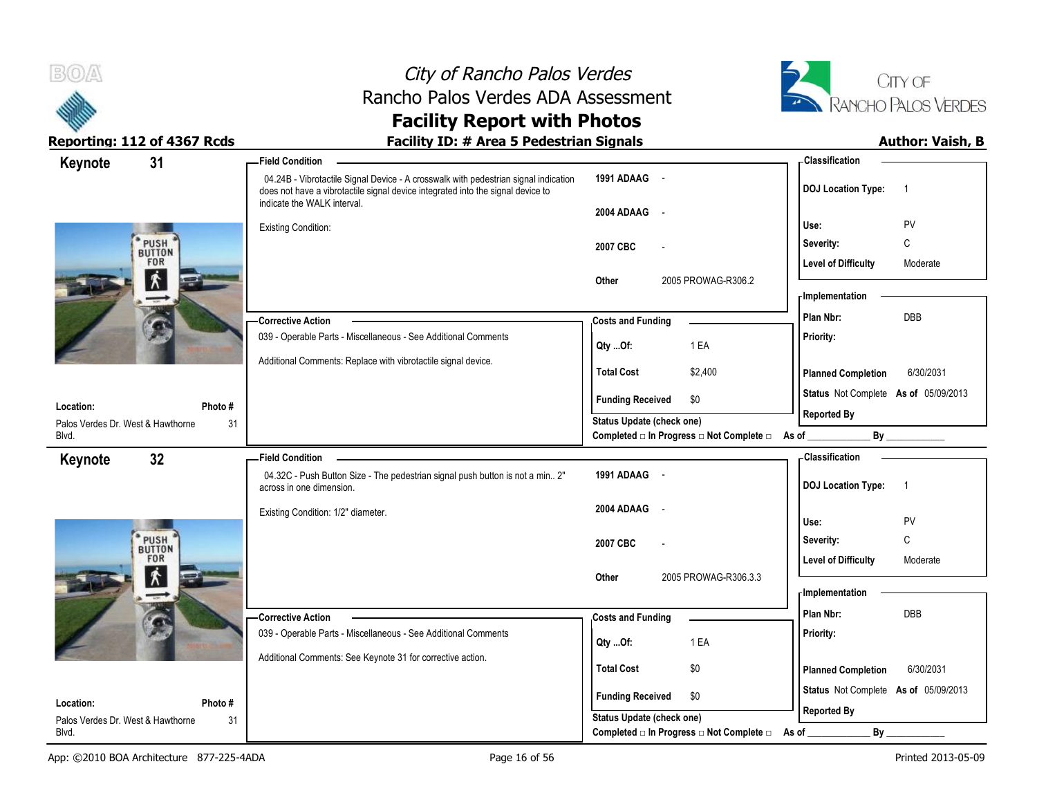# City of Rancho Palos Verdes
## Rancho Palos Verdes ADA Assessment
## Facility Report with Photos

**Reporting: 112 of 4367 Rcds**

**Facility ID: # Area 5 Pedestrian Signals**

**Author: Vaish, B**

---

## Keynote 31

**Field Condition**

04.24B - Vibrotactile Signal Device - A crosswalk with pedestrian signal indication does not have a vibrotactile signal device integrated into the signal device to indicate the WALK interval.

Existing Condition:

| | |
|---|---|
| 1991 ADAAG | - |
| 2004 ADAAG | - |
| 2007 CBC | - |
| Other | 2005 PROWAG-R306.2 |

**Classification**

| | |
|---|---|
| DOJ Location Type: | 1 |
| Use: | PV |
| Severity: | C |
| Level of Difficulty | Moderate |

**Corrective Action**

039 - Operable Parts - Miscellaneous - See Additional Comments

Additional Comments: Replace with vibrotactile signal device.

**Costs and Funding**

| | |
|---|---|
| Qty ...Of: | 1 EA |
| Total Cost | $2,400 |
| Funding Received | $0 |

**Implementation**

| | |
|---|---|
| Plan Nbr: | DBB |
| Priority: | |
| Planned Completion | 6/30/2031 |
| Status | Not Complete As of 05/09/2013 |
| Reported By | |

**Location:** Palos Verdes Dr. West & Hawthorne Blvd.

**Photo #** 31

Status Update (check one)

Completed □ In Progress □ Not Complete □ As of ____________ By ____________

---

## Keynote 32

**Field Condition**

04.32C - Push Button Size - The pedestrian signal push button is not a min.. 2" across in one dimension.

Existing Condition: 1/2" diameter.

| | |
|---|---|
| 1991 ADAAG | - |
| 2004 ADAAG | - |
| 2007 CBC | - |
| Other | 2005 PROWAG-R306.3.3 |

**Classification**

| | |
|---|---|
| DOJ Location Type: | 1 |
| Use: | PV |
| Severity: | C |
| Level of Difficulty | Moderate |

**Corrective Action**

039 - Operable Parts - Miscellaneous - See Additional Comments

Additional Comments: See Keynote 31 for corrective action.

**Costs and Funding**

| | |
|---|---|
| Qty ...Of: | 1 EA |
| Total Cost | $0 |
| Funding Received | $0 |

**Implementation**

| | |
|---|---|
| Plan Nbr: | DBB |
| Priority: | |
| Planned Completion | 6/30/2031 |
| Status | Not Complete As of 05/09/2013 |
| Reported By | |

**Location:** Palos Verdes Dr. West & Hawthorne Blvd.

**Photo #** 31

Status Update (check one)

Completed □ In Progress □ Not Complete □ As of ____________ By ____________

---

App: ©2010 BOA Architecture 877-225-4ADA

Printed 2013-05-09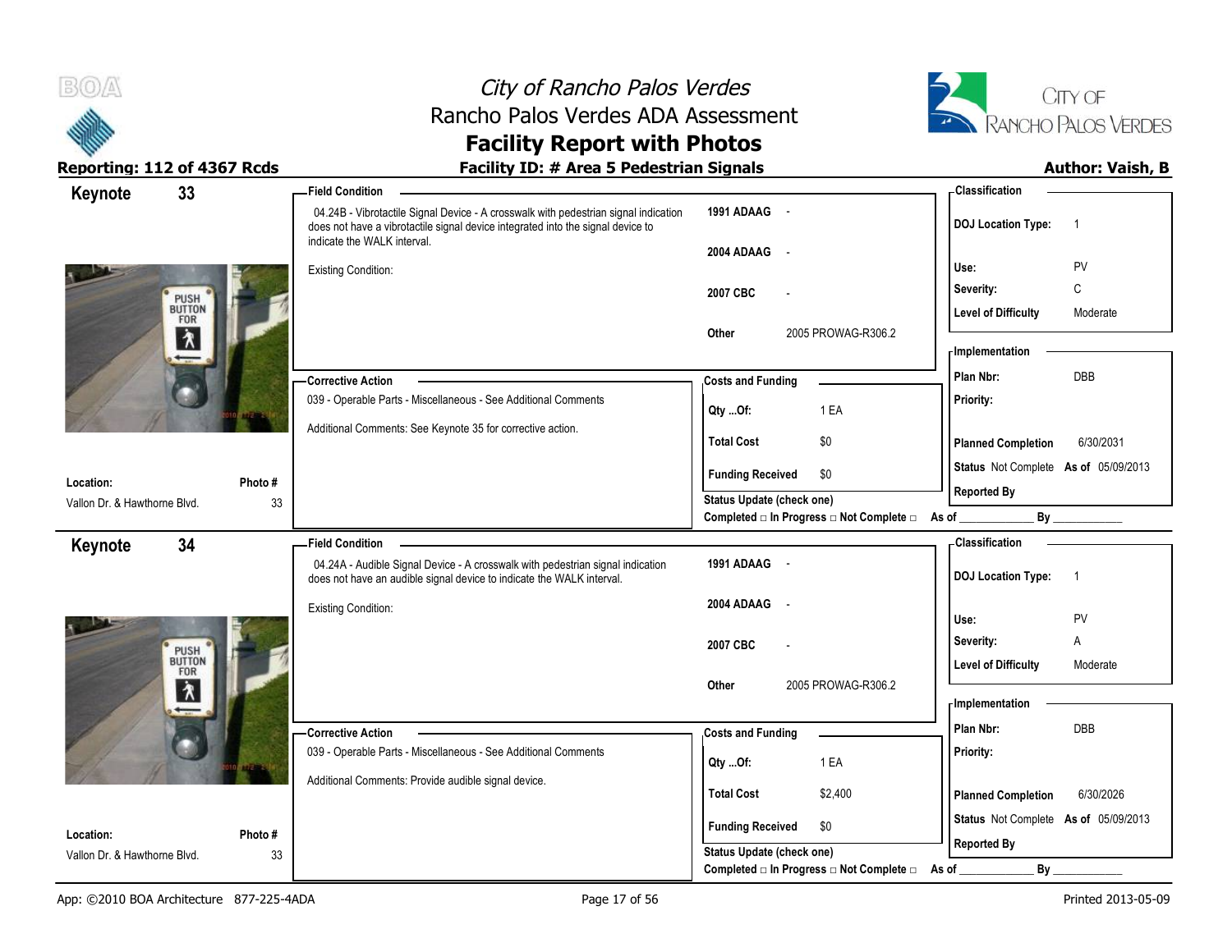# City of Rancho Palos Verdes
## Rancho Palos Verdes ADA Assessment
## Facility Report with Photos

**Reporting: 112 of 4367 Rcds** | **Facility ID: # Area 5 Pedestrian Signals** | **Author: Vaish, B**

---

## Keynote 33

**Field Condition**

04.24B - Vibrotactile Signal Device - A crosswalk with pedestrian signal indication does not have a vibrotactile signal device integrated into the signal device to indicate the WALK interval.

Existing Condition:

| | |
|---|---|
| 1991 ADAAG | - |
| 2004 ADAAG | - |
| 2007 CBC | - |
| Other | 2005 PROWAG-R306.2 |

**Classification**

| | |
|---|---|
| DOJ Location Type: | 1 |
| Use: | PV |
| Severity: | C |
| Level of Difficulty | Moderate |

**Corrective Action**

039 - Operable Parts - Miscellaneous - See Additional Comments

Additional Comments: See Keynote 35 for corrective action.

**Costs and Funding**

| | |
|---|---|
| Qty ...Of: | 1 EA |
| Total Cost | $0 |
| Funding Received | $0 |

**Implementation**

| | |
|---|---|
| Plan Nbr: | DBB |
| Priority: | |
| Planned Completion | 6/30/2031 |
| Status | Not Complete As of 05/09/2013 |
| Reported By | |

**Location:** Vallon Dr. & Hawthorne Blvd. | **Photo #** 33

Status Update (check one)
Completed □ In Progress □ Not Complete □ As of ____________ By ____________

---

## Keynote 34

**Field Condition**

04.24A - Audible Signal Device - A crosswalk with pedestrian signal indication does not have an audible signal device to indicate the WALK interval.

Existing Condition:

| | |
|---|---|
| 1991 ADAAG | - |
| 2004 ADAAG | - |
| 2007 CBC | - |
| Other | 2005 PROWAG-R306.2 |

**Classification**

| | |
|---|---|
| DOJ Location Type: | 1 |
| Use: | PV |
| Severity: | A |
| Level of Difficulty | Moderate |

**Corrective Action**

039 - Operable Parts - Miscellaneous - See Additional Comments

Additional Comments: Provide audible signal device.

**Costs and Funding**

| | |
|---|---|
| Qty ...Of: | 1 EA |
| Total Cost | $2,400 |
| Funding Received | $0 |

**Implementation**

| | |
|---|---|
| Plan Nbr: | DBB |
| Priority: | |
| Planned Completion | 6/30/2026 |
| Status | Not Complete As of 05/09/2013 |
| Reported By | |

**Location:** Vallon Dr. & Hawthorne Blvd. | **Photo #** 33

Status Update (check one)
Completed □ In Progress □ Not Complete □ As of ____________ By ____________

---

App: ©2010 BOA Architecture 877-225-4ADA | Printed 2013-05-09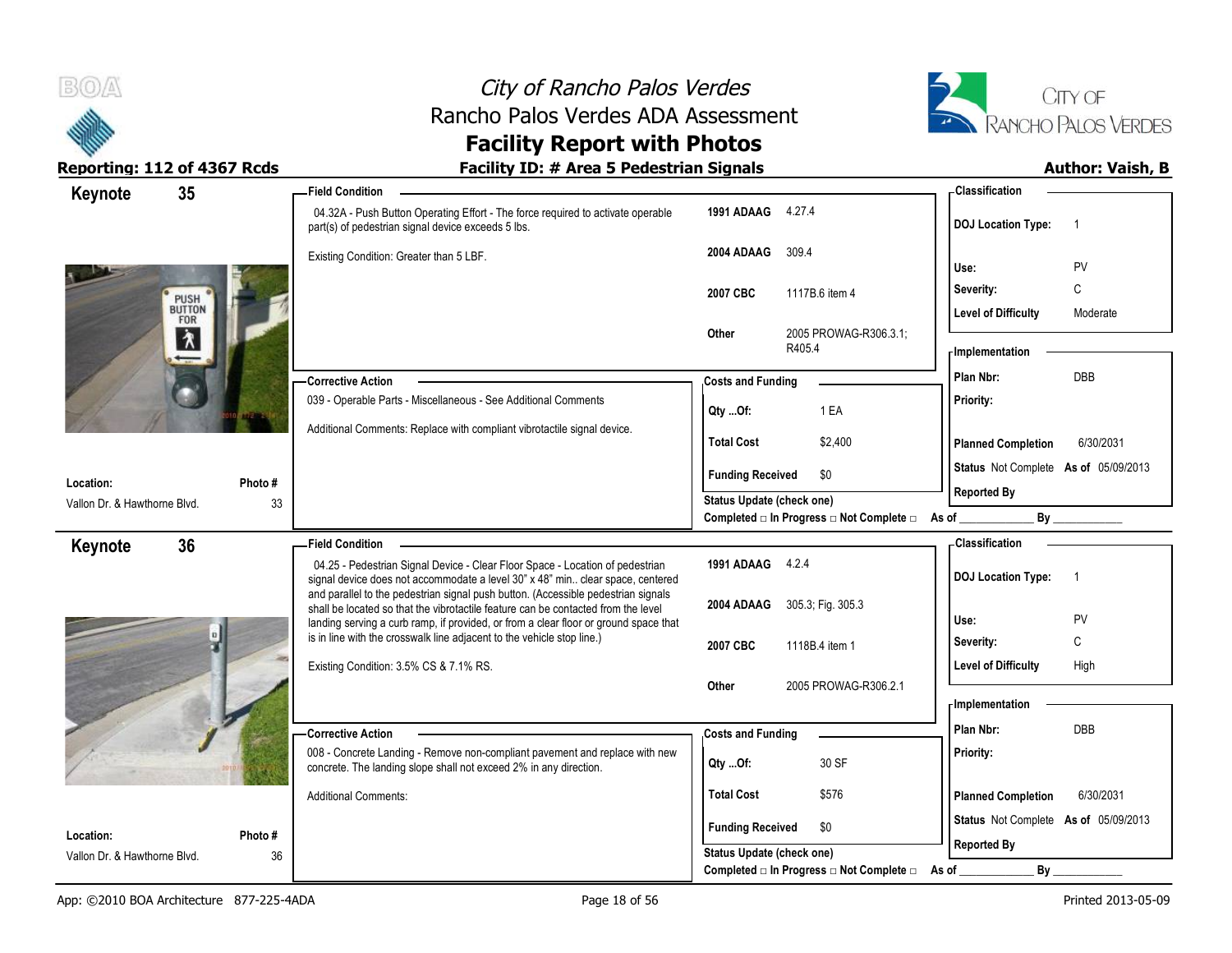# City of Rancho Palos Verdes
## Rancho Palos Verdes ADA Assessment
## Facility Report with Photos

**Reporting: 112 of 4367 Rcds** | **Facility ID: # Area 5 Pedestrian Signals** | **Author: Vaish, B**

---

### Keynote 35

**Location:** Vallon Dr. & Hawthorne Blvd.
**Photo #:** 33

**Field Condition**

04.32A - Push Button Operating Effort - The force required to activate operable part(s) of pedestrian signal device exceeds 5 lbs.

Existing Condition: Greater than 5 LBF.

| Code | Reference |
|---|---|
| 1991 ADAAG | 4.27.4 |
| 2004 ADAAG | 309.4 |
| 2007 CBC | 1117B.6 item 4 |
| Other | 2005 PROWAG-R306.3.1; R405.4 |

**Corrective Action**

039 - Operable Parts - Miscellaneous - See Additional Comments

Additional Comments: Replace with compliant vibrotactile signal device.

**Costs and Funding**

| | |
|---|---|
| Qty ...Of: | 1 EA |
| Total Cost | $2,400 |
| Funding Received | $0 |

Status Update (check one)
Completed □ In Progress □ Not Complete □ As of ____________ By ____________

**Classification**

| | |
|---|---|
| DOJ Location Type: | 1 |
| Use: | PV |
| Severity: | C |
| Level of Difficulty | Moderate |

**Implementation**

| | |
|---|---|
| Plan Nbr: | DBB |
| Priority: | |
| Planned Completion | 6/30/2031 |
| Status | Not Complete As of 05/09/2013 |
| Reported By | |

---

### Keynote 36

**Location:** Vallon Dr. & Hawthorne Blvd.
**Photo #:** 36

**Field Condition**

04.25 - Pedestrian Signal Device - Clear Floor Space - Location of pedestrian signal device does not accommodate a level 30" x 48" min.. clear space, centered and parallel to the pedestrian signal push button. (Accessible pedestrian signals shall be located so that the vibrotactile feature can be contacted from the level landing serving a curb ramp, if provided, or from a clear floor or ground space that is in line with the crosswalk line adjacent to the vehicle stop line.)

Existing Condition: 3.5% CS & 7.1% RS.

| Code | Reference |
|---|---|
| 1991 ADAAG | 4.2.4 |
| 2004 ADAAG | 305.3; Fig. 305.3 |
| 2007 CBC | 1118B.4 item 1 |
| Other | 2005 PROWAG-R306.2.1 |

**Corrective Action**

008 - Concrete Landing - Remove non-compliant pavement and replace with new concrete. The landing slope shall not exceed 2% in any direction.

Additional Comments:

**Costs and Funding**

| | |
|---|---|
| Qty ...Of: | 30 SF |
| Total Cost | $576 |
| Funding Received | $0 |

Status Update (check one)
Completed □ In Progress □ Not Complete □ As of ____________ By ____________

**Classification**

| | |
|---|---|
| DOJ Location Type: | 1 |
| Use: | PV |
| Severity: | C |
| Level of Difficulty | High |

**Implementation**

| | |
|---|---|
| Plan Nbr: | DBB |
| Priority: | |
| Planned Completion | 6/30/2031 |
| Status | Not Complete As of 05/09/2013 |
| Reported By | |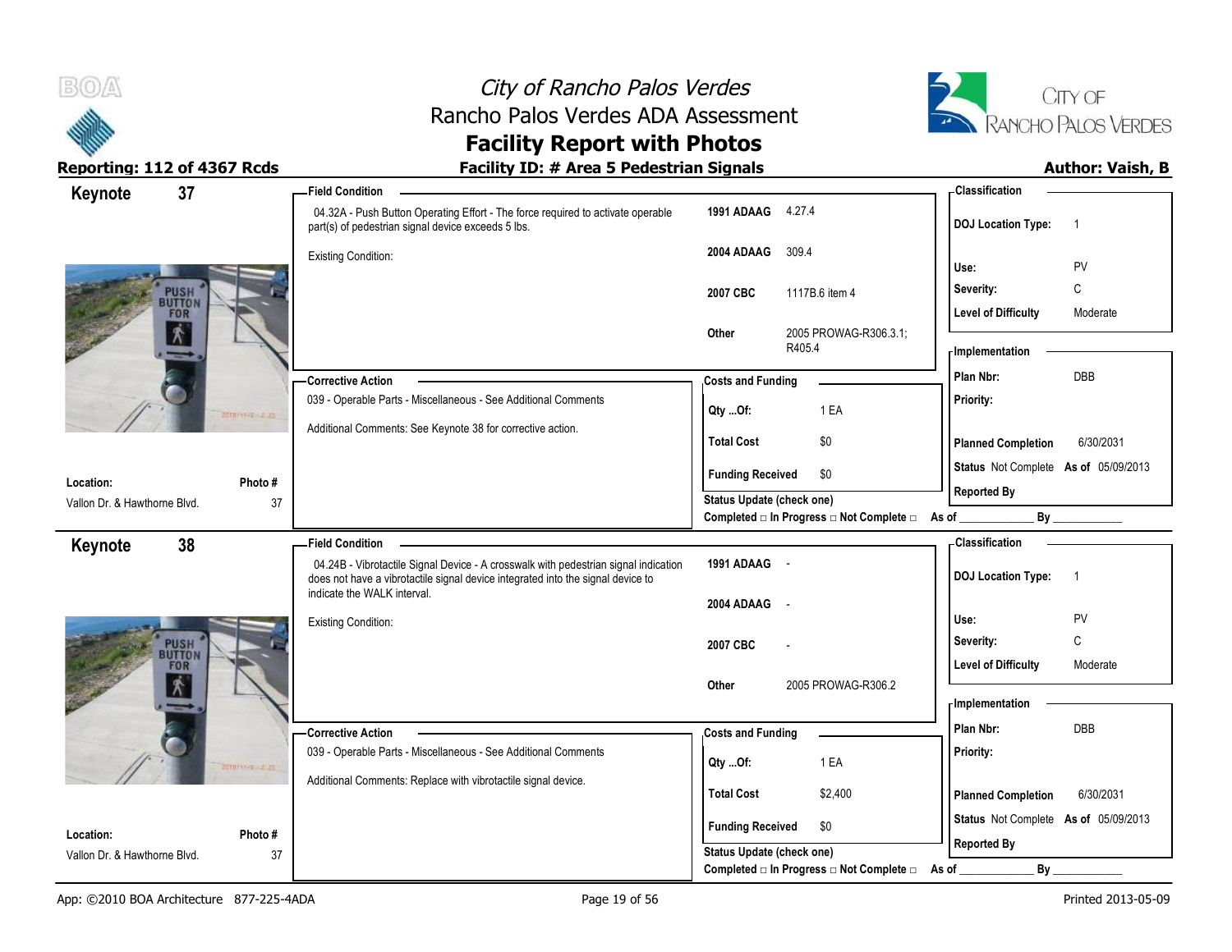# City of Rancho Palos Verdes
## Rancho Palos Verdes ADA Assessment
## Facility Report with Photos

**Reporting: 112 of 4367 Rcds** | **Facility ID: # Area 5 Pedestrian Signals** | **Author: Vaish, B**

---

### Keynote 37

**Location:** Vallon Dr. & Hawthorne Blvd.
**Photo #:** 37

**Field Condition**

04.32A - Push Button Operating Effort - The force required to activate operable part(s) of pedestrian signal device exceeds 5 lbs.

Existing Condition:

| | |
|---|---|
| 1991 ADAAG | 4.27.4 |
| 2004 ADAAG | 309.4 |
| 2007 CBC | 1117B.6 item 4 |
| Other | 2005 PROWAG-R306.3.1; R405.4 |

**Corrective Action**

039 - Operable Parts - Miscellaneous - See Additional Comments

Additional Comments: See Keynote 38 for corrective action.

**Costs and Funding**

| | |
|---|---|
| Qty ...Of: | 1 EA |
| Total Cost | $0 |
| Funding Received | $0 |

Status Update (check one)
Completed □ In Progress □ Not Complete □ As of ____________ By ____________

**Classification**

| | |
|---|---|
| DOJ Location Type: | 1 |
| Use: | PV |
| Severity: | C |
| Level of Difficulty | Moderate |

**Implementation**

| | |
|---|---|
| Plan Nbr: | DBB |
| Priority: | |
| Planned Completion | 6/30/2031 |
| Status | Not Complete As of 05/09/2013 |
| Reported By | |

---

### Keynote 38

**Location:** Vallon Dr. & Hawthorne Blvd.
**Photo #:** 37

**Field Condition**

04.24B - Vibrotactile Signal Device - A crosswalk with pedestrian signal indication does not have a vibrotactile signal device integrated into the signal device to indicate the WALK interval.

Existing Condition:

| | |
|---|---|
| 1991 ADAAG | - |
| 2004 ADAAG | - |
| 2007 CBC | - |
| Other | 2005 PROWAG-R306.2 |

**Corrective Action**

039 - Operable Parts - Miscellaneous - See Additional Comments

Additional Comments: Replace with vibrotactile signal device.

**Costs and Funding**

| | |
|---|---|
| Qty ...Of: | 1 EA |
| Total Cost | $2,400 |
| Funding Received | $0 |

Status Update (check one)
Completed □ In Progress □ Not Complete □ As of ____________ By ____________

**Classification**

| | |
|---|---|
| DOJ Location Type: | 1 |
| Use: | PV |
| Severity: | C |
| Level of Difficulty | Moderate |

**Implementation**

| | |
|---|---|
| Plan Nbr: | DBB |
| Priority: | |
| Planned Completion | 6/30/2031 |
| Status | Not Complete As of 05/09/2013 |
| Reported By | |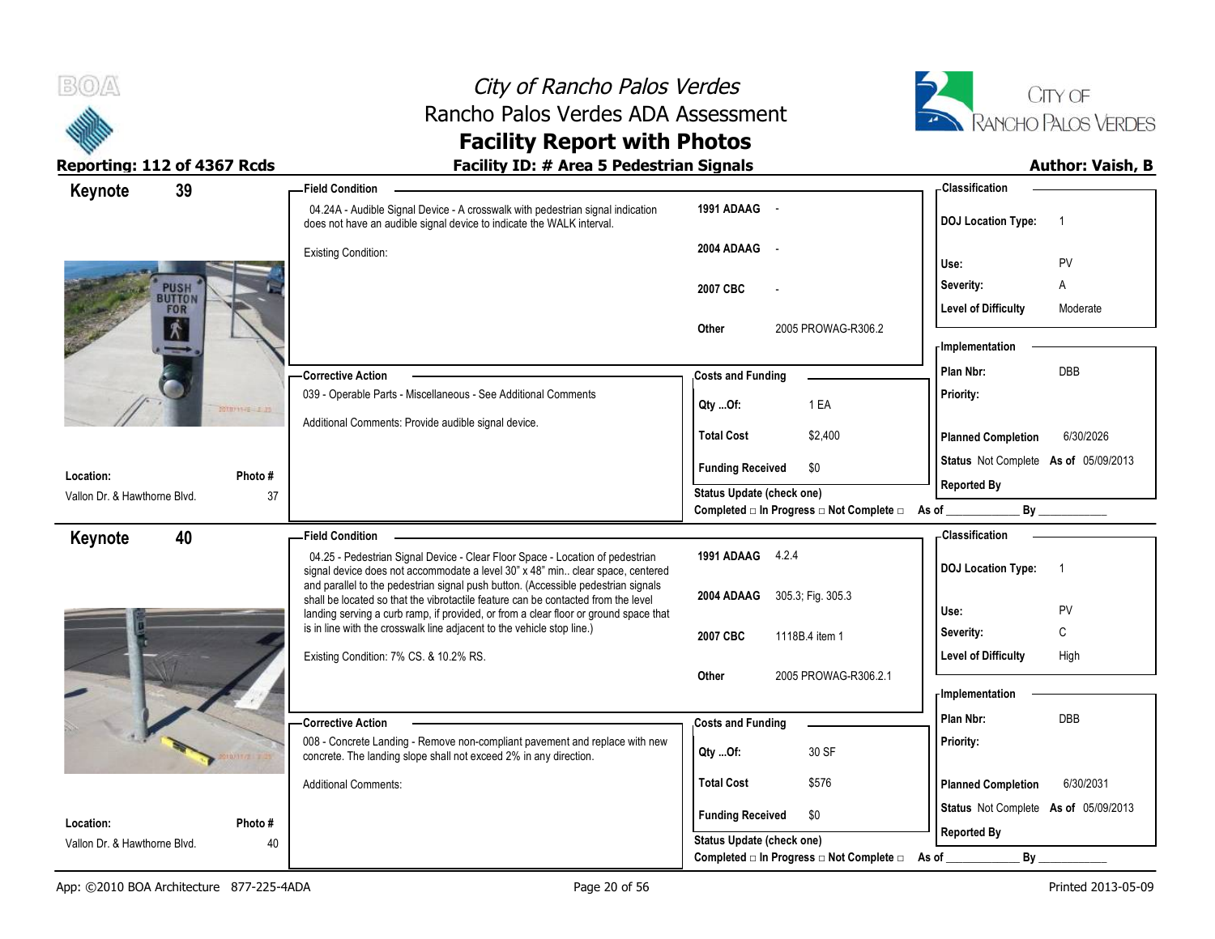# City of Rancho Palos Verdes
## Rancho Palos Verdes ADA Assessment
## Facility Report with Photos

**Reporting: 112 of 4367 Rcds** | **Facility ID: # Area 5 Pedestrian Signals** | **Author: Vaish, B**

---

### Keynote 39

**Location:** Vallon Dr. & Hawthorne Blvd.
**Photo #** 37

**Field Condition**

04.24A - Audible Signal Device - A crosswalk with pedestrian signal indication does not have an audible signal device to indicate the WALK interval.

Existing Condition:

| | |
|---|---|
| 1991 ADAAG | - |
| 2004 ADAAG | - |
| 2007 CBC | - |
| Other | 2005 PROWAG-R306.2 |

**Classification**

| | |
|---|---|
| DOJ Location Type: | 1 |
| Use: | PV |
| Severity: | A |
| Level of Difficulty | Moderate |

**Corrective Action**

039 - Operable Parts - Miscellaneous - See Additional Comments

Additional Comments: Provide audible signal device.

**Costs and Funding**

| | |
|---|---|
| Qty ...Of: | 1 EA |
| Total Cost | $2,400 |
| Funding Received | $0 |

Status Update (check one)
Completed □ In Progress □ Not Complete □ As of ____________ By ____________

**Implementation**

| | |
|---|---|
| Plan Nbr: | DBB |
| Priority: | |
| Planned Completion | 6/30/2026 |
| Status | Not Complete **As of** 05/09/2013 |
| Reported By | |

---

### Keynote 40

**Location:** Vallon Dr. & Hawthorne Blvd.
**Photo #** 40

**Field Condition**

04.25 - Pedestrian Signal Device - Clear Floor Space - Location of pedestrian signal device does not accommodate a level 30" x 48" min.. clear space, centered and parallel to the pedestrian signal push button. (Accessible pedestrian signals shall be located so that the vibrotactile feature can be contacted from the level landing serving a curb ramp, if provided, or from a clear floor or ground space that is in line with the crosswalk line adjacent to the vehicle stop line.)

Existing Condition: 7% CS. & 10.2% RS.

| | |
|---|---|
| 1991 ADAAG | 4.2.4 |
| 2004 ADAAG | 305.3; Fig. 305.3 |
| 2007 CBC | 1118B.4 item 1 |
| Other | 2005 PROWAG-R306.2.1 |

**Classification**

| | |
|---|---|
| DOJ Location Type: | 1 |
| Use: | PV |
| Severity: | C |
| Level of Difficulty | High |

**Corrective Action**

008 - Concrete Landing - Remove non-compliant pavement and replace with new concrete. The landing slope shall not exceed 2% in any direction.

Additional Comments:

**Costs and Funding**

| | |
|---|---|
| Qty ...Of: | 30 SF |
| Total Cost | $576 |
| Funding Received | $0 |

Status Update (check one)
Completed □ In Progress □ Not Complete □ As of ____________ By ____________

**Implementation**

| | |
|---|---|
| Plan Nbr: | DBB |
| Priority: | |
| Planned Completion | 6/30/2031 |
| Status | Not Complete **As of** 05/09/2013 |
| Reported By | |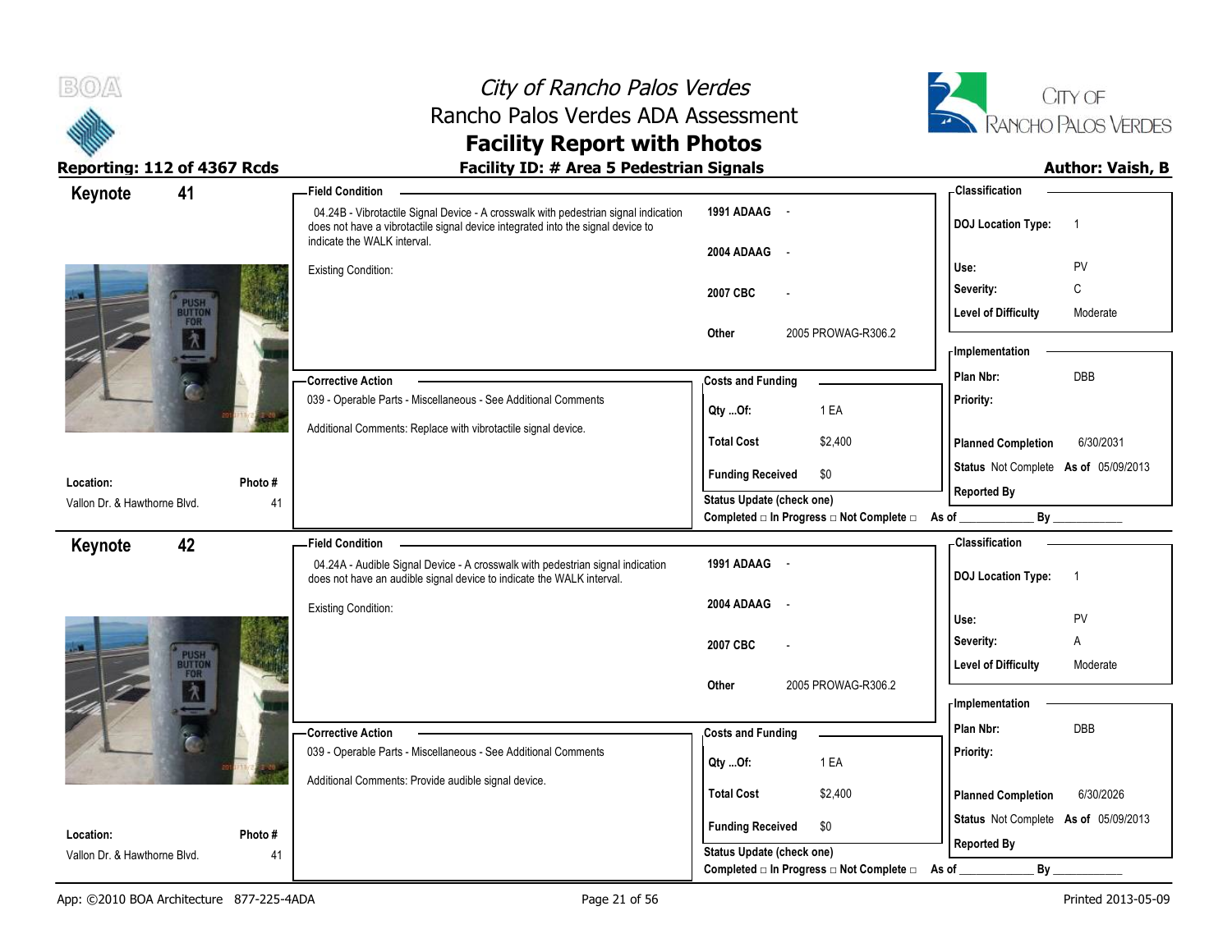# City of Rancho Palos Verdes
## Rancho Palos Verdes ADA Assessment
## Facility Report with Photos

**Reporting: 112 of 4367 Rcds** | **Facility ID: # Area 5 Pedestrian Signals** | **Author: Vaish, B**

---

### Keynote 41

**Field Condition**

04.24B - Vibrotactile Signal Device - A crosswalk with pedestrian signal indication does not have a vibrotactile signal device integrated into the signal device to indicate the WALK interval.

Existing Condition:

| | |
|---|---|
| 1991 ADAAG | - |
| 2004 ADAAG | - |
| 2007 CBC | - |
| Other | 2005 PROWAG-R306.2 |

**Classification**

| | |
|---|---|
| DOJ Location Type: | 1 |
| Use: | PV |
| Severity: | C |
| Level of Difficulty | Moderate |

**Corrective Action**

039 - Operable Parts - Miscellaneous - See Additional Comments

Additional Comments: Replace with vibrotactile signal device.

**Costs and Funding**

| | |
|---|---|
| Qty ...Of: | 1 EA |
| Total Cost | $2,400 |
| Funding Received | $0 |

Status Update (check one)
Completed □ In Progress □ Not Complete □ As of ____________ By ____________

**Implementation**

| | |
|---|---|
| Plan Nbr: | DBB |
| Priority: | |
| Planned Completion | 6/30/2031 |
| Status | Not Complete As of 05/09/2013 |
| Reported By | |

**Location:** Vallon Dr. & Hawthorne Blvd.
**Photo #:** 41

---

### Keynote 42

**Field Condition**

04.24A - Audible Signal Device - A crosswalk with pedestrian signal indication does not have an audible signal device to indicate the WALK interval.

Existing Condition:

| | |
|---|---|
| 1991 ADAAG | - |
| 2004 ADAAG | - |
| 2007 CBC | - |
| Other | 2005 PROWAG-R306.2 |

**Classification**

| | |
|---|---|
| DOJ Location Type: | 1 |
| Use: | PV |
| Severity: | A |
| Level of Difficulty | Moderate |

**Corrective Action**

039 - Operable Parts - Miscellaneous - See Additional Comments

Additional Comments: Provide audible signal device.

**Costs and Funding**

| | |
|---|---|
| Qty ...Of: | 1 EA |
| Total Cost | $2,400 |
| Funding Received | $0 |

Status Update (check one)
Completed □ In Progress □ Not Complete □ As of ____________ By ____________

**Implementation**

| | |
|---|---|
| Plan Nbr: | DBB |
| Priority: | |
| Planned Completion | 6/30/2026 |
| Status | Not Complete As of 05/09/2013 |
| Reported By | |

**Location:** Vallon Dr. & Hawthorne Blvd.
**Photo #:** 41

---

App: ©2010 BOA Architecture 877-225-4ADA | Printed 2013-05-09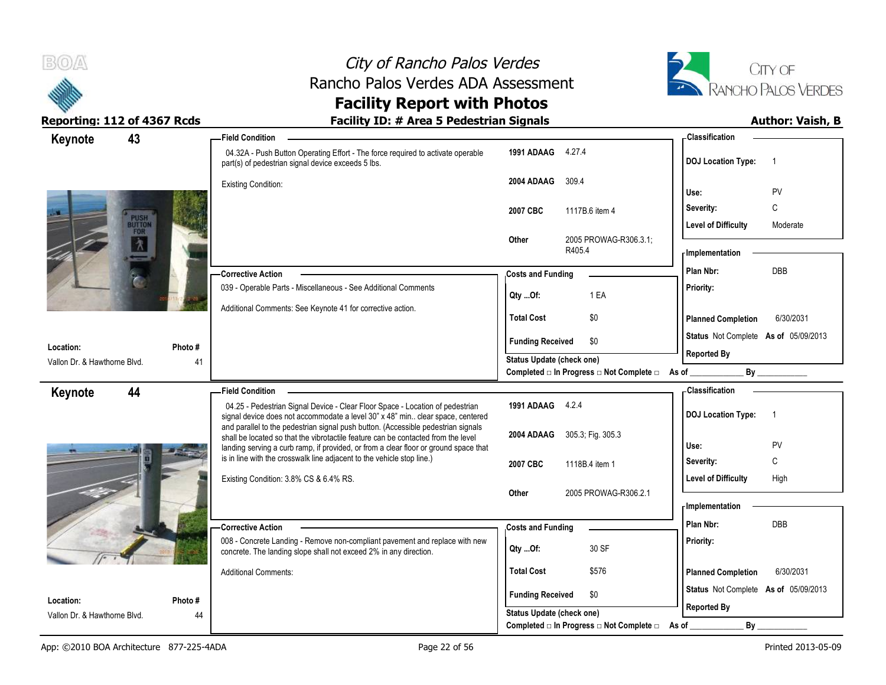# City of Rancho Palos Verdes
## Rancho Palos Verdes ADA Assessment
## Facility Report with Photos

**Reporting: 112 of 4367 Rcds** | **Facility ID: # Area 5 Pedestrian Signals** | **Author: Vaish, B**

---

## Keynote 43

**Field Condition**

04.32A - Push Button Operating Effort - The force required to activate operable part(s) of pedestrian signal device exceeds 5 lbs.

Existing Condition:

| Code | Reference |
|---|---|
| 1991 ADAAG | 4.27.4 |
| 2004 ADAAG | 309.4 |
| 2007 CBC | 1117B.6 item 4 |
| Other | 2005 PROWAG-R306.3.1; R405.4 |

**Corrective Action**

039 - Operable Parts - Miscellaneous - See Additional Comments

Additional Comments: See Keynote 41 for corrective action.

**Costs and Funding**

| | |
|---|---|
| Qty ...Of: | 1 EA |
| Total Cost | $0 |
| Funding Received | $0 |

Status Update (check one)
Completed □ In Progress □ Not Complete □ As of ____________ By ____________

**Classification**

| | |
|---|---|
| DOJ Location Type: | 1 |
| Use: | PV |
| Severity: | C |
| Level of Difficulty | Moderate |

**Implementation**

| | |
|---|---|
| Plan Nbr: | DBB |
| Priority: | |
| Planned Completion | 6/30/2031 |
| Status | Not Complete As of 05/09/2013 |
| Reported By | |

**Location:** Vallon Dr. & Hawthorne Blvd.
**Photo #** 41

---

## Keynote 44

**Field Condition**

04.25 - Pedestrian Signal Device - Clear Floor Space - Location of pedestrian signal device does not accommodate a level 30" x 48" min.. clear space, centered and parallel to the pedestrian signal push button. (Accessible pedestrian signals shall be located so that the vibrotactile feature can be contacted from the level landing serving a curb ramp, if provided, or from a clear floor or ground space that is in line with the crosswalk line adjacent to the vehicle stop line.)

Existing Condition: 3.8% CS & 6.4% RS.

| Code | Reference |
|---|---|
| 1991 ADAAG | 4.2.4 |
| 2004 ADAAG | 305.3; Fig. 305.3 |
| 2007 CBC | 1118B.4 item 1 |
| Other | 2005 PROWAG-R306.2.1 |

**Corrective Action**

008 - Concrete Landing - Remove non-compliant pavement and replace with new concrete. The landing slope shall not exceed 2% in any direction.

Additional Comments:

**Costs and Funding**

| | |
|---|---|
| Qty ...Of: | 30 SF |
| Total Cost | $576 |
| Funding Received | $0 |

Status Update (check one)
Completed □ In Progress □ Not Complete □ As of ____________ By ____________

**Classification**

| | |
|---|---|
| DOJ Location Type: | 1 |
| Use: | PV |
| Severity: | C |
| Level of Difficulty | High |

**Implementation**

| | |
|---|---|
| Plan Nbr: | DBB |
| Priority: | |
| Planned Completion | 6/30/2031 |
| Status | Not Complete As of 05/09/2013 |
| Reported By | |

**Location:** Vallon Dr. & Hawthorne Blvd.
**Photo #** 44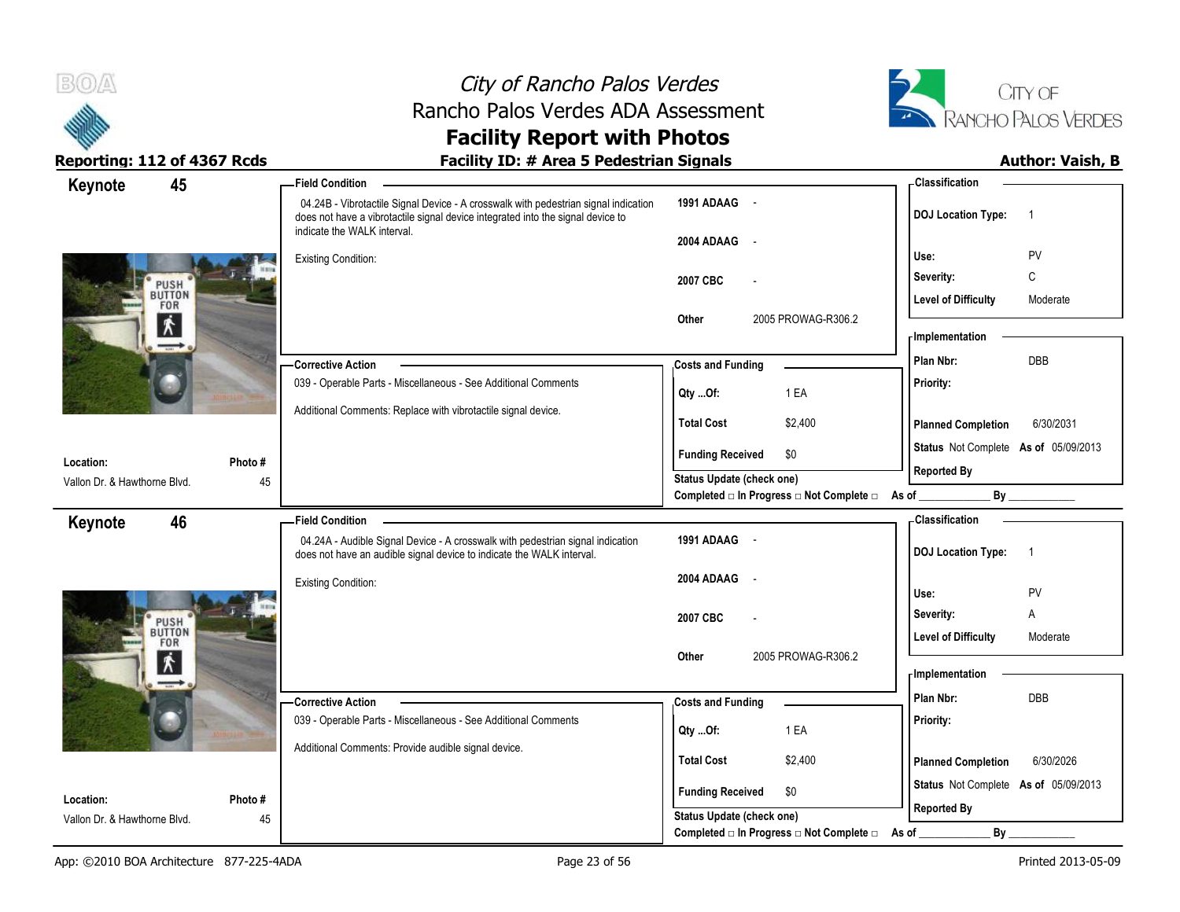# City of Rancho Palos Verdes
## Rancho Palos Verdes ADA Assessment
## Facility Report with Photos

**Reporting: 112 of 4367 Rcds** | **Facility ID: # Area 5 Pedestrian Signals** | **Author: Vaish, B**

---

## Keynote 45

**Location:** Vallon Dr. & Hawthorne Blvd.
**Photo #:** 45

**Field Condition**

04.24B - Vibrotactile Signal Device - A crosswalk with pedestrian signal indication does not have a vibrotactile signal device integrated into the signal device to indicate the WALK interval.

Existing Condition:

| Code | Reference |
|---|---|
| 1991 ADAAG | - |
| 2004 ADAAG | - |
| 2007 CBC | - |
| Other | 2005 PROWAG-R306.2 |

**Corrective Action**

039 - Operable Parts - Miscellaneous - See Additional Comments

Additional Comments: Replace with vibrotactile signal device.

**Costs and Funding**

| | |
|---|---|
| Qty ...Of: | 1 EA |
| Total Cost | $2,400 |
| Funding Received | $0 |

Status Update (check one)
Completed □ In Progress □ Not Complete □ As of ____________ By ____________

**Classification**

| | |
|---|---|
| DOJ Location Type: | 1 |
| Use: | PV |
| Severity: | C |
| Level of Difficulty | Moderate |

**Implementation**

| | |
|---|---|
| Plan Nbr: | DBB |
| Priority: | |
| Planned Completion | 6/30/2031 |
| Status | Not Complete As of 05/09/2013 |
| Reported By | |

---

## Keynote 46

**Location:** Vallon Dr. & Hawthorne Blvd.
**Photo #:** 45

**Field Condition**

04.24A - Audible Signal Device - A crosswalk with pedestrian signal indication does not have an audible signal device to indicate the WALK interval.

Existing Condition:

| Code | Reference |
|---|---|
| 1991 ADAAG | - |
| 2004 ADAAG | - |
| 2007 CBC | - |
| Other | 2005 PROWAG-R306.2 |

**Corrective Action**

039 - Operable Parts - Miscellaneous - See Additional Comments

Additional Comments: Provide audible signal device.

**Costs and Funding**

| | |
|---|---|
| Qty ...Of: | 1 EA |
| Total Cost | $2,400 |
| Funding Received | $0 |

Status Update (check one)
Completed □ In Progress □ Not Complete □ As of ____________ By ____________

**Classification**

| | |
|---|---|
| DOJ Location Type: | 1 |
| Use: | PV |
| Severity: | A |
| Level of Difficulty | Moderate |

**Implementation**

| | |
|---|---|
| Plan Nbr: | DBB |
| Priority: | |
| Planned Completion | 6/30/2026 |
| Status | Not Complete As of 05/09/2013 |
| Reported By | |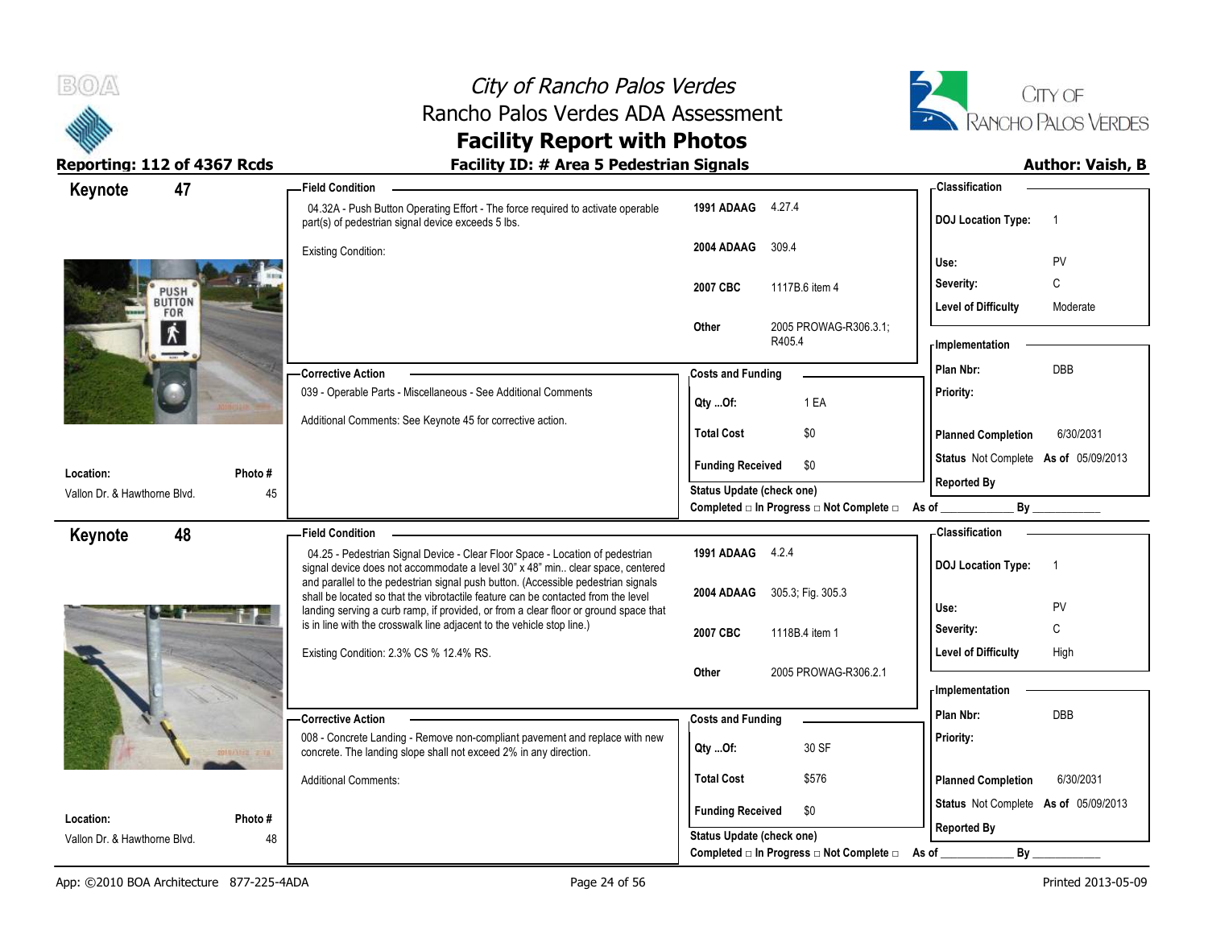# City of Rancho Palos Verdes
## Rancho Palos Verdes ADA Assessment
## Facility Report with Photos

**Reporting: 112 of 4367 Rcds** | **Facility ID: # Area 5 Pedestrian Signals** | **Author: Vaish, B**

---

## Keynote 47

**Location:** Vallon Dr. & Hawthorne Blvd.
**Photo #:** 45

### Field Condition

04.32A - Push Button Operating Effort - The force required to activate operable part(s) of pedestrian signal device exceeds 5 lbs.

Existing Condition:

| | |
|---|---|
| 1991 ADAAG | 4.27.4 |
| 2004 ADAAG | 309.4 |
| 2007 CBC | 1117B.6 item 4 |
| Other | 2005 PROWAG-R306.3.1; R405.4 |

### Classification

| | |
|---|---|
| DOJ Location Type: | 1 |
| Use: | PV |
| Severity: | C |
| Level of Difficulty | Moderate |

### Corrective Action

039 - Operable Parts - Miscellaneous - See Additional Comments

Additional Comments: See Keynote 45 for corrective action.

### Costs and Funding

| | |
|---|---|
| Qty ...Of: | 1 EA |
| Total Cost | $0 |
| Funding Received | $0 |

Status Update (check one)
Completed □ In Progress □ Not Complete □ As of ____________ By ____________

### Implementation

| | |
|---|---|
| Plan Nbr: | DBB |
| Priority: | |
| Planned Completion | 6/30/2031 |
| Status | Not Complete As of 05/09/2013 |
| Reported By | |

---

## Keynote 48

**Location:** Vallon Dr. & Hawthorne Blvd.
**Photo #:** 48

### Field Condition

04.25 - Pedestrian Signal Device - Clear Floor Space - Location of pedestrian signal device does not accommodate a level 30" x 48" min.. clear space, centered and parallel to the pedestrian signal push button. (Accessible pedestrian signals shall be located so that the vibrotactile feature can be contacted from the level landing serving a curb ramp, if provided, or from a clear floor or ground space that is in line with the crosswalk line adjacent to the vehicle stop line.)

Existing Condition: 2.3% CS % 12.4% RS.

| | |
|---|---|
| 1991 ADAAG | 4.2.4 |
| 2004 ADAAG | 305.3; Fig. 305.3 |
| 2007 CBC | 1118B.4 item 1 |
| Other | 2005 PROWAG-R306.2.1 |

### Classification

| | |
|---|---|
| DOJ Location Type: | 1 |
| Use: | PV |
| Severity: | C |
| Level of Difficulty | High |

### Corrective Action

008 - Concrete Landing - Remove non-compliant pavement and replace with new concrete. The landing slope shall not exceed 2% in any direction.

Additional Comments:

### Costs and Funding

| | |
|---|---|
| Qty ...Of: | 30 SF |
| Total Cost | $576 |
| Funding Received | $0 |

Status Update (check one)
Completed □ In Progress □ Not Complete □ As of ____________ By ____________

### Implementation

| | |
|---|---|
| Plan Nbr: | DBB |
| Priority: | |
| Planned Completion | 6/30/2031 |
| Status | Not Complete As of 05/09/2013 |
| Reported By | |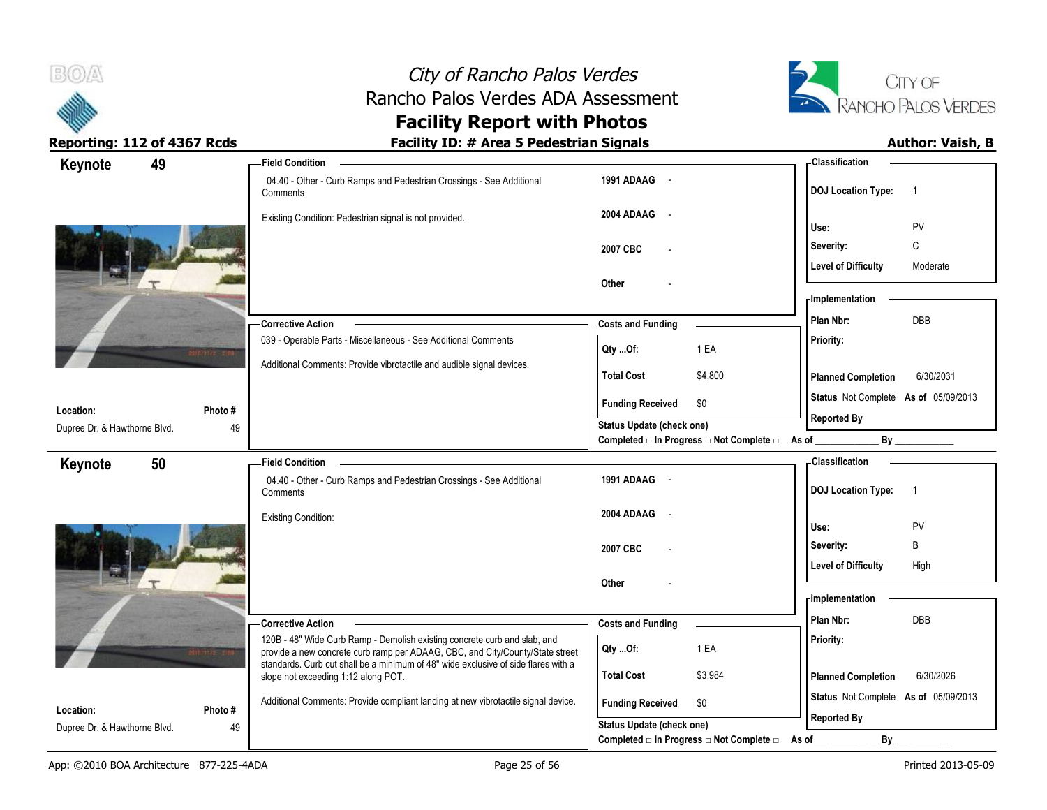# City of Rancho Palos Verdes
## Rancho Palos Verdes ADA Assessment
## Facility Report with Photos

**Reporting: 112 of 4367 Rcds** | **Facility ID: # Area 5 Pedestrian Signals** | **Author: Vaish, B**

---

### Keynote 49

**Location:** Dupree Dr. & Hawthorne Blvd.
**Photo #:** 49

**Field Condition**

04.40 - Other - Curb Ramps and Pedestrian Crossings - See Additional Comments

Existing Condition: Pedestrian signal is not provided.

| | |
|---|---|
| 1991 ADAAG | - |
| 2004 ADAAG | - |
| 2007 CBC | - |
| Other | - |

**Corrective Action**

039 - Operable Parts - Miscellaneous - See Additional Comments

Additional Comments: Provide vibrotactile and audible signal devices.

**Costs and Funding**

| | |
|---|---|
| Qty ...Of: | 1 EA |
| Total Cost | $4,800 |
| Funding Received | $0 |

Status Update (check one)
Completed □ In Progress □ Not Complete □ As of ____________ By ____________

**Classification**

| | |
|---|---|
| DOJ Location Type: | 1 |
| Use: | PV |
| Severity: | C |
| Level of Difficulty | Moderate |

**Implementation**

| | |
|---|---|
| Plan Nbr: | DBB |
| Priority: | |
| Planned Completion | 6/30/2031 |
| Status | Not Complete As of 05/09/2013 |
| Reported By | |

---

### Keynote 50

**Location:** Dupree Dr. & Hawthorne Blvd.
**Photo #:** 49

**Field Condition**

04.40 - Other - Curb Ramps and Pedestrian Crossings - See Additional Comments

Existing Condition:

| | |
|---|---|
| 1991 ADAAG | - |
| 2004 ADAAG | - |
| 2007 CBC | - |
| Other | - |

**Corrective Action**

120B - 48" Wide Curb Ramp - Demolish existing concrete curb and slab, and provide a new concrete curb ramp per ADAAG, CBC, and City/County/State street standards. Curb cut shall be a minimum of 48" wide exclusive of side flares with a slope not exceeding 1:12 along POT.

Additional Comments: Provide compliant landing at new vibrotactile signal device.

**Costs and Funding**

| | |
|---|---|
| Qty ...Of: | 1 EA |
| Total Cost | $3,984 |
| Funding Received | $0 |

Status Update (check one)
Completed □ In Progress □ Not Complete □ As of ____________ By ____________

**Classification**

| | |
|---|---|
| DOJ Location Type: | 1 |
| Use: | PV |
| Severity: | B |
| Level of Difficulty | High |

**Implementation**

| | |
|---|---|
| Plan Nbr: | DBB |
| Priority: | |
| Planned Completion | 6/30/2026 |
| Status | Not Complete As of 05/09/2013 |
| Reported By | |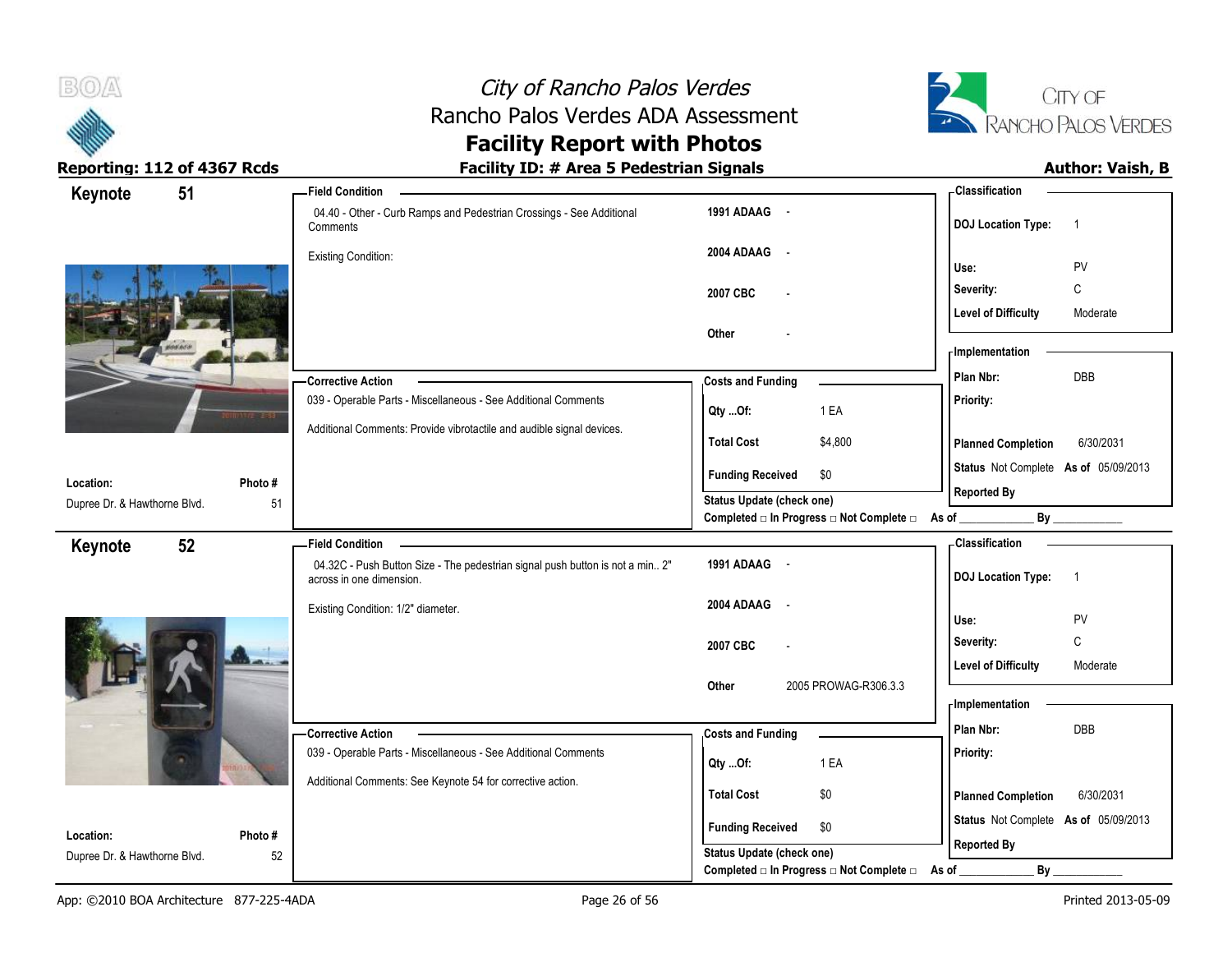# City of Rancho Palos Verdes
## Rancho Palos Verdes ADA Assessment
## Facility Report with Photos

**Reporting: 112 of 4367 Rcds** | **Facility ID: # Area 5 Pedestrian Signals** | **Author: Vaish, B**

---

### Keynote 51

**Field Condition**

04.40 - Other - Curb Ramps and Pedestrian Crossings - See Additional Comments

Existing Condition:

| | |
|---|---|
| 1991 ADAAG | - |
| 2004 ADAAG | - |
| 2007 CBC | - |
| Other | - |

**Classification**

| | |
|---|---|
| DOJ Location Type: | 1 |
| Use: | PV |
| Severity: | C |
| Level of Difficulty | Moderate |

**Corrective Action**

039 - Operable Parts - Miscellaneous - See Additional Comments

Additional Comments: Provide vibrotactile and audible signal devices.

**Costs and Funding**

| | |
|---|---|
| Qty ...Of: | 1 EA |
| Total Cost | $4,800 |
| Funding Received | $0 |

**Implementation**

| | |
|---|---|
| Plan Nbr: | DBB |
| Priority: | |
| Planned Completion | 6/30/2031 |
| Status | Not Complete As of 05/09/2013 |
| Reported By | |

Status Update (check one)

Completed □ In Progress □ Not Complete □ As of ____________ By ____________

**Location:** Dupree Dr. & Hawthorne Blvd. **Photo #** 51

---

### Keynote 52

**Field Condition**

04.32C - Push Button Size - The pedestrian signal push button is not a min.. 2" across in one dimension.

Existing Condition: 1/2" diameter.

| | |
|---|---|
| 1991 ADAAG | - |
| 2004 ADAAG | - |
| 2007 CBC | - |
| Other | 2005 PROWAG-R306.3.3 |

**Classification**

| | |
|---|---|
| DOJ Location Type: | 1 |
| Use: | PV |
| Severity: | C |
| Level of Difficulty | Moderate |

**Corrective Action**

039 - Operable Parts - Miscellaneous - See Additional Comments

Additional Comments: See Keynote 54 for corrective action.

**Costs and Funding**

| | |
|---|---|
| Qty ...Of: | 1 EA |
| Total Cost | $0 |
| Funding Received | $0 |

**Implementation**

| | |
|---|---|
| Plan Nbr: | DBB |
| Priority: | |
| Planned Completion | 6/30/2031 |
| Status | Not Complete As of 05/09/2013 |
| Reported By | |

Status Update (check one)

Completed □ In Progress □ Not Complete □ As of ____________ By ____________

**Location:** Dupree Dr. & Hawthorne Blvd. **Photo #** 52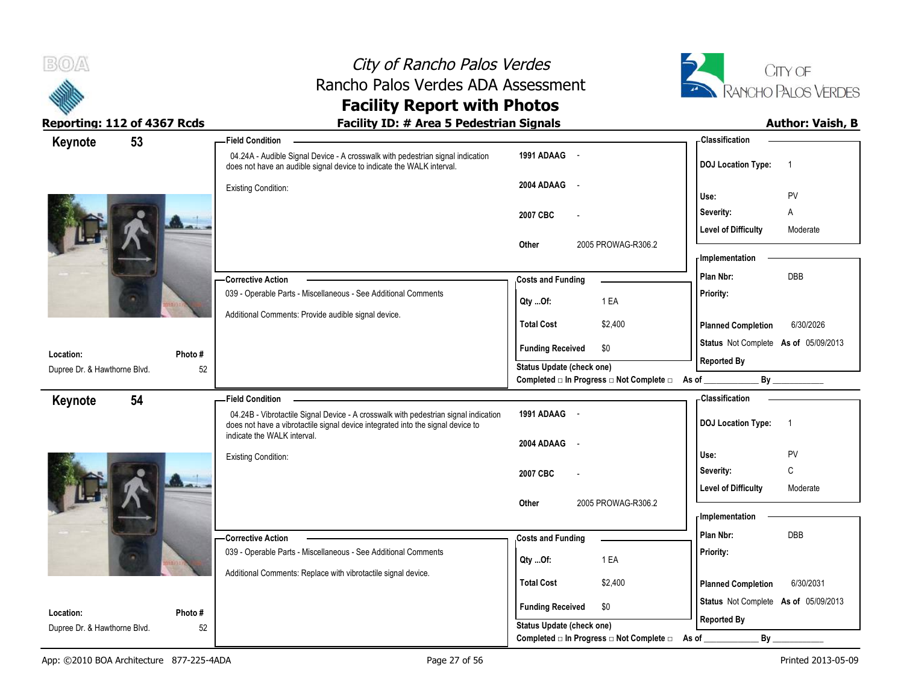# City of Rancho Palos Verdes
## Rancho Palos Verdes ADA Assessment
## Facility Report with Photos

**Reporting: 112 of 4367 Rcds** | **Facility ID: # Area 5 Pedestrian Signals** | **Author: Vaish, B**

---

## Keynote 53

**Location:** Dupree Dr. & Hawthorne Blvd.
**Photo #:** 52

**Field Condition**

04.24A - Audible Signal Device - A crosswalk with pedestrian signal indication does not have an audible signal device to indicate the WALK interval.

Existing Condition:

| | |
|---|---|
| 1991 ADAAG | - |
| 2004 ADAAG | - |
| 2007 CBC | - |
| Other | 2005 PROWAG-R306.2 |

**Corrective Action**

039 - Operable Parts - Miscellaneous - See Additional Comments

Additional Comments: Provide audible signal device.

**Costs and Funding**

| | |
|---|---|
| Qty ...Of: | 1 EA |
| Total Cost | $2,400 |
| Funding Received | $0 |

Status Update (check one)
Completed □ In Progress □ Not Complete □ As of ____________ By ____________

**Classification**

| | |
|---|---|
| DOJ Location Type: | 1 |
| Use: | PV |
| Severity: | A |
| Level of Difficulty | Moderate |

**Implementation**

| | |
|---|---|
| Plan Nbr: | DBB |
| Priority: | |
| Planned Completion | 6/30/2026 |
| Status | Not Complete As of 05/09/2013 |
| Reported By | |

---

## Keynote 54

**Location:** Dupree Dr. & Hawthorne Blvd.
**Photo #:** 52

**Field Condition**

04.24B - Vibrotactile Signal Device - A crosswalk with pedestrian signal indication does not have a vibrotactile signal device integrated into the signal device to indicate the WALK interval.

Existing Condition:

| | |
|---|---|
| 1991 ADAAG | - |
| 2004 ADAAG | - |
| 2007 CBC | - |
| Other | 2005 PROWAG-R306.2 |

**Corrective Action**

039 - Operable Parts - Miscellaneous - See Additional Comments

Additional Comments: Replace with vibrotactile signal device.

**Costs and Funding**

| | |
|---|---|
| Qty ...Of: | 1 EA |
| Total Cost | $2,400 |
| Funding Received | $0 |

Status Update (check one)
Completed □ In Progress □ Not Complete □ As of ____________ By ____________

**Classification**

| | |
|---|---|
| DOJ Location Type: | 1 |
| Use: | PV |
| Severity: | C |
| Level of Difficulty | Moderate |

**Implementation**

| | |
|---|---|
| Plan Nbr: | DBB |
| Priority: | |
| Planned Completion | 6/30/2031 |
| Status | Not Complete As of 05/09/2013 |
| Reported By | |

App: ©2010 BOA Architecture 877-225-4ADA | Printed 2013-05-09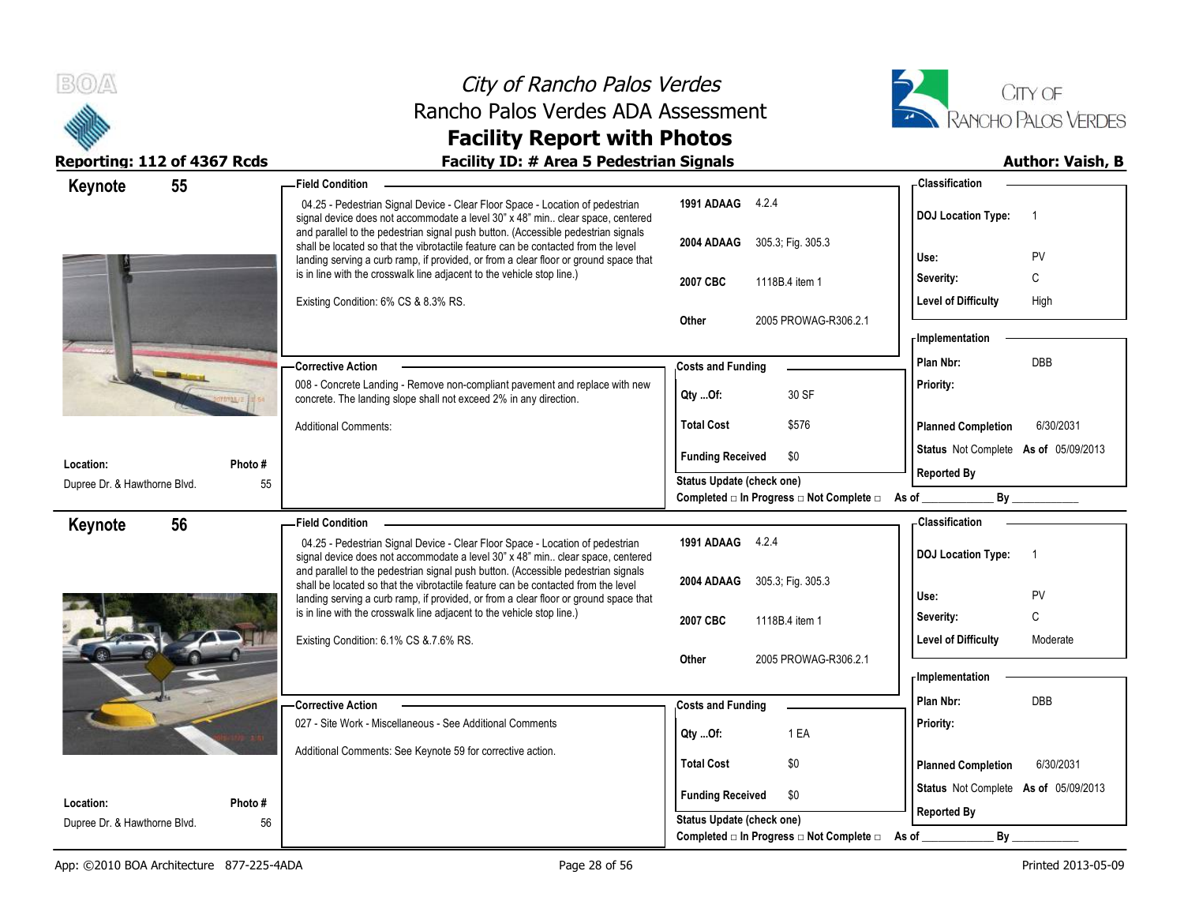# City of Rancho Palos Verdes
## Rancho Palos Verdes ADA Assessment
## Facility Report with Photos

**Reporting: 112 of 4367 Rcds** | **Facility ID: # Area 5 Pedestrian Signals** | **Author: Vaish, B**

---

### Keynote 55

**Field Condition**

04.25 - Pedestrian Signal Device - Clear Floor Space - Location of pedestrian signal device does not accommodate a level 30" x 48" min.. clear space, centered and parallel to the pedestrian signal push button. (Accessible pedestrian signals shall be located so that the vibrotactile feature can be contacted from the level landing serving a curb ramp, if provided, or from a clear floor or ground space that is in line with the crosswalk line adjacent to the vehicle stop line.)

Existing Condition: 6% CS & 8.3% RS.

| | |
|---|---|
| 1991 ADAAG | 4.2.4 |
| 2004 ADAAG | 305.3; Fig. 305.3 |
| 2007 CBC | 1118B.4 item 1 |
| Other | 2005 PROWAG-R306.2.1 |

**Classification**

| | |
|---|---|
| DOJ Location Type: | 1 |
| Use: | PV |
| Severity: | C |
| Level of Difficulty | High |

**Corrective Action**

008 - Concrete Landing - Remove non-compliant pavement and replace with new concrete. The landing slope shall not exceed 2% in any direction.

Additional Comments:

**Costs and Funding**

| | |
|---|---|
| Qty ...Of: | 30 SF |
| Total Cost | $576 |
| Funding Received | $0 |

Status Update (check one)
Completed □ In Progress □ Not Complete □ As of ____________ By ____________

**Implementation**

| | |
|---|---|
| Plan Nbr: | DBB |
| Priority: | |
| Planned Completion | 6/30/2031 |
| Status | Not Complete As of 05/09/2013 |
| Reported By | |

**Location:** Dupree Dr. & Hawthorne Blvd. **Photo #** 55

---

### Keynote 56

**Field Condition**

04.25 - Pedestrian Signal Device - Clear Floor Space - Location of pedestrian signal device does not accommodate a level 30" x 48" min.. clear space, centered and parallel to the pedestrian signal push button. (Accessible pedestrian signals shall be located so that the vibrotactile feature can be contacted from the level landing serving a curb ramp, if provided, or from a clear floor or ground space that is in line with the crosswalk line adjacent to the vehicle stop line.)

Existing Condition: 6.1% CS &.7.6% RS.

| | |
|---|---|
| 1991 ADAAG | 4.2.4 |
| 2004 ADAAG | 305.3; Fig. 305.3 |
| 2007 CBC | 1118B.4 item 1 |
| Other | 2005 PROWAG-R306.2.1 |

**Classification**

| | |
|---|---|
| DOJ Location Type: | 1 |
| Use: | PV |
| Severity: | C |
| Level of Difficulty | Moderate |

**Corrective Action**

027 - Site Work - Miscellaneous - See Additional Comments

Additional Comments: See Keynote 59 for corrective action.

**Costs and Funding**

| | |
|---|---|
| Qty ...Of: | 1 EA |
| Total Cost | $0 |
| Funding Received | $0 |

Status Update (check one)
Completed □ In Progress □ Not Complete □ As of ____________ By ____________

**Implementation**

| | |
|---|---|
| Plan Nbr: | DBB |
| Priority: | |
| Planned Completion | 6/30/2031 |
| Status | Not Complete As of 05/09/2013 |
| Reported By | |

**Location:** Dupree Dr. & Hawthorne Blvd. **Photo #** 56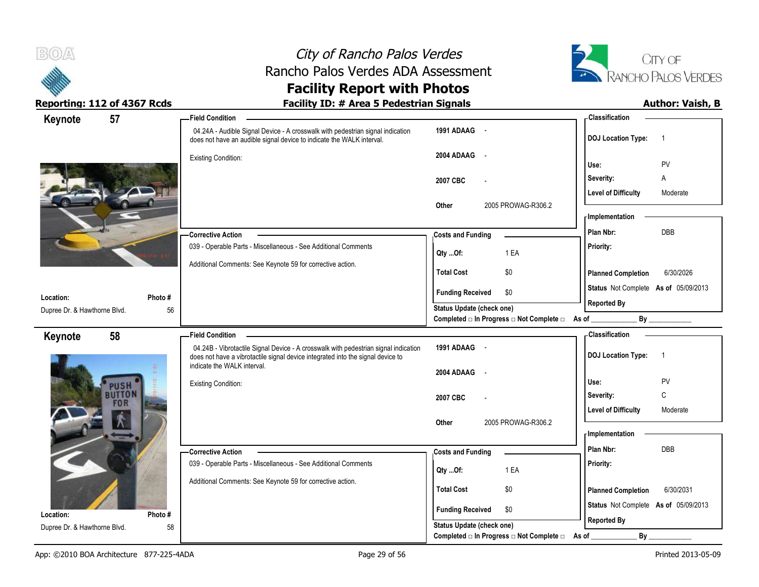# City of Rancho Palos Verdes
## Rancho Palos Verdes ADA Assessment
## Facility Report with Photos

**Reporting: 112 of 4367 Rcds**

**Facility ID: # Area 5 Pedestrian Signals**

**Author: Vaish, B**

---

### Keynote 57

**Location:** Dupree Dr. & Hawthorne Blvd.

**Photo #** 56

**Field Condition**

04.24A - Audible Signal Device - A crosswalk with pedestrian signal indication does not have an audible signal device to indicate the WALK interval.

Existing Condition:

| | |
|---|---|
| 1991 ADAAG | - |
| 2004 ADAAG | - |
| 2007 CBC | - |
| Other | 2005 PROWAG-R306.2 |

**Corrective Action**

039 - Operable Parts - Miscellaneous - See Additional Comments

Additional Comments: See Keynote 59 for corrective action.

**Costs and Funding**

| | |
|---|---|
| Qty ...Of: | 1 EA |
| Total Cost | $0 |
| Funding Received | $0 |

Status Update (check one)

Completed □ In Progress □ Not Complete □ As of ____________ By ____________

**Classification**

| | |
|---|---|
| DOJ Location Type: | 1 |
| Use: | PV |
| Severity: | A |
| Level of Difficulty | Moderate |

**Implementation**

| | |
|---|---|
| Plan Nbr: | DBB |
| Priority: | |
| Planned Completion | 6/30/2026 |
| Status | Not Complete As of 05/09/2013 |
| Reported By | |

---

### Keynote 58

**Location:** Dupree Dr. & Hawthorne Blvd.

**Photo #** 58

**Field Condition**

04.24B - Vibrotactile Signal Device - A crosswalk with pedestrian signal indication does not have a vibrotactile signal device integrated into the signal device to indicate the WALK interval.

Existing Condition:

| | |
|---|---|
| 1991 ADAAG | - |
| 2004 ADAAG | - |
| 2007 CBC | - |
| Other | 2005 PROWAG-R306.2 |

**Corrective Action**

039 - Operable Parts - Miscellaneous - See Additional Comments

Additional Comments: See Keynote 59 for corrective action.

**Costs and Funding**

| | |
|---|---|
| Qty ...Of: | 1 EA |
| Total Cost | $0 |
| Funding Received | $0 |

Status Update (check one)

Completed □ In Progress □ Not Complete □ As of ____________ By ____________

**Classification**

| | |
|---|---|
| DOJ Location Type: | 1 |
| Use: | PV |
| Severity: | C |
| Level of Difficulty | Moderate |

**Implementation**

| | |
|---|---|
| Plan Nbr: | DBB |
| Priority: | |
| Planned Completion | 6/30/2031 |
| Status | Not Complete As of 05/09/2013 |
| Reported By | |

---

App: ©2010 BOA Architecture 877-225-4ADA

Printed 2013-05-09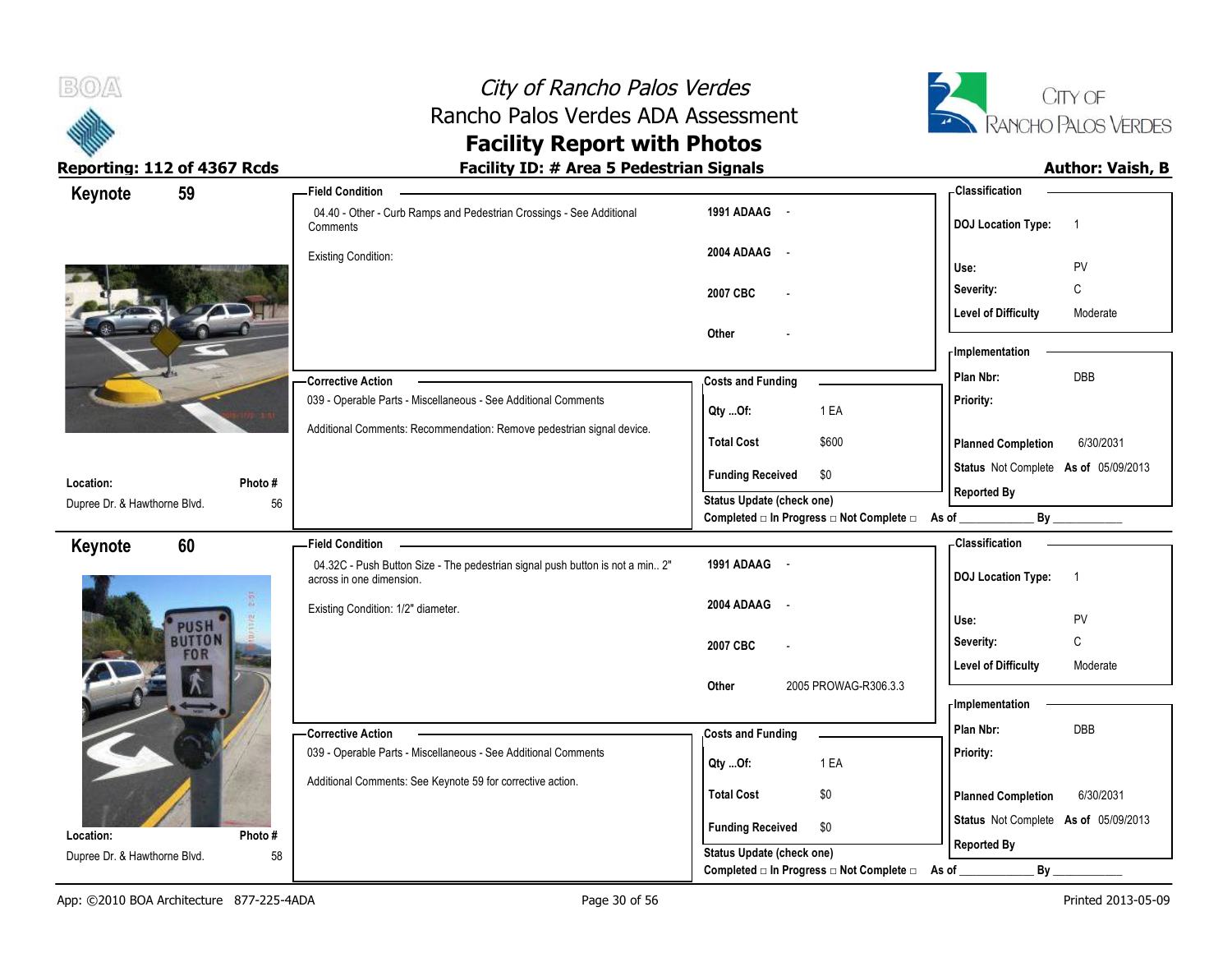# City of Rancho Palos Verdes
## Rancho Palos Verdes ADA Assessment
## Facility Report with Photos

**Reporting: 112 of 4367 Rcds** | **Facility ID: # Area 5 Pedestrian Signals** | **Author: Vaish, B**

---

## Keynote 59

**Location:** Dupree Dr. & Hawthorne Blvd.
**Photo #:** 56

**Field Condition**

04.40 - Other - Curb Ramps and Pedestrian Crossings - See Additional Comments

Existing Condition:

| | |
|---|---|
| 1991 ADAAG | - |
| 2004 ADAAG | - |
| 2007 CBC | - |
| Other | - |

**Corrective Action**

039 - Operable Parts - Miscellaneous - See Additional Comments

Additional Comments: Recommendation: Remove pedestrian signal device.

**Costs and Funding**

| | |
|---|---|
| Qty ...Of: | 1 EA |
| Total Cost | $600 |
| Funding Received | $0 |

Status Update (check one)
Completed □ In Progress □ Not Complete □ As of ____________ By ____________

**Classification**

| | |
|---|---|
| DOJ Location Type: | 1 |
| Use: | PV |
| Severity: | C |
| Level of Difficulty | Moderate |

**Implementation**

| | |
|---|---|
| Plan Nbr: | DBB |
| Priority: | |
| Planned Completion | 6/30/2031 |
| Status | Not Complete As of 05/09/2013 |
| Reported By | |

---

## Keynote 60

**Location:** Dupree Dr. & Hawthorne Blvd.
**Photo #:** 58

**Field Condition**

04.32C - Push Button Size - The pedestrian signal push button is not a min.. 2" across in one dimension.

Existing Condition: 1/2" diameter.

| | |
|---|---|
| 1991 ADAAG | - |
| 2004 ADAAG | - |
| 2007 CBC | - |
| Other | 2005 PROWAG-R306.3.3 |

**Corrective Action**

039 - Operable Parts - Miscellaneous - See Additional Comments

Additional Comments: See Keynote 59 for corrective action.

**Costs and Funding**

| | |
|---|---|
| Qty ...Of: | 1 EA |
| Total Cost | $0 |
| Funding Received | $0 |

Status Update (check one)
Completed □ In Progress □ Not Complete □ As of ____________ By ____________

**Classification**

| | |
|---|---|
| DOJ Location Type: | 1 |
| Use: | PV |
| Severity: | C |
| Level of Difficulty | Moderate |

**Implementation**

| | |
|---|---|
| Plan Nbr: | DBB |
| Priority: | |
| Planned Completion | 6/30/2031 |
| Status | Not Complete As of 05/09/2013 |
| Reported By | |

App: ©2010 BOA Architecture 877-225-4ADA | Printed 2013-05-09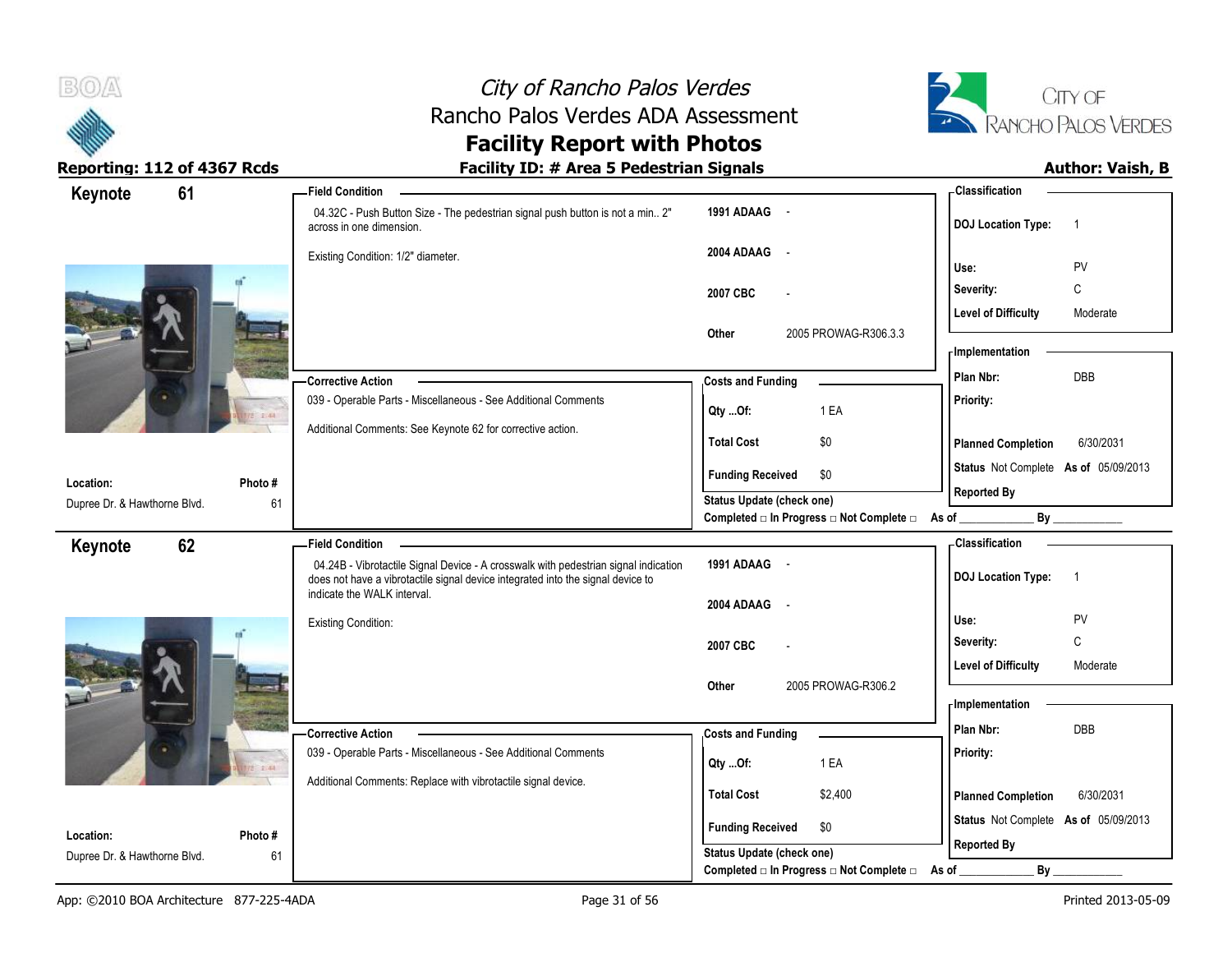# City of Rancho Palos Verdes
## Rancho Palos Verdes ADA Assessment
## Facility Report with Photos

**Reporting: 112 of 4367 Rcds** | **Facility ID: # Area 5 Pedestrian Signals** | **Author: Vaish, B**

---

## Keynote 61

**Location:** Dupree Dr. & Hawthorne Blvd.
**Photo #:** 61

**Field Condition**

04.32C - Push Button Size - The pedestrian signal push button is not a min.. 2" across in one dimension.

Existing Condition: 1/2" diameter.

| | |
|---|---|
| 1991 ADAAG | - |
| 2004 ADAAG | - |
| 2007 CBC | - |
| Other | 2005 PROWAG-R306.3.3 |

**Corrective Action**

039 - Operable Parts - Miscellaneous - See Additional Comments

Additional Comments: See Keynote 62 for corrective action.

**Costs and Funding**

| | |
|---|---|
| Qty ...Of: | 1 EA |
| Total Cost | $0 |
| Funding Received | $0 |

Status Update (check one)
Completed □ In Progress □ Not Complete □ As of ____________ By ____________

**Classification**

| | |
|---|---|
| DOJ Location Type: | 1 |
| Use: | PV |
| Severity: | C |
| Level of Difficulty | Moderate |

**Implementation**

| | |
|---|---|
| Plan Nbr: | DBB |
| Priority: | |
| Planned Completion | 6/30/2031 |
| Status | Not Complete As of 05/09/2013 |
| Reported By | |

---

## Keynote 62

**Location:** Dupree Dr. & Hawthorne Blvd.
**Photo #:** 61

**Field Condition**

04.24B - Vibrotactile Signal Device - A crosswalk with pedestrian signal indication does not have a vibrotactile signal device integrated into the signal device to indicate the WALK interval.

Existing Condition:

| | |
|---|---|
| 1991 ADAAG | - |
| 2004 ADAAG | - |
| 2007 CBC | - |
| Other | 2005 PROWAG-R306.2 |

**Corrective Action**

039 - Operable Parts - Miscellaneous - See Additional Comments

Additional Comments: Replace with vibrotactile signal device.

**Costs and Funding**

| | |
|---|---|
| Qty ...Of: | 1 EA |
| Total Cost | $2,400 |
| Funding Received | $0 |

Status Update (check one)
Completed □ In Progress □ Not Complete □ As of ____________ By ____________

**Classification**

| | |
|---|---|
| DOJ Location Type: | 1 |
| Use: | PV |
| Severity: | C |
| Level of Difficulty | Moderate |

**Implementation**

| | |
|---|---|
| Plan Nbr: | DBB |
| Priority: | |
| Planned Completion | 6/30/2031 |
| Status | Not Complete As of 05/09/2013 |
| Reported By | |

App: ©2010 BOA Architecture 877-225-4ADA | Printed 2013-05-09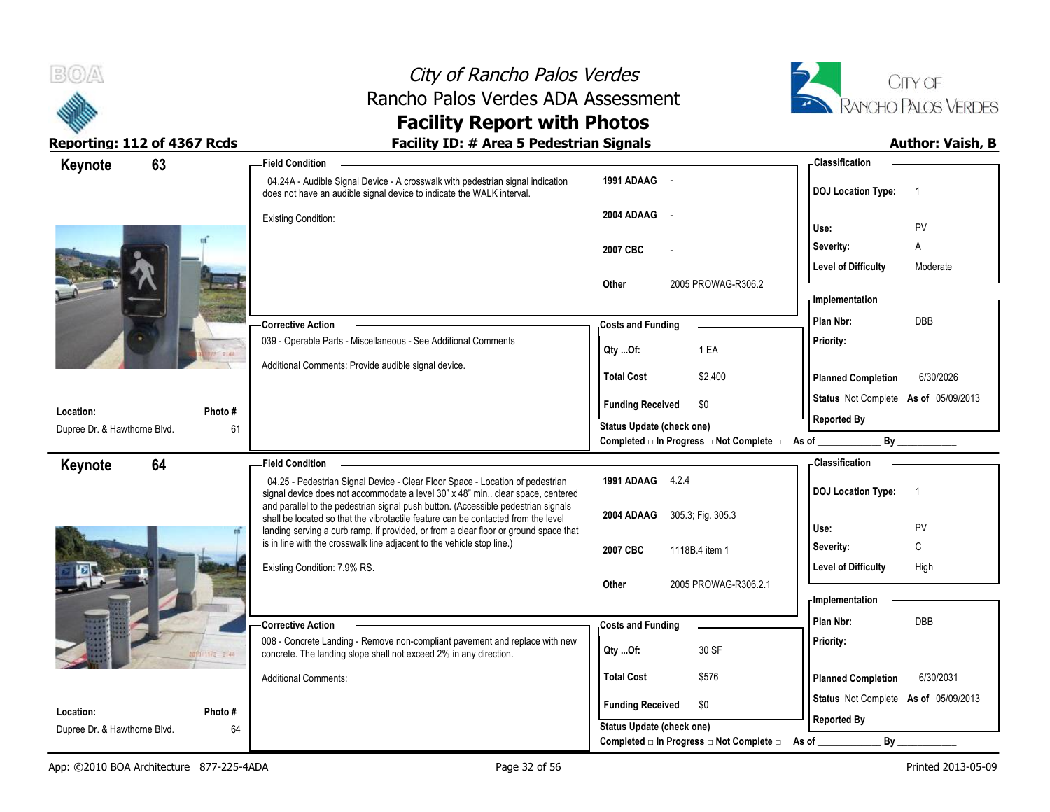# City of Rancho Palos Verdes
## Rancho Palos Verdes ADA Assessment
## Facility Report with Photos

**Reporting: 112 of 4367 Rcds** | **Facility ID: # Area 5 Pedestrian Signals** | **Author: Vaish, B**

---

## Keynote 63

**Field Condition**

04.24A - Audible Signal Device - A crosswalk with pedestrian signal indication does not have an audible signal device to indicate the WALK interval.

Existing Condition:

| | |
|---|---|
| 1991 ADAAG | - |
| 2004 ADAAG | - |
| 2007 CBC | - |
| Other | 2005 PROWAG-R306.2 |

**Classification**

| | |
|---|---|
| DOJ Location Type: | 1 |
| Use: | PV |
| Severity: | A |
| Level of Difficulty | Moderate |

**Corrective Action**

039 - Operable Parts - Miscellaneous - See Additional Comments

Additional Comments: Provide audible signal device.

**Costs and Funding**

| | |
|---|---|
| Qty ...Of: | 1 EA |
| Total Cost | $2,400 |
| Funding Received | $0 |

Status Update (check one)
Completed □ In Progress □ Not Complete □ As of ____________ By ____________

**Implementation**

| | |
|---|---|
| Plan Nbr: | DBB |
| Priority: | |
| Planned Completion | 6/30/2026 |
| Status | Not Complete As of 05/09/2013 |
| Reported By | |

| Location: | Photo # |
|---|---|
| Dupree Dr. & Hawthorne Blvd. | 61 |

---

## Keynote 64

**Field Condition**

04.25 - Pedestrian Signal Device - Clear Floor Space - Location of pedestrian signal device does not accommodate a level 30" x 48" min.. clear space, centered and parallel to the pedestrian signal push button. (Accessible pedestrian signals shall be located so that the vibrotactile feature can be contacted from the level landing serving a curb ramp, if provided, or from a clear floor or ground space that is in line with the crosswalk line adjacent to the vehicle stop line.)

Existing Condition: 7.9% RS.

| | |
|---|---|
| 1991 ADAAG | 4.2.4 |
| 2004 ADAAG | 305.3; Fig. 305.3 |
| 2007 CBC | 1118B.4 item 1 |
| Other | 2005 PROWAG-R306.2.1 |

**Classification**

| | |
|---|---|
| DOJ Location Type: | 1 |
| Use: | PV |
| Severity: | C |
| Level of Difficulty | High |

**Corrective Action**

008 - Concrete Landing - Remove non-compliant pavement and replace with new concrete. The landing slope shall not exceed 2% in any direction.

Additional Comments:

**Costs and Funding**

| | |
|---|---|
| Qty ...Of: | 30 SF |
| Total Cost | $576 |
| Funding Received | $0 |

Status Update (check one)
Completed □ In Progress □ Not Complete □ As of ____________ By ____________

**Implementation**

| | |
|---|---|
| Plan Nbr: | DBB |
| Priority: | |
| Planned Completion | 6/30/2031 |
| Status | Not Complete As of 05/09/2013 |
| Reported By | |

| Location: | Photo # |
|---|---|
| Dupree Dr. & Hawthorne Blvd. | 64 |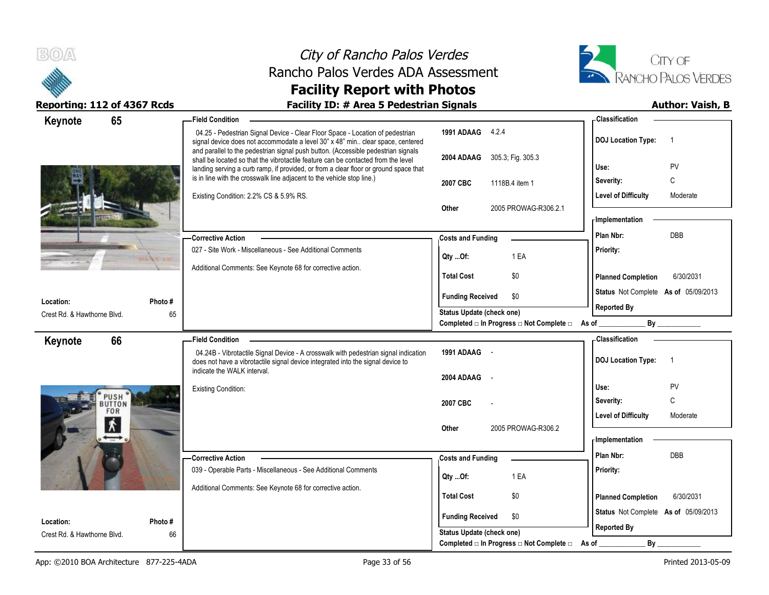# City of Rancho Palos Verdes
## Rancho Palos Verdes ADA Assessment
## Facility Report with Photos

**Reporting: 112 of 4367 Rcds** | **Facility ID: # Area 5 Pedestrian Signals** | **Author: Vaish, B**

---

## Keynote 65

**Field Condition**

04.25 - Pedestrian Signal Device - Clear Floor Space - Location of pedestrian signal device does not accommodate a level 30" x 48" min.. clear space, centered and parallel to the pedestrian signal push button. (Accessible pedestrian signals shall be located so that the vibrotactile feature can be contacted from the level landing serving a curb ramp, if provided, or from a clear floor or ground space that is in line with the crosswalk line adjacent to the vehicle stop line.)

Existing Condition: 2.2% CS & 5.9% RS.

| | |
|---|---|
| 1991 ADAAG | 4.2.4 |
| 2004 ADAAG | 305.3; Fig. 305.3 |
| 2007 CBC | 1118B.4 item 1 |
| Other | 2005 PROWAG-R306.2.1 |

**Classification**

| | |
|---|---|
| DOJ Location Type: | 1 |
| Use: | PV |
| Severity: | C |
| Level of Difficulty | Moderate |

**Corrective Action**

027 - Site Work - Miscellaneous - See Additional Comments

Additional Comments: See Keynote 68 for corrective action.

**Costs and Funding**

| | |
|---|---|
| Qty ...Of: | 1 EA |
| Total Cost | $0 |
| Funding Received | $0 |

Status Update (check one)
Completed □ In Progress □ Not Complete □ As of ____________ By ____________

**Implementation**

| | |
|---|---|
| Plan Nbr: | DBB |
| Priority: | |
| Planned Completion | 6/30/2031 |
| Status | Not Complete As of 05/09/2013 |
| Reported By | |

**Location:** Crest Rd. & Hawthorne Blvd. **Photo #** 65

---

## Keynote 66

**Field Condition**

04.24B - Vibrotactile Signal Device - A crosswalk with pedestrian signal indication does not have a vibrotactile signal device integrated into the signal device to indicate the WALK interval.

Existing Condition:

| | |
|---|---|
| 1991 ADAAG | - |
| 2004 ADAAG | - |
| 2007 CBC | - |
| Other | 2005 PROWAG-R306.2 |

**Classification**

| | |
|---|---|
| DOJ Location Type: | 1 |
| Use: | PV |
| Severity: | C |
| Level of Difficulty | Moderate |

**Corrective Action**

039 - Operable Parts - Miscellaneous - See Additional Comments

Additional Comments: See Keynote 68 for corrective action.

**Costs and Funding**

| | |
|---|---|
| Qty ...Of: | 1 EA |
| Total Cost | $0 |
| Funding Received | $0 |

Status Update (check one)
Completed □ In Progress □ Not Complete □ As of ____________ By ____________

**Implementation**

| | |
|---|---|
| Plan Nbr: | DBB |
| Priority: | |
| Planned Completion | 6/30/2031 |
| Status | Not Complete As of 05/09/2013 |
| Reported By | |

**Location:** Crest Rd. & Hawthorne Blvd. **Photo #** 66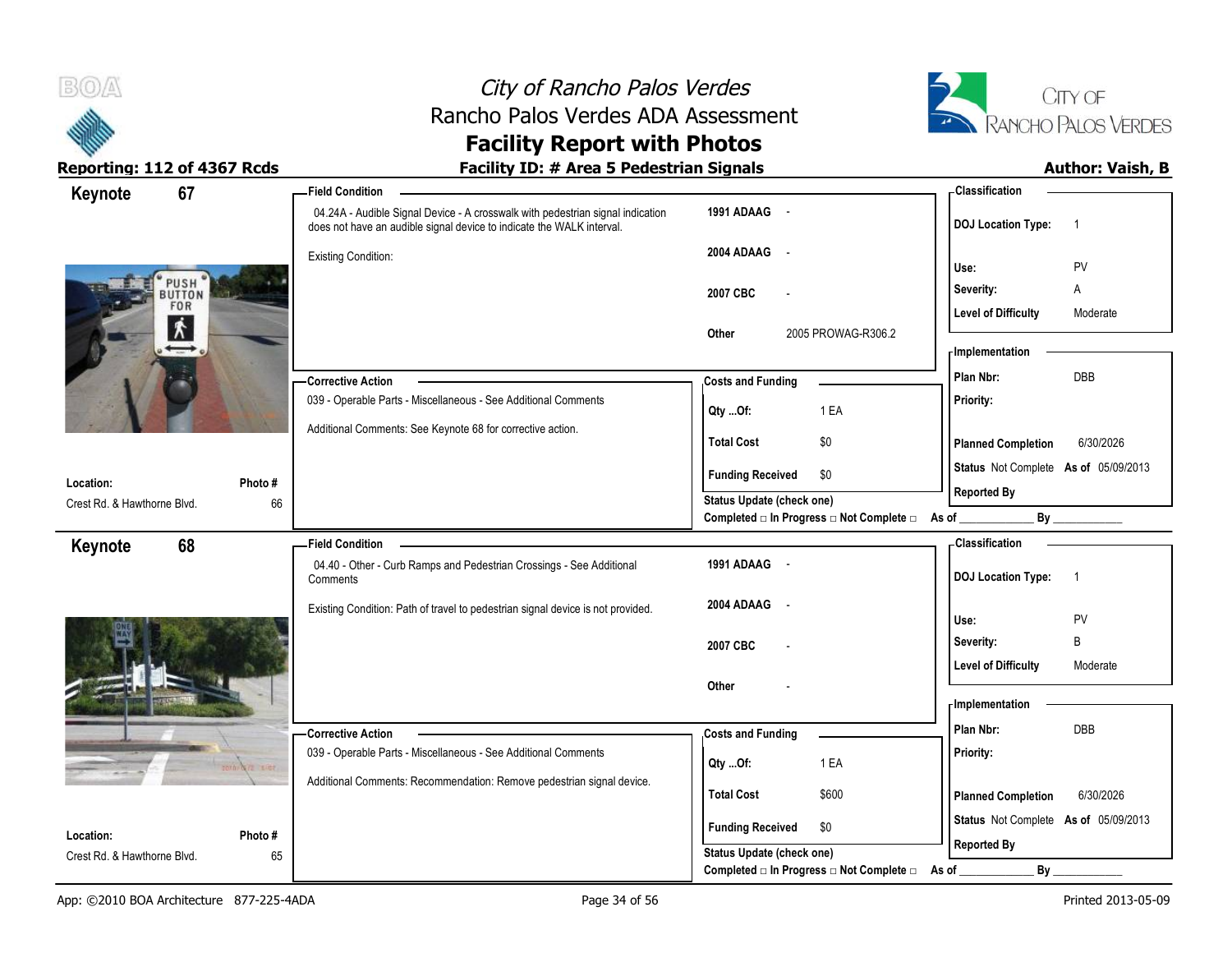# City of Rancho Palos Verdes
## Rancho Palos Verdes ADA Assessment
## Facility Report with Photos

**Reporting: 112 of 4367 Rcds**

**Facility ID: # Area 5 Pedestrian Signals**

**Author: Vaish, B**

---

### Keynote 67

**Field Condition**

04.24A - Audible Signal Device - A crosswalk with pedestrian signal indication does not have an audible signal device to indicate the WALK interval.

Existing Condition:

| | |
|---|---|
| 1991 ADAAG | - |
| 2004 ADAAG | - |
| 2007 CBC | - |
| Other | 2005 PROWAG-R306.2 |

**Classification**

| | |
|---|---|
| DOJ Location Type: | 1 |
| Use: | PV |
| Severity: | A |
| Level of Difficulty | Moderate |

**Corrective Action**

039 - Operable Parts - Miscellaneous - See Additional Comments

Additional Comments: See Keynote 68 for corrective action.

**Costs and Funding**

| | |
|---|---|
| Qty ...Of: | 1 EA |
| Total Cost | $0 |
| Funding Received | $0 |

Status Update (check one)

Completed □ In Progress □ Not Complete □ As of ____________ By ____________

**Implementation**

| | |
|---|---|
| Plan Nbr: | DBB |
| Priority: | |
| Planned Completion | 6/30/2026 |
| Status | Not Complete As of 05/09/2013 |
| Reported By | |

**Location:** Crest Rd. & Hawthorne Blvd.

**Photo #** 66

---

### Keynote 68

**Field Condition**

04.40 - Other - Curb Ramps and Pedestrian Crossings - See Additional Comments

Existing Condition: Path of travel to pedestrian signal device is not provided.

| | |
|---|---|
| 1991 ADAAG | - |
| 2004 ADAAG | - |
| 2007 CBC | - |
| Other | - |

**Classification**

| | |
|---|---|
| DOJ Location Type: | 1 |
| Use: | PV |
| Severity: | B |
| Level of Difficulty | Moderate |

**Corrective Action**

039 - Operable Parts - Miscellaneous - See Additional Comments

Additional Comments: Recommendation: Remove pedestrian signal device.

**Costs and Funding**

| | |
|---|---|
| Qty ...Of: | 1 EA |
| Total Cost | $600 |
| Funding Received | $0 |

Status Update (check one)

Completed □ In Progress □ Not Complete □ As of ____________ By ____________

**Implementation**

| | |
|---|---|
| Plan Nbr: | DBB |
| Priority: | |
| Planned Completion | 6/30/2026 |
| Status | Not Complete As of 05/09/2013 |
| Reported By | |

**Location:** Crest Rd. & Hawthorne Blvd.

**Photo #** 65

---

App: ©2010 BOA Architecture 877-225-4ADA

Printed 2013-05-09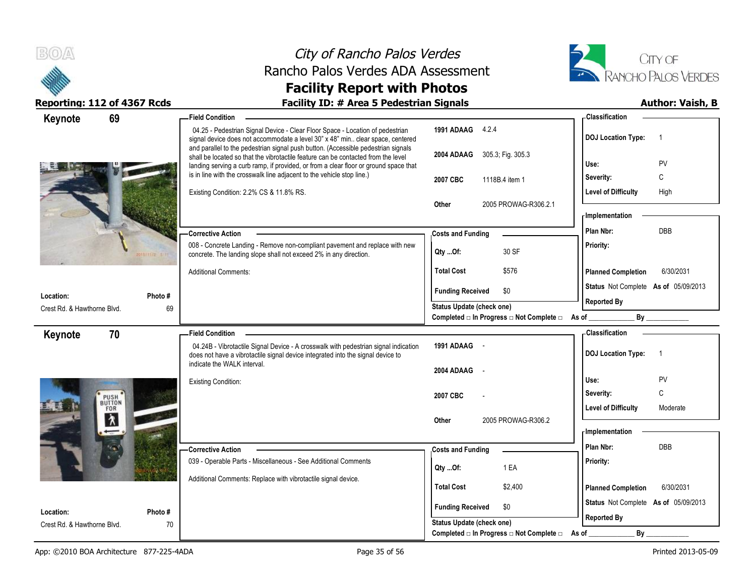# City of Rancho Palos Verdes
## Rancho Palos Verdes ADA Assessment
## Facility Report with Photos

**Reporting: 112 of 4367 Rcds** | **Facility ID: # Area 5 Pedestrian Signals** | **Author: Vaish, B**

---

## Keynote 69

**Location:** Crest Rd. & Hawthorne Blvd.
**Photo #:** 69

### Field Condition

04.25 - Pedestrian Signal Device - Clear Floor Space - Location of pedestrian signal device does not accommodate a level 30" x 48" min.. clear space, centered and parallel to the pedestrian signal push button. (Accessible pedestrian signals shall be located so that the vibrotactile feature can be contacted from the level landing serving a curb ramp, if provided, or from a clear floor or ground space that is in line with the crosswalk line adjacent to the vehicle stop line.)

Existing Condition: 2.2% CS & 11.8% RS.

| | |
|---|---|
| 1991 ADAAG | 4.2.4 |
| 2004 ADAAG | 305.3; Fig. 305.3 |
| 2007 CBC | 1118B.4 item 1 |
| Other | 2005 PROWAG-R306.2.1 |

### Classification

| | |
|---|---|
| DOJ Location Type: | 1 |
| Use: | PV |
| Severity: | C |
| Level of Difficulty | High |

### Corrective Action

008 - Concrete Landing - Remove non-compliant pavement and replace with new concrete. The landing slope shall not exceed 2% in any direction.

Additional Comments:

### Costs and Funding

| | |
|---|---|
| Qty ...Of: | 30 SF |
| Total Cost | $576 |
| Funding Received | $0 |

Status Update (check one)
Completed □ In Progress □ Not Complete □ As of ____________ By ____________

### Implementation

| | |
|---|---|
| Plan Nbr: | DBB |
| Priority: | |
| Planned Completion | 6/30/2031 |
| Status | Not Complete As of 05/09/2013 |
| Reported By | |

---

## Keynote 70

**Location:** Crest Rd. & Hawthorne Blvd.
**Photo #:** 70

### Field Condition

04.24B - Vibrotactile Signal Device - A crosswalk with pedestrian signal indication does not have a vibrotactile signal device integrated into the signal device to indicate the WALK interval.

Existing Condition:

| | |
|---|---|
| 1991 ADAAG | - |
| 2004 ADAAG | - |
| 2007 CBC | - |
| Other | 2005 PROWAG-R306.2 |

### Classification

| | |
|---|---|
| DOJ Location Type: | 1 |
| Use: | PV |
| Severity: | C |
| Level of Difficulty | Moderate |

### Corrective Action

039 - Operable Parts - Miscellaneous - See Additional Comments

Additional Comments: Replace with vibrotactile signal device.

### Costs and Funding

| | |
|---|---|
| Qty ...Of: | 1 EA |
| Total Cost | $2,400 |
| Funding Received | $0 |

Status Update (check one)
Completed □ In Progress □ Not Complete □ As of ____________ By ____________

### Implementation

| | |
|---|---|
| Plan Nbr: | DBB |
| Priority: | |
| Planned Completion | 6/30/2031 |
| Status | Not Complete As of 05/09/2013 |
| Reported By | |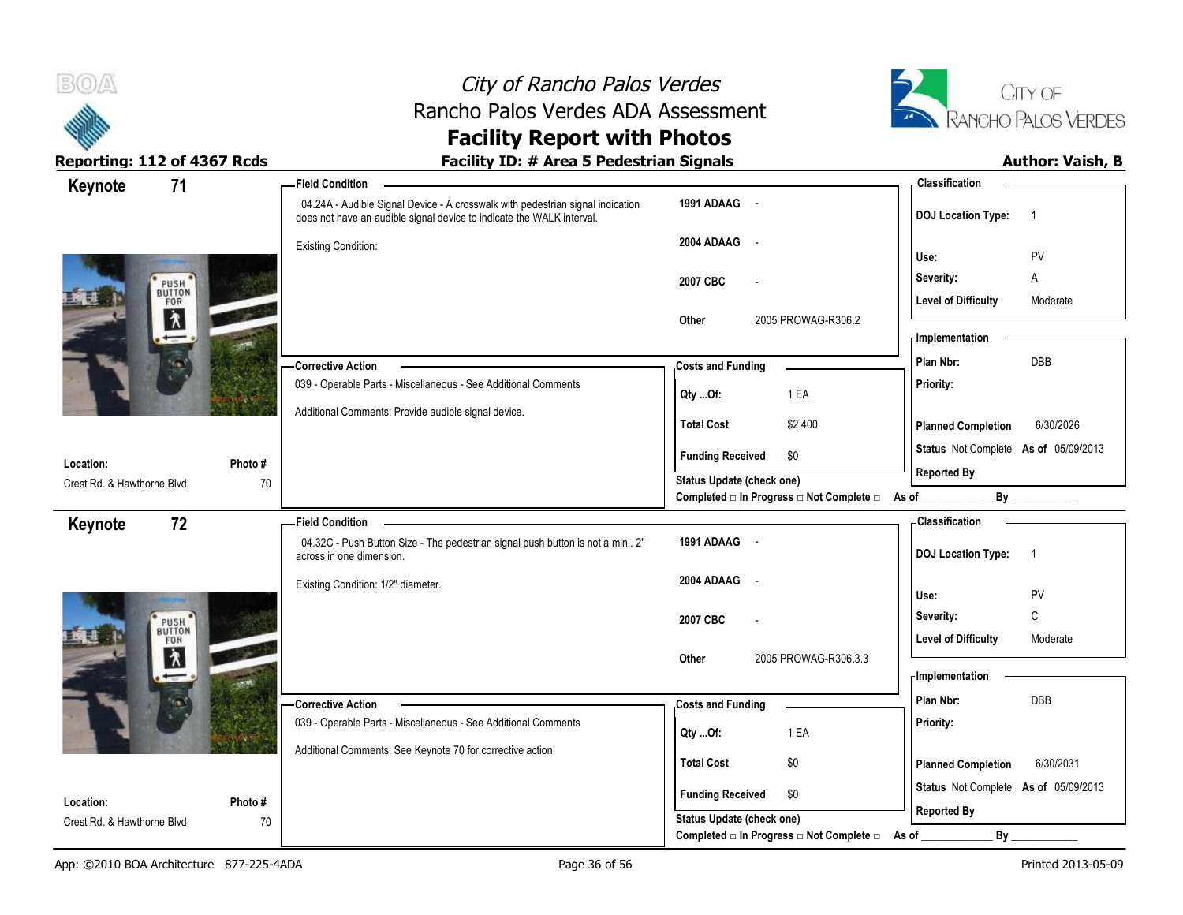# City of Rancho Palos Verdes
## Rancho Palos Verdes ADA Assessment
## Facility Report with Photos

**Reporting: 112 of 4367 Rcds** | **Facility ID: # Area 5 Pedestrian Signals** | **Author: Vaish, B**

---

## Keynote 71

**Location:** Crest Rd. & Hawthorne Blvd.
**Photo #:** 70

**Field Condition**

04.24A - Audible Signal Device - A crosswalk with pedestrian signal indication does not have an audible signal device to indicate the WALK interval.

Existing Condition:

| | |
|---|---|
| 1991 ADAAG | - |
| 2004 ADAAG | - |
| 2007 CBC | - |
| Other | 2005 PROWAG-R306.2 |

**Corrective Action**

039 - Operable Parts - Miscellaneous - See Additional Comments

Additional Comments: Provide audible signal device.

**Costs and Funding**

| | |
|---|---|
| Qty ...Of: | 1 EA |
| Total Cost | $2,400 |
| Funding Received | $0 |

Status Update (check one)
Completed □ In Progress □ Not Complete □ As of ____________ By ____________

**Classification**

| | |
|---|---|
| DOJ Location Type: | 1 |
| Use: | PV |
| Severity: | A |
| Level of Difficulty | Moderate |

**Implementation**

| | |
|---|---|
| Plan Nbr: | DBB |
| Priority: | |
| Planned Completion | 6/30/2026 |
| Status | Not Complete As of 05/09/2013 |
| Reported By | |

---

## Keynote 72

**Location:** Crest Rd. & Hawthorne Blvd.
**Photo #:** 70

**Field Condition**

04.32C - Push Button Size - The pedestrian signal push button is not a min.. 2" across in one dimension.

Existing Condition: 1/2" diameter.

| | |
|---|---|
| 1991 ADAAG | - |
| 2004 ADAAG | - |
| 2007 CBC | - |
| Other | 2005 PROWAG-R306.3.3 |

**Corrective Action**

039 - Operable Parts - Miscellaneous - See Additional Comments

Additional Comments: See Keynote 70 for corrective action.

**Costs and Funding**

| | |
|---|---|
| Qty ...Of: | 1 EA |
| Total Cost | $0 |
| Funding Received | $0 |

Status Update (check one)
Completed □ In Progress □ Not Complete □ As of ____________ By ____________

**Classification**

| | |
|---|---|
| DOJ Location Type: | 1 |
| Use: | PV |
| Severity: | C |
| Level of Difficulty | Moderate |

**Implementation**

| | |
|---|---|
| Plan Nbr: | DBB |
| Priority: | |
| Planned Completion | 6/30/2031 |
| Status | Not Complete As of 05/09/2013 |
| Reported By | |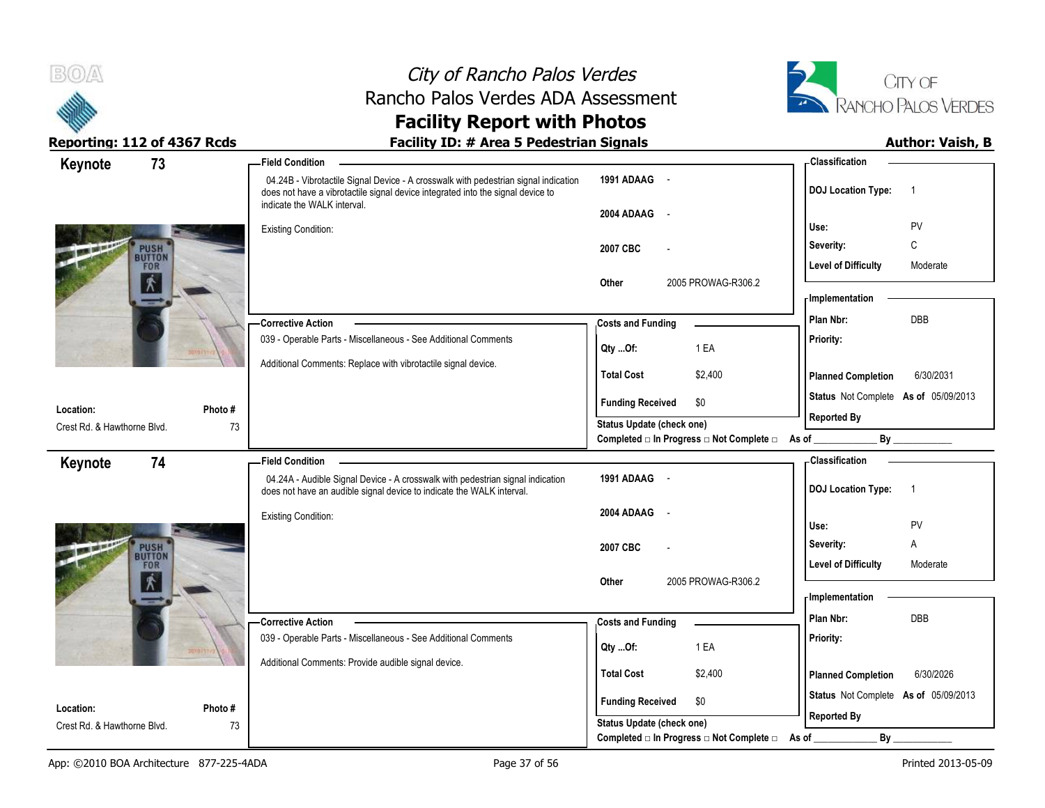# City of Rancho Palos Verdes
## Rancho Palos Verdes ADA Assessment
## Facility Report with Photos

**Reporting: 112 of 4367 Rcds**

**Facility ID: # Area 5 Pedestrian Signals**

**Author: Vaish, B**

---

## Keynote 73

**Location:** Crest Rd. & Hawthorne Blvd.

**Photo #:** 73

**Field Condition**

04.24B - Vibrotactile Signal Device - A crosswalk with pedestrian signal indication does not have a vibrotactile signal device integrated into the signal device to indicate the WALK interval.

Existing Condition:

| | |
|---|---|
| 1991 ADAAG | - |
| 2004 ADAAG | - |
| 2007 CBC | - |
| Other | 2005 PROWAG-R306.2 |

**Corrective Action**

039 - Operable Parts - Miscellaneous - See Additional Comments

Additional Comments: Replace with vibrotactile signal device.

**Costs and Funding**

| | |
|---|---|
| Qty ...Of: | 1 EA |
| Total Cost | $2,400 |
| Funding Received | $0 |

**Status Update (check one)**

Completed □ In Progress □ Not Complete □ As of ____________ By ____________

**Classification**

| | |
|---|---|
| DOJ Location Type: | 1 |
| Use: | PV |
| Severity: | C |
| Level of Difficulty | Moderate |

**Implementation**

| | |
|---|---|
| Plan Nbr: | DBB |
| Priority: | |
| Planned Completion | 6/30/2031 |
| Status | Not Complete As of 05/09/2013 |
| Reported By | |

---

## Keynote 74

**Location:** Crest Rd. & Hawthorne Blvd.

**Photo #:** 73

**Field Condition**

04.24A - Audible Signal Device - A crosswalk with pedestrian signal indication does not have an audible signal device to indicate the WALK interval.

Existing Condition:

| | |
|---|---|
| 1991 ADAAG | - |
| 2004 ADAAG | - |
| 2007 CBC | - |
| Other | 2005 PROWAG-R306.2 |

**Corrective Action**

039 - Operable Parts - Miscellaneous - See Additional Comments

Additional Comments: Provide audible signal device.

**Costs and Funding**

| | |
|---|---|
| Qty ...Of: | 1 EA |
| Total Cost | $2,400 |
| Funding Received | $0 |

**Status Update (check one)**

Completed □ In Progress □ Not Complete □ As of ____________ By ____________

**Classification**

| | |
|---|---|
| DOJ Location Type: | 1 |
| Use: | PV |
| Severity: | A |
| Level of Difficulty | Moderate |

**Implementation**

| | |
|---|---|
| Plan Nbr: | DBB |
| Priority: | |
| Planned Completion | 6/30/2026 |
| Status | Not Complete As of 05/09/2013 |
| Reported By | |

---

App: ©2010 BOA Architecture 877-225-4ADA

Printed 2013-05-09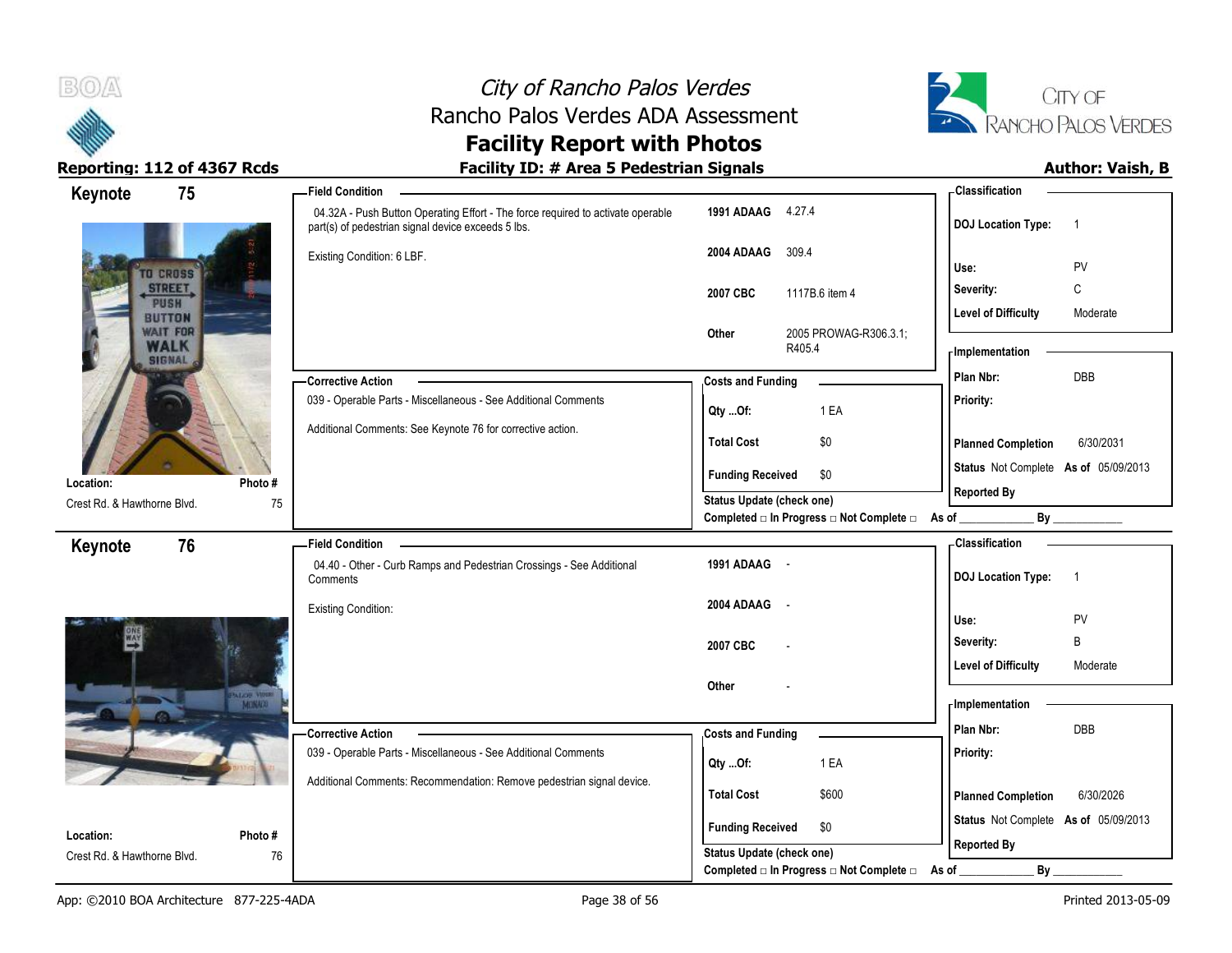# City of Rancho Palos Verdes
## Rancho Palos Verdes ADA Assessment
## Facility Report with Photos

**Reporting: 112 of 4367 Rcds** — **Facility ID: # Area 5 Pedestrian Signals** — **Author: Vaish, B**

---

## Keynote 75

**Location:** Crest Rd. & Hawthorne Blvd.
**Photo #:** 75

**Field Condition**

04.32A - Push Button Operating Effort - The force required to activate operable part(s) of pedestrian signal device exceeds 5 lbs.

Existing Condition: 6 LBF.

| | |
|---|---|
| 1991 ADAAG | 4.27.4 |
| 2004 ADAAG | 309.4 |
| 2007 CBC | 1117B.6 item 4 |
| Other | 2005 PROWAG-R306.3.1; R405.4 |

**Classification**

| | |
|---|---|
| DOJ Location Type: | 1 |
| Use: | PV |
| Severity: | C |
| Level of Difficulty | Moderate |

**Corrective Action**

039 - Operable Parts - Miscellaneous - See Additional Comments

Additional Comments: See Keynote 76 for corrective action.

**Costs and Funding**

| | |
|---|---|
| Qty ...Of: | 1 EA |
| Total Cost | $0 |
| Funding Received | $0 |

**Implementation**

| | |
|---|---|
| Plan Nbr: | DBB |
| Priority: | |
| Planned Completion | 6/30/2031 |
| Status | Not Complete As of 05/09/2013 |
| Reported By | |

Status Update (check one)
Completed □ In Progress □ Not Complete □ As of ____________ By ____________

---

## Keynote 76

**Location:** Crest Rd. & Hawthorne Blvd.
**Photo #:** 76

**Field Condition**

04.40 - Other - Curb Ramps and Pedestrian Crossings - See Additional Comments

Existing Condition:

| | |
|---|---|
| 1991 ADAAG | - |
| 2004 ADAAG | - |
| 2007 CBC | - |
| Other | - |

**Classification**

| | |
|---|---|
| DOJ Location Type: | 1 |
| Use: | PV |
| Severity: | B |
| Level of Difficulty | Moderate |

**Corrective Action**

039 - Operable Parts - Miscellaneous - See Additional Comments

Additional Comments: Recommendation: Remove pedestrian signal device.

**Costs and Funding**

| | |
|---|---|
| Qty ...Of: | 1 EA |
| Total Cost | $600 |
| Funding Received | $0 |

**Implementation**

| | |
|---|---|
| Plan Nbr: | DBB |
| Priority: | |
| Planned Completion | 6/30/2026 |
| Status | Not Complete As of 05/09/2013 |
| Reported By | |

Status Update (check one)
Completed □ In Progress □ Not Complete □ As of ____________ By ____________

---

App: ©2010 BOA Architecture 877-225-4ADA — Printed 2013-05-09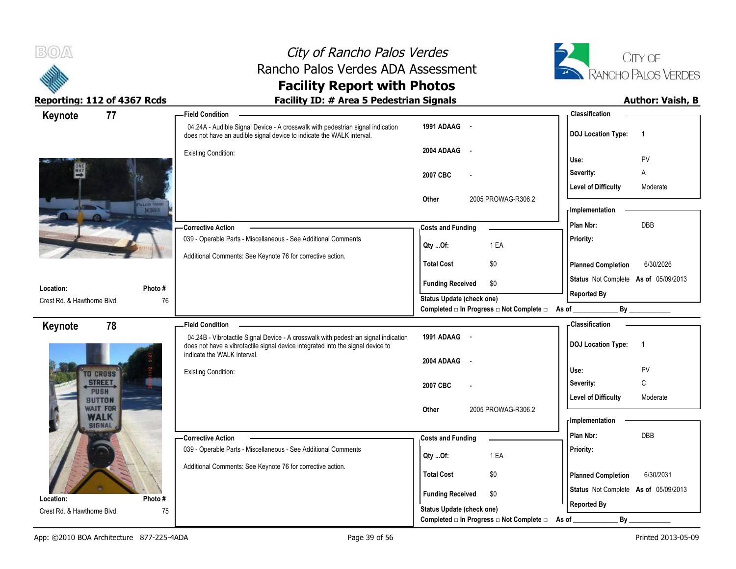# City of Rancho Palos Verdes
## Rancho Palos Verdes ADA Assessment
## Facility Report with Photos

**Reporting: 112 of 4367 Rcds** | **Facility ID: # Area 5 Pedestrian Signals** | **Author: Vaish, B**

---

## Keynote 77

**Location:** Crest Rd. & Hawthorne Blvd.
**Photo #** 76

**Field Condition**

04.24A - Audible Signal Device - A crosswalk with pedestrian signal indication does not have an audible signal device to indicate the WALK interval.

Existing Condition:

| | |
|---|---|
| 1991 ADAAG | - |
| 2004 ADAAG | - |
| 2007 CBC | - |
| Other | 2005 PROWAG-R306.2 |

**Classification**

| | |
|---|---|
| DOJ Location Type: | 1 |
| Use: | PV |
| Severity: | A |
| Level of Difficulty | Moderate |

**Corrective Action**

039 - Operable Parts - Miscellaneous - See Additional Comments

Additional Comments: See Keynote 76 for corrective action.

**Costs and Funding**

| | |
|---|---|
| Qty ...Of: | 1 EA |
| Total Cost | $0 |
| Funding Received | $0 |

**Implementation**

| | |
|---|---|
| Plan Nbr: | DBB |
| Priority: | |
| Planned Completion | 6/30/2026 |
| Status | Not Complete As of 05/09/2013 |
| Reported By | |

Status Update (check one)
Completed □ In Progress □ Not Complete □ As of ____________ By ____________

---

## Keynote 78

**Location:** Crest Rd. & Hawthorne Blvd.
**Photo #** 75

**Field Condition**

04.24B - Vibrotactile Signal Device - A crosswalk with pedestrian signal indication does not have a vibrotactile signal device integrated into the signal device to indicate the WALK interval.

Existing Condition:

| | |
|---|---|
| 1991 ADAAG | - |
| 2004 ADAAG | - |
| 2007 CBC | - |
| Other | 2005 PROWAG-R306.2 |

**Classification**

| | |
|---|---|
| DOJ Location Type: | 1 |
| Use: | PV |
| Severity: | C |
| Level of Difficulty | Moderate |

**Corrective Action**

039 - Operable Parts - Miscellaneous - See Additional Comments

Additional Comments: See Keynote 76 for corrective action.

**Costs and Funding**

| | |
|---|---|
| Qty ...Of: | 1 EA |
| Total Cost | $0 |
| Funding Received | $0 |

**Implementation**

| | |
|---|---|
| Plan Nbr: | DBB |
| Priority: | |
| Planned Completion | 6/30/2031 |
| Status | Not Complete As of 05/09/2013 |
| Reported By | |

Status Update (check one)
Completed □ In Progress □ Not Complete □ As of ____________ By ____________

---

App: ©2010 BOA Architecture 877-225-4ADA | Printed 2013-05-09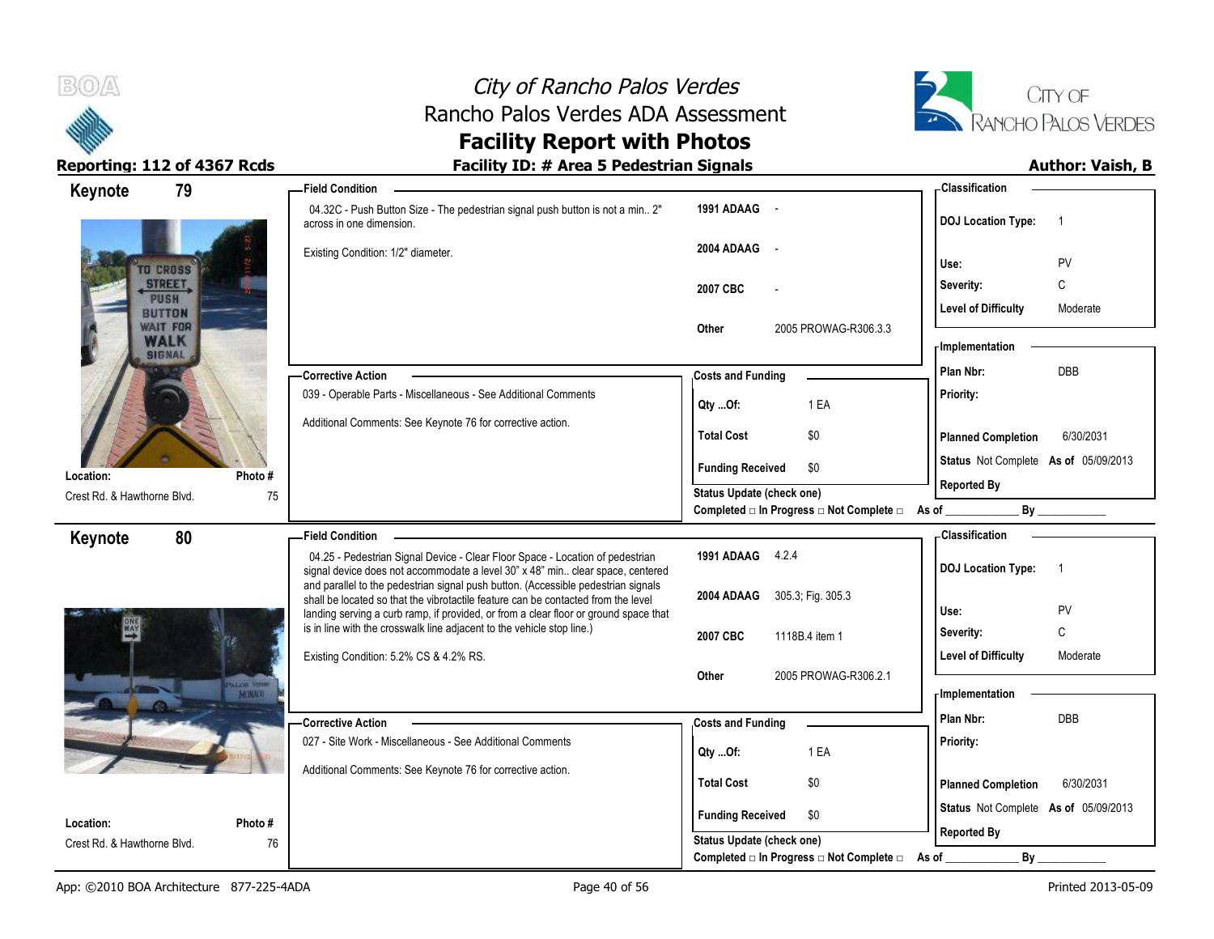# City of Rancho Palos Verdes
## Rancho Palos Verdes ADA Assessment
## Facility Report with Photos

**Reporting: 112 of 4367 Rcds** | **Facility ID: # Area 5 Pedestrian Signals** | **Author: Vaish, B**

---

### Keynote 79

**Location:** Crest Rd. & Hawthorne Blvd.
**Photo #:** 75

**Field Condition**

04.32C - Push Button Size - The pedestrian signal push button is not a min.. 2" across in one dimension.

Existing Condition: 1/2" diameter.

| | |
|---|---|
| 1991 ADAAG | - |
| 2004 ADAAG | - |
| 2007 CBC | - |
| Other | 2005 PROWAG-R306.3.3 |

**Corrective Action**

039 - Operable Parts - Miscellaneous - See Additional Comments

Additional Comments: See Keynote 76 for corrective action.

**Costs and Funding**

| | |
|---|---|
| Qty ...Of: | 1 EA |
| Total Cost | $0 |
| Funding Received | $0 |

Status Update (check one)
Completed □ In Progress □ Not Complete □ As of ____________ By ____________

**Classification**

| | |
|---|---|
| DOJ Location Type: | 1 |
| Use: | PV |
| Severity: | C |
| Level of Difficulty | Moderate |

**Implementation**

| | |
|---|---|
| Plan Nbr: | DBB |
| Priority: | |
| Planned Completion | 6/30/2031 |
| Status | Not Complete As of 05/09/2013 |
| Reported By | |

---

### Keynote 80

**Location:** Crest Rd. & Hawthorne Blvd.
**Photo #:** 76

**Field Condition**

04.25 - Pedestrian Signal Device - Clear Floor Space - Location of pedestrian signal device does not accommodate a level 30" x 48" min.. clear space, centered and parallel to the pedestrian signal push button. (Accessible pedestrian signals shall be located so that the vibrotactile feature can be contacted from the level landing serving a curb ramp, if provided, or from a clear floor or ground space that is in line with the crosswalk line adjacent to the vehicle stop line.)

Existing Condition: 5.2% CS & 4.2% RS.

| | |
|---|---|
| 1991 ADAAG | 4.2.4 |
| 2004 ADAAG | 305.3; Fig. 305.3 |
| 2007 CBC | 1118B.4 item 1 |
| Other | 2005 PROWAG-R306.2.1 |

**Corrective Action**

027 - Site Work - Miscellaneous - See Additional Comments

Additional Comments: See Keynote 76 for corrective action.

**Costs and Funding**

| | |
|---|---|
| Qty ...Of: | 1 EA |
| Total Cost | $0 |
| Funding Received | $0 |

Status Update (check one)
Completed □ In Progress □ Not Complete □ As of ____________ By ____________

**Classification**

| | |
|---|---|
| DOJ Location Type: | 1 |
| Use: | PV |
| Severity: | C |
| Level of Difficulty | Moderate |

**Implementation**

| | |
|---|---|
| Plan Nbr: | DBB |
| Priority: | |
| Planned Completion | 6/30/2031 |
| Status | Not Complete As of 05/09/2013 |
| Reported By | |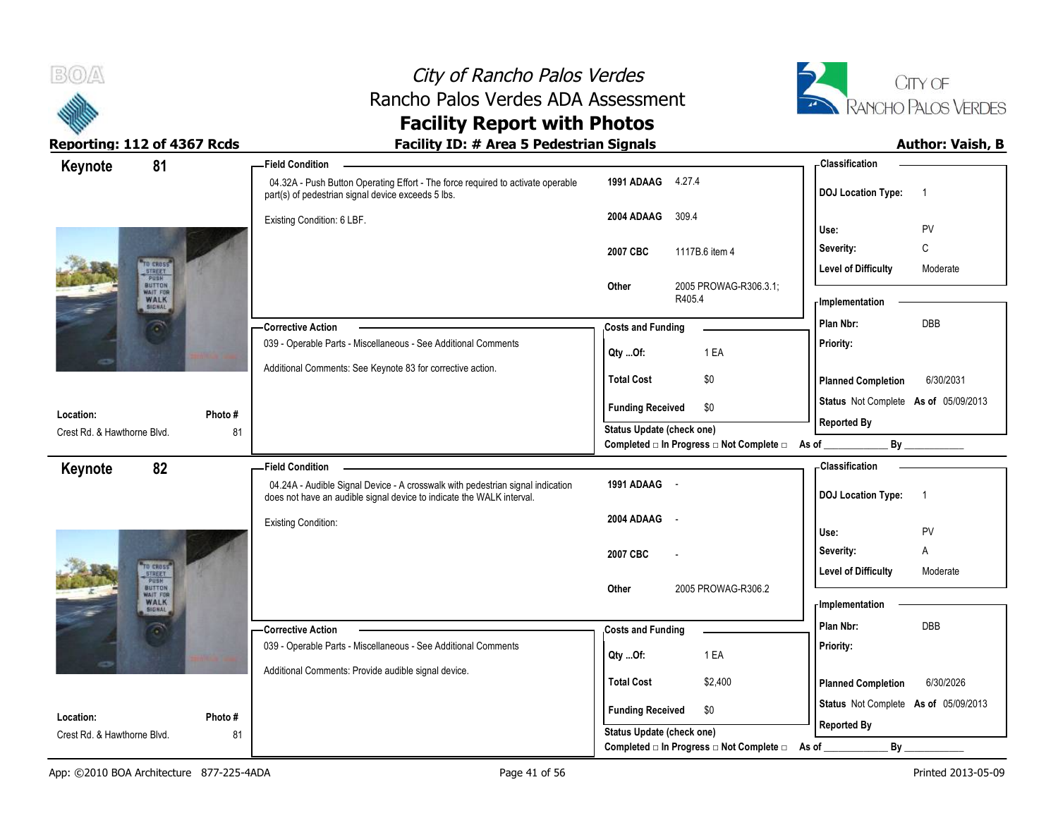# City of Rancho Palos Verdes
## Rancho Palos Verdes ADA Assessment
## Facility Report with Photos

**Reporting: 112 of 4367 Rcds**

**Facility ID: # Area 5 Pedestrian Signals**

**Author: Vaish, B**

---

## Keynote 81

**Field Condition**

04.32A - Push Button Operating Effort - The force required to activate operable part(s) of pedestrian signal device exceeds 5 lbs.

Existing Condition: 6 LBF.

| | |
|---|---|
| **1991 ADAAG** | 4.27.4 |
| **2004 ADAAG** | 309.4 |
| **2007 CBC** | 1117B.6 item 4 |
| **Other** | 2005 PROWAG-R306.3.1; R405.4 |

**Classification**

| | |
|---|---|
| **DOJ Location Type:** | 1 |
| **Use:** | PV |
| **Severity:** | C |
| **Level of Difficulty** | Moderate |

**Corrective Action**

039 - Operable Parts - Miscellaneous - See Additional Comments

Additional Comments: See Keynote 83 for corrective action.

**Costs and Funding**

| | |
|---|---|
| **Qty ...Of:** | 1 EA |
| **Total Cost** | $0 |
| **Funding Received** | $0 |

**Implementation**

| | |
|---|---|
| **Plan Nbr:** | DBB |
| **Priority:** | |
| **Planned Completion** | 6/30/2031 |
| **Status** | Not Complete **As of** 05/09/2013 |
| **Reported By** | |

**Location:** Crest Rd. & Hawthorne Blvd.

**Photo #** 81

**Status Update (check one)**

Completed □ In Progress □ Not Complete □ As of ____________ By ____________

---

## Keynote 82

**Field Condition**

04.24A - Audible Signal Device - A crosswalk with pedestrian signal indication does not have an audible signal device to indicate the WALK interval.

Existing Condition:

| | |
|---|---|
| **1991 ADAAG** | - |
| **2004 ADAAG** | - |
| **2007 CBC** | - |
| **Other** | 2005 PROWAG-R306.2 |

**Classification**

| | |
|---|---|
| **DOJ Location Type:** | 1 |
| **Use:** | PV |
| **Severity:** | A |
| **Level of Difficulty** | Moderate |

**Corrective Action**

039 - Operable Parts - Miscellaneous - See Additional Comments

Additional Comments: Provide audible signal device.

**Costs and Funding**

| | |
|---|---|
| **Qty ...Of:** | 1 EA |
| **Total Cost** | $2,400 |
| **Funding Received** | $0 |

**Implementation**

| | |
|---|---|
| **Plan Nbr:** | DBB |
| **Priority:** | |
| **Planned Completion** | 6/30/2026 |
| **Status** | Not Complete **As of** 05/09/2013 |
| **Reported By** | |

**Location:** Crest Rd. & Hawthorne Blvd.

**Photo #** 81

**Status Update (check one)**

Completed □ In Progress □ Not Complete □ As of ____________ By ____________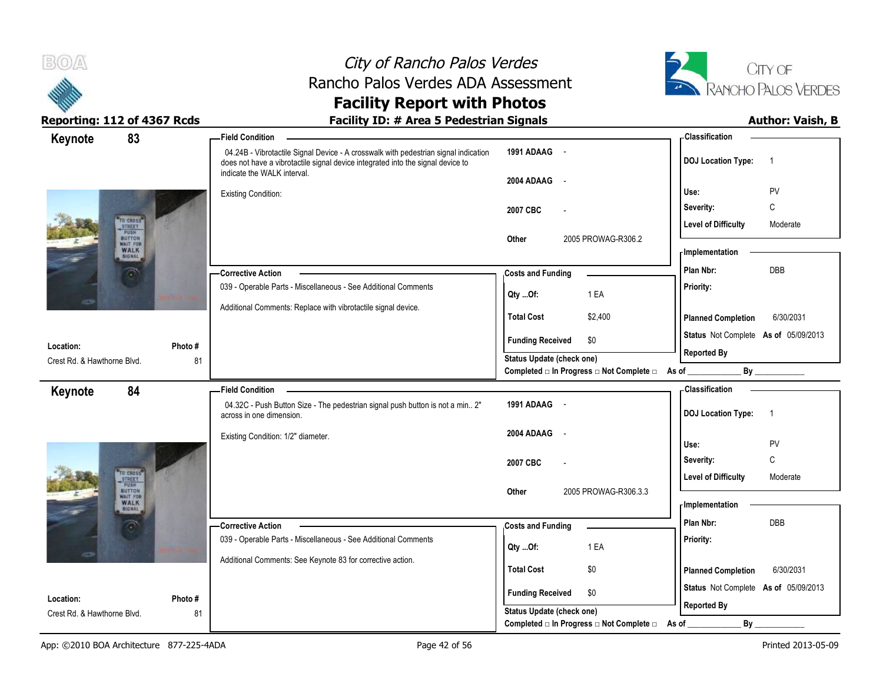# City of Rancho Palos Verdes
## Rancho Palos Verdes ADA Assessment
## Facility Report with Photos

**Reporting: 112 of 4367 Rcds** | **Facility ID: # Area 5 Pedestrian Signals** | **Author: Vaish, B**

---

## Keynote 83

**Field Condition**

04.24B - Vibrotactile Signal Device - A crosswalk with pedestrian signal indication does not have a vibrotactile signal device integrated into the signal device to indicate the WALK interval.

Existing Condition:

| | |
|---|---|
| 1991 ADAAG | - |
| 2004 ADAAG | - |
| 2007 CBC | - |
| Other | 2005 PROWAG-R306.2 |

**Classification**

| | |
|---|---|
| DOJ Location Type: | 1 |
| Use: | PV |
| Severity: | C |
| Level of Difficulty | Moderate |

**Corrective Action**

039 - Operable Parts - Miscellaneous - See Additional Comments

Additional Comments: Replace with vibrotactile signal device.

**Costs and Funding**

| | |
|---|---|
| Qty ...Of: | 1 EA |
| Total Cost | $2,400 |
| Funding Received | $0 |

**Implementation**

| | |
|---|---|
| Plan Nbr: | DBB |
| Priority: | |
| Planned Completion | 6/30/2031 |
| Status | Not Complete As of 05/09/2013 |
| Reported By | |

**Location:** Crest Rd. & Hawthorne Blvd. | **Photo #** 81

Status Update (check one)
Completed □ In Progress □ Not Complete □ As of ____________ By ____________

---

## Keynote 84

**Field Condition**

04.32C - Push Button Size - The pedestrian signal push button is not a min.. 2" across in one dimension.

Existing Condition: 1/2" diameter.

| | |
|---|---|
| 1991 ADAAG | - |
| 2004 ADAAG | - |
| 2007 CBC | - |
| Other | 2005 PROWAG-R306.3.3 |

**Classification**

| | |
|---|---|
| DOJ Location Type: | 1 |
| Use: | PV |
| Severity: | C |
| Level of Difficulty | Moderate |

**Corrective Action**

039 - Operable Parts - Miscellaneous - See Additional Comments

Additional Comments: See Keynote 83 for corrective action.

**Costs and Funding**

| | |
|---|---|
| Qty ...Of: | 1 EA |
| Total Cost | $0 |
| Funding Received | $0 |

**Implementation**

| | |
|---|---|
| Plan Nbr: | DBB |
| Priority: | |
| Planned Completion | 6/30/2031 |
| Status | Not Complete As of 05/09/2013 |
| Reported By | |

**Location:** Crest Rd. & Hawthorne Blvd. | **Photo #** 81

Status Update (check one)
Completed □ In Progress □ Not Complete □ As of ____________ By ____________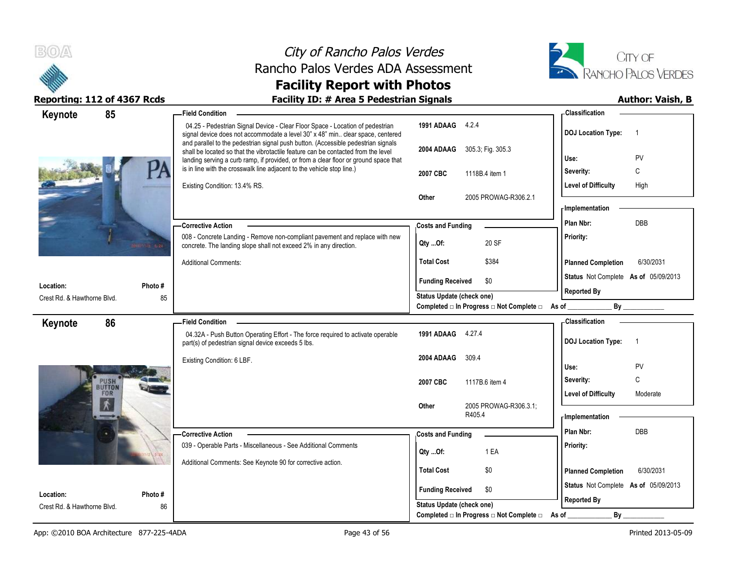# City of Rancho Palos Verdes
## Rancho Palos Verdes ADA Assessment
## Facility Report with Photos

**Reporting: 112 of 4367 Rcds** | **Facility ID: # Area 5 Pedestrian Signals** | **Author: Vaish, B**

---

## Keynote 85

**Location:** Crest Rd. & Hawthorne Blvd.
**Photo #:** 85

**Field Condition**

04.25 - Pedestrian Signal Device - Clear Floor Space - Location of pedestrian signal device does not accommodate a level 30" x 48" min.. clear space, centered and parallel to the pedestrian signal push button. (Accessible pedestrian signals shall be located so that the vibrotactile feature can be contacted from the level landing serving a curb ramp, if provided, or from a clear floor or ground space that is in line with the crosswalk line adjacent to the vehicle stop line.)

Existing Condition: 13.4% RS.

| | |
|---|---|
| **1991 ADAAG** | 4.2.4 |
| **2004 ADAAG** | 305.3; Fig. 305.3 |
| **2007 CBC** | 1118B.4 item 1 |
| **Other** | 2005 PROWAG-R306.2.1 |

**Classification**

| | |
|---|---|
| DOJ Location Type: | 1 |
| Use: | PV |
| Severity: | C |
| Level of Difficulty | High |

**Corrective Action**

008 - Concrete Landing - Remove non-compliant pavement and replace with new concrete. The landing slope shall not exceed 2% in any direction.

Additional Comments:

**Costs and Funding**

| | |
|---|---|
| Qty ...Of: | 20 SF |
| Total Cost | $384 |
| Funding Received | $0 |

Status Update (check one)
Completed □ In Progress □ Not Complete □ As of ____________ By ____________

**Implementation**

| | |
|---|---|
| Plan Nbr: | DBB |
| Priority: | |
| Planned Completion | 6/30/2031 |
| Status | Not Complete As of 05/09/2013 |
| Reported By | |

---

## Keynote 86

**Location:** Crest Rd. & Hawthorne Blvd.
**Photo #:** 86

**Field Condition**

04.32A - Push Button Operating Effort - The force required to activate operable part(s) of pedestrian signal device exceeds 5 lbs.

Existing Condition: 6 LBF.

| | |
|---|---|
| **1991 ADAAG** | 4.27.4 |
| **2004 ADAAG** | 309.4 |
| **2007 CBC** | 1117B.6 item 4 |
| **Other** | 2005 PROWAG-R306.3.1; R405.4 |

**Classification**

| | |
|---|---|
| DOJ Location Type: | 1 |
| Use: | PV |
| Severity: | C |
| Level of Difficulty | Moderate |

**Corrective Action**

039 - Operable Parts - Miscellaneous - See Additional Comments

Additional Comments: See Keynote 90 for corrective action.

**Costs and Funding**

| | |
|---|---|
| Qty ...Of: | 1 EA |
| Total Cost | $0 |
| Funding Received | $0 |

Status Update (check one)
Completed □ In Progress □ Not Complete □ As of ____________ By ____________

**Implementation**

| | |
|---|---|
| Plan Nbr: | DBB |
| Priority: | |
| Planned Completion | 6/30/2031 |
| Status | Not Complete As of 05/09/2013 |
| Reported By | |

---

App: ©2010 BOA Architecture 877-225-4ADA | Printed 2013-05-09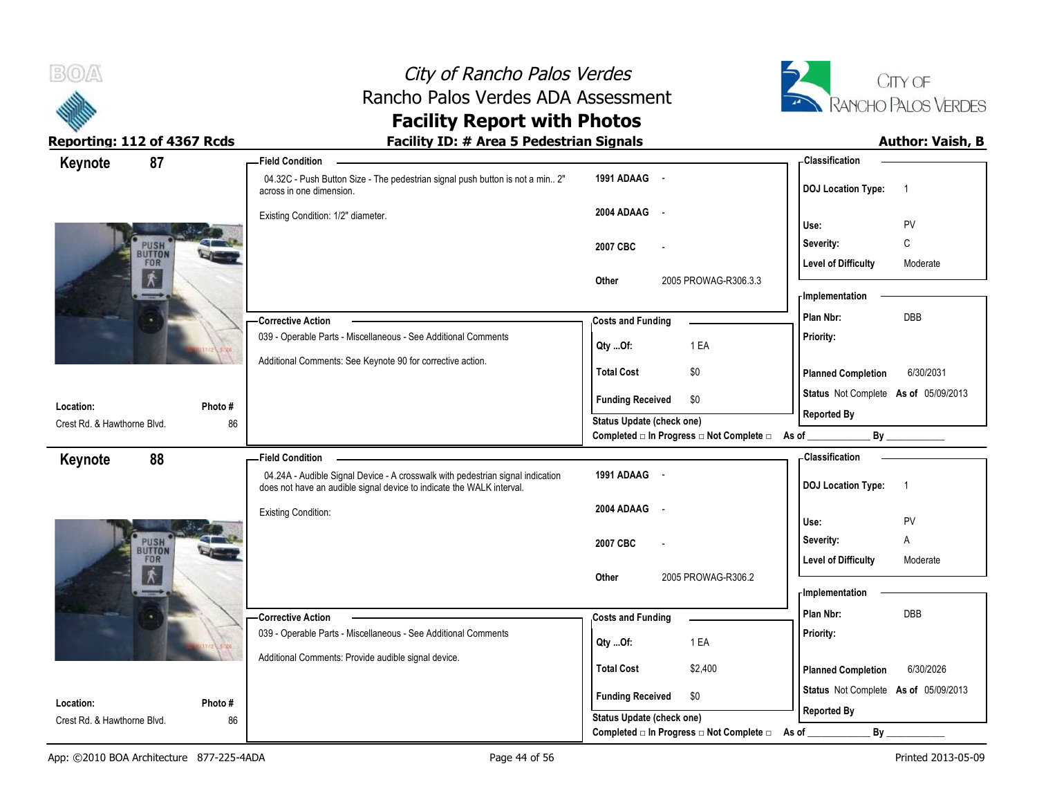# City of Rancho Palos Verdes
## Rancho Palos Verdes ADA Assessment
## Facility Report with Photos

**Reporting: 112 of 4367 Rcds** | **Facility ID: # Area 5 Pedestrian Signals** | **Author: Vaish, B**

---

### Keynote 87

**Location:** Crest Rd. & Hawthorne Blvd.
**Photo #:** 86

**Field Condition**

04.32C - Push Button Size - The pedestrian signal push button is not a min.. 2" across in one dimension.

Existing Condition: 1/2" diameter.

| | |
|---|---|
| 1991 ADAAG | - |
| 2004 ADAAG | - |
| 2007 CBC | - |
| Other | 2005 PROWAG-R306.3.3 |

**Classification**

| | |
|---|---|
| DOJ Location Type: | 1 |
| Use: | PV |
| Severity: | C |
| Level of Difficulty | Moderate |

**Corrective Action**

039 - Operable Parts - Miscellaneous - See Additional Comments

Additional Comments: See Keynote 90 for corrective action.

**Costs and Funding**

| | |
|---|---|
| Qty ...Of: | 1 EA |
| Total Cost | $0 |
| Funding Received | $0 |

Status Update (check one)
Completed □ In Progress □ Not Complete □ As of ____________ By ____________

**Implementation**

| | |
|---|---|
| Plan Nbr: | DBB |
| Priority: | |
| Planned Completion | 6/30/2031 |
| Status | Not Complete As of 05/09/2013 |
| Reported By | |

---

### Keynote 88

**Location:** Crest Rd. & Hawthorne Blvd.
**Photo #:** 86

**Field Condition**

04.24A - Audible Signal Device - A crosswalk with pedestrian signal indication does not have an audible signal device to indicate the WALK interval.

Existing Condition:

| | |
|---|---|
| 1991 ADAAG | - |
| 2004 ADAAG | - |
| 2007 CBC | - |
| Other | 2005 PROWAG-R306.2 |

**Classification**

| | |
|---|---|
| DOJ Location Type: | 1 |
| Use: | PV |
| Severity: | A |
| Level of Difficulty | Moderate |

**Corrective Action**

039 - Operable Parts - Miscellaneous - See Additional Comments

Additional Comments: Provide audible signal device.

**Costs and Funding**

| | |
|---|---|
| Qty ...Of: | 1 EA |
| Total Cost | $2,400 |
| Funding Received | $0 |

Status Update (check one)
Completed □ In Progress □ Not Complete □ As of ____________ By ____________

**Implementation**

| | |
|---|---|
| Plan Nbr: | DBB |
| Priority: | |
| Planned Completion | 6/30/2026 |
| Status | Not Complete As of 05/09/2013 |
| Reported By | |

---

App: ©2010 BOA Architecture 877-225-4ADA | Printed 2013-05-09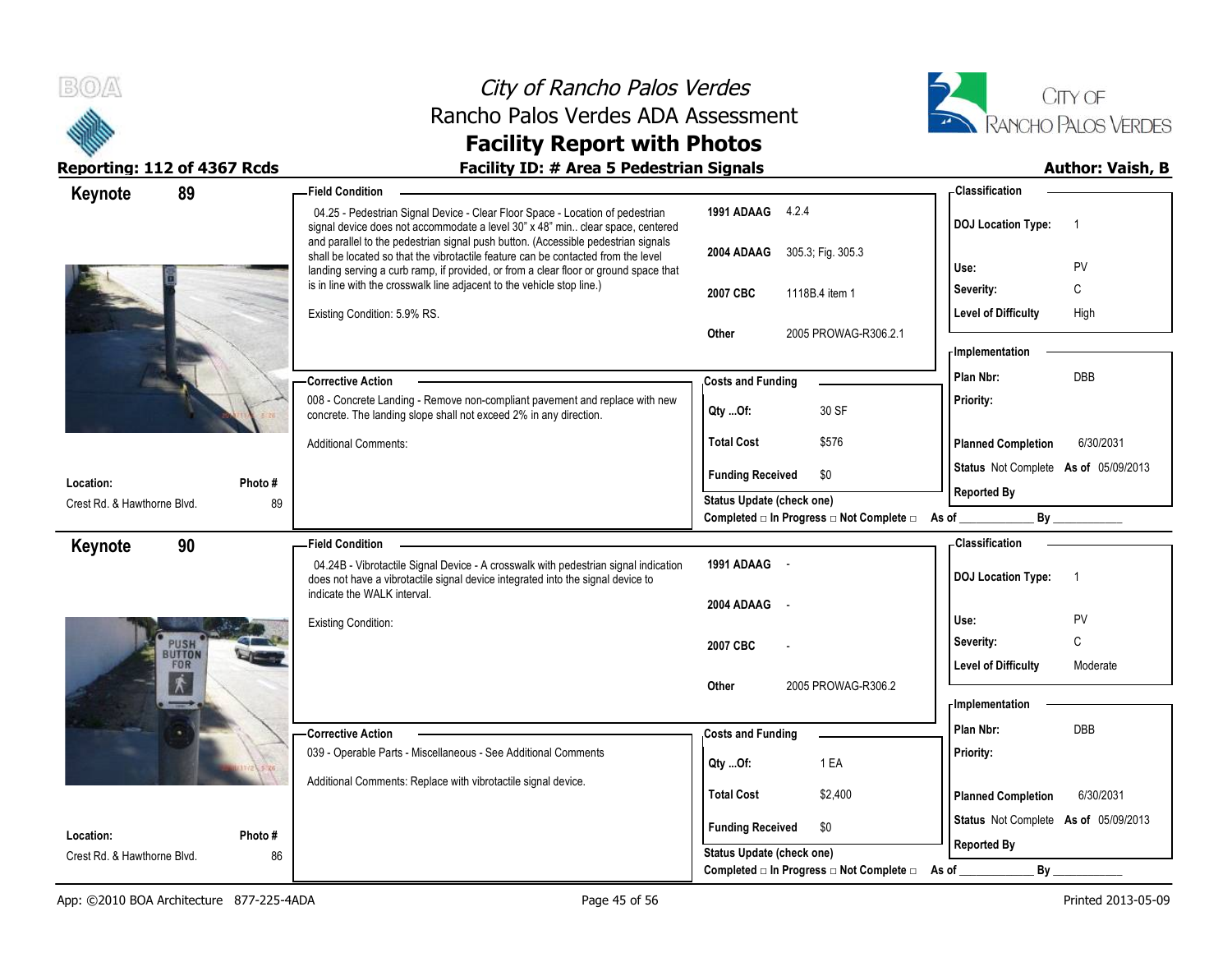# City of Rancho Palos Verdes
## Rancho Palos Verdes ADA Assessment
## Facility Report with Photos

**Reporting: 112 of 4367 Rcds** | **Facility ID: # Area 5 Pedestrian Signals** | **Author: Vaish, B**

---

### Keynote 89

**Location:** Crest Rd. & Hawthorne Blvd.
**Photo #:** 89

**Field Condition**

04.25 - Pedestrian Signal Device - Clear Floor Space - Location of pedestrian signal device does not accommodate a level 30" x 48" min.. clear space, centered and parallel to the pedestrian signal push button. (Accessible pedestrian signals shall be located so that the vibrotactile feature can be contacted from the level landing serving a curb ramp, if provided, or from a clear floor or ground space that is in line with the crosswalk line adjacent to the vehicle stop line.)

Existing Condition: 5.9% RS.

| | |
|---|---|
| 1991 ADAAG | 4.2.4 |
| 2004 ADAAG | 305.3; Fig. 305.3 |
| 2007 CBC | 1118B.4 item 1 |
| Other | 2005 PROWAG-R306.2.1 |

**Classification**

| | |
|---|---|
| DOJ Location Type: | 1 |
| Use: | PV |
| Severity: | C |
| Level of Difficulty | High |

**Corrective Action**

008 - Concrete Landing - Remove non-compliant pavement and replace with new concrete. The landing slope shall not exceed 2% in any direction.

Additional Comments:

**Costs and Funding**

| | |
|---|---|
| Qty ...Of: | 30 SF |
| Total Cost | $576 |
| Funding Received | $0 |

**Implementation**

| | |
|---|---|
| Plan Nbr: | DBB |
| Priority: | |
| Planned Completion | 6/30/2031 |
| Status | Not Complete As of 05/09/2013 |
| Reported By | |

Status Update (check one)
Completed □ In Progress □ Not Complete □ As of ____________ By ____________

---

### Keynote 90

**Location:** Crest Rd. & Hawthorne Blvd.
**Photo #:** 86

**Field Condition**

04.24B - Vibrotactile Signal Device - A crosswalk with pedestrian signal indication does not have a vibrotactile signal device integrated into the signal device to indicate the WALK interval.

Existing Condition:

| | |
|---|---|
| 1991 ADAAG | - |
| 2004 ADAAG | - |
| 2007 CBC | - |
| Other | 2005 PROWAG-R306.2 |

**Classification**

| | |
|---|---|
| DOJ Location Type: | 1 |
| Use: | PV |
| Severity: | C |
| Level of Difficulty | Moderate |

**Corrective Action**

039 - Operable Parts - Miscellaneous - See Additional Comments

Additional Comments: Replace with vibrotactile signal device.

**Costs and Funding**

| | |
|---|---|
| Qty ...Of: | 1 EA |
| Total Cost | $2,400 |
| Funding Received | $0 |

**Implementation**

| | |
|---|---|
| Plan Nbr: | DBB |
| Priority: | |
| Planned Completion | 6/30/2031 |
| Status | Not Complete As of 05/09/2013 |
| Reported By | |

Status Update (check one)
Completed □ In Progress □ Not Complete □ As of ____________ By ____________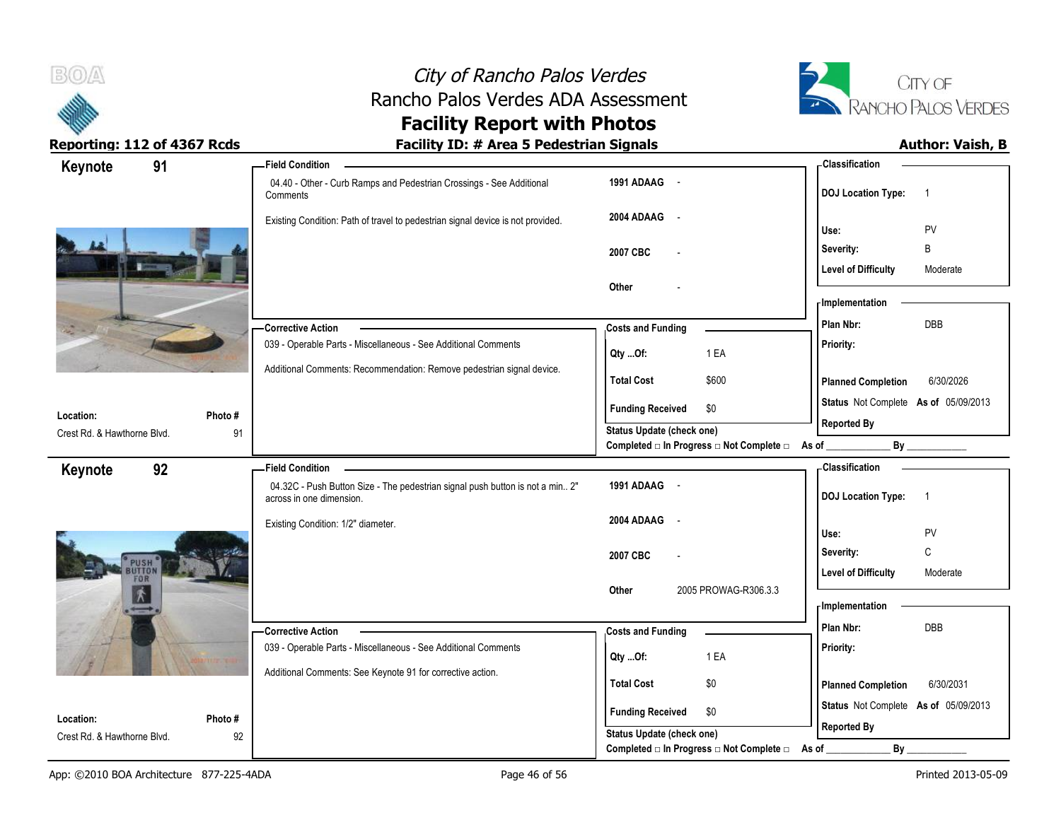# City of Rancho Palos Verdes
## Rancho Palos Verdes ADA Assessment
## Facility Report with Photos

**Reporting: 112 of 4367 Rcds** | **Facility ID: # Area 5 Pedestrian Signals** | **Author: Vaish, B**

---

## Keynote 91

**Location:** Crest Rd. & Hawthorne Blvd.
**Photo #:** 91

### Field Condition

04.40 - Other - Curb Ramps and Pedestrian Crossings - See Additional Comments

Existing Condition: Path of travel to pedestrian signal device is not provided.

| | |
|---|---|
| 1991 ADAAG | - |
| 2004 ADAAG | - |
| 2007 CBC | - |
| Other | - |

### Corrective Action

039 - Operable Parts - Miscellaneous - See Additional Comments

Additional Comments: Recommendation: Remove pedestrian signal device.

### Costs and Funding

| | |
|---|---|
| Qty ...Of: | 1 EA |
| Total Cost | $600 |
| Funding Received | $0 |

Status Update (check one)
Completed □ In Progress □ Not Complete □ As of ____________ By ____________

### Classification

| | |
|---|---|
| DOJ Location Type: | 1 |
| Use: | PV |
| Severity: | B |
| Level of Difficulty | Moderate |

### Implementation

| | |
|---|---|
| Plan Nbr: | DBB |
| Priority: | |
| Planned Completion | 6/30/2026 |
| Status | Not Complete **As of** 05/09/2013 |
| Reported By | |

---

## Keynote 92

**Location:** Crest Rd. & Hawthorne Blvd.
**Photo #:** 92

### Field Condition

04.32C - Push Button Size - The pedestrian signal push button is not a min.. 2" across in one dimension.

Existing Condition: 1/2" diameter.

| | |
|---|---|
| 1991 ADAAG | - |
| 2004 ADAAG | - |
| 2007 CBC | - |
| Other | 2005 PROWAG-R306.3.3 |

### Corrective Action

039 - Operable Parts - Miscellaneous - See Additional Comments

Additional Comments: See Keynote 91 for corrective action.

### Costs and Funding

| | |
|---|---|
| Qty ...Of: | 1 EA |
| Total Cost | $0 |
| Funding Received | $0 |

Status Update (check one)
Completed □ In Progress □ Not Complete □ As of ____________ By ____________

### Classification

| | |
|---|---|
| DOJ Location Type: | 1 |
| Use: | PV |
| Severity: | C |
| Level of Difficulty | Moderate |

### Implementation

| | |
|---|---|
| Plan Nbr: | DBB |
| Priority: | |
| Planned Completion | 6/30/2031 |
| Status | Not Complete **As of** 05/09/2013 |
| Reported By | |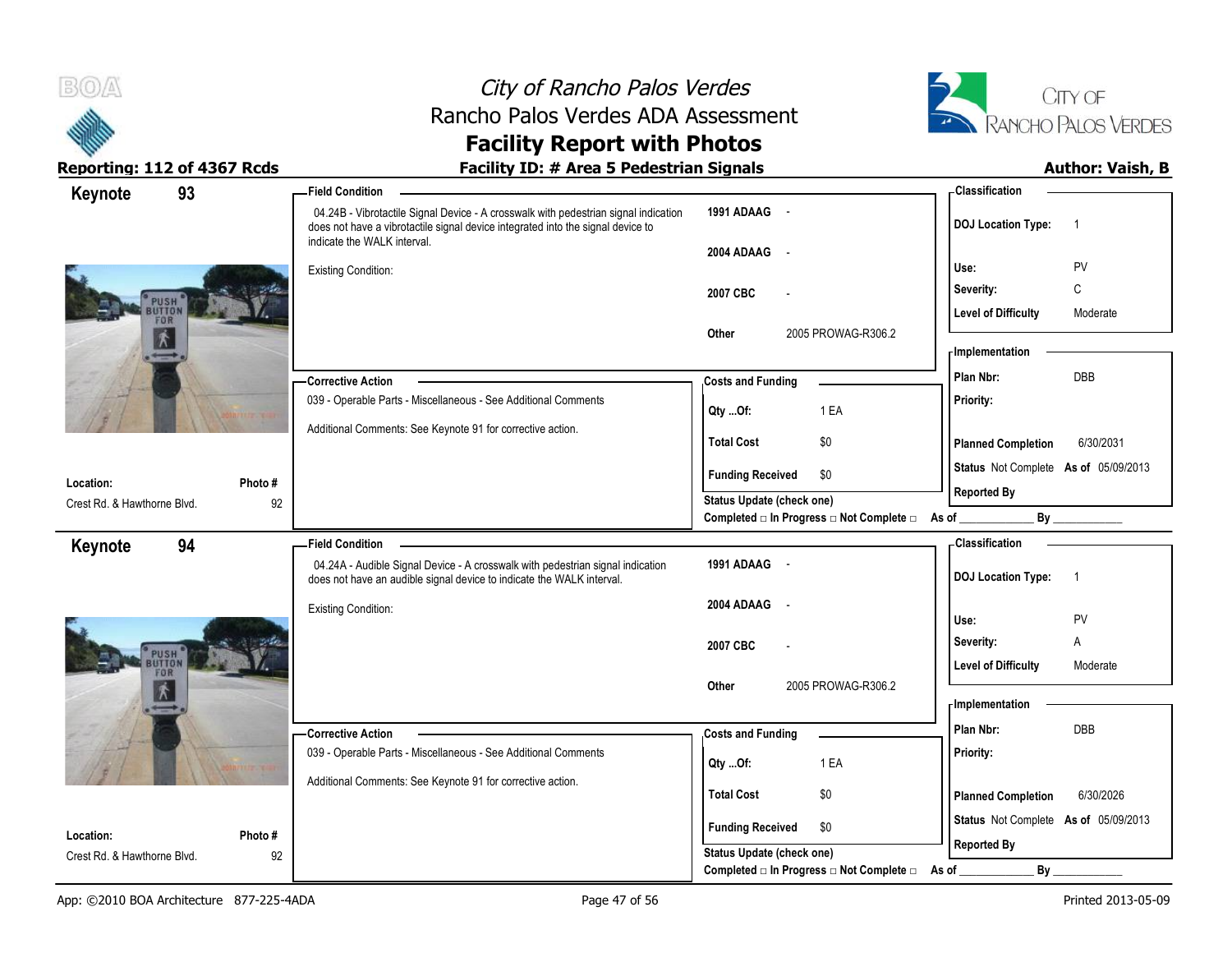# City of Rancho Palos Verdes
## Rancho Palos Verdes ADA Assessment
## Facility Report with Photos

**Reporting: 112 of 4367 Rcds** | **Facility ID: # Area 5 Pedestrian Signals** | **Author: Vaish, B**

---

## Keynote 93

**Field Condition**

04.24B - Vibrotactile Signal Device - A crosswalk with pedestrian signal indication does not have a vibrotactile signal device integrated into the signal device to indicate the WALK interval.

Existing Condition:

| | |
|---|---|
| 1991 ADAAG | - |
| 2004 ADAAG | - |
| 2007 CBC | - |
| Other | 2005 PROWAG-R306.2 |

**Classification**

| | |
|---|---|
| DOJ Location Type: | 1 |
| Use: | PV |
| Severity: | C |
| Level of Difficulty | Moderate |

**Corrective Action**

039 - Operable Parts - Miscellaneous - See Additional Comments

Additional Comments: See Keynote 91 for corrective action.

**Costs and Funding**

| | |
|---|---|
| Qty ...Of: | 1 EA |
| Total Cost | $0 |
| Funding Received | $0 |

Status Update (check one)
Completed □ In Progress □ Not Complete □ As of ____________ By ____________

**Implementation**

| | |
|---|---|
| Plan Nbr: | DBB |
| Priority: | |
| Planned Completion | 6/30/2031 |
| Status | Not Complete As of 05/09/2013 |
| Reported By | |

**Location:** Crest Rd. & Hawthorne Blvd.
**Photo #** 92

---

## Keynote 94

**Field Condition**

04.24A - Audible Signal Device - A crosswalk with pedestrian signal indication does not have an audible signal device to indicate the WALK interval.

Existing Condition:

| | |
|---|---|
| 1991 ADAAG | - |
| 2004 ADAAG | - |
| 2007 CBC | - |
| Other | 2005 PROWAG-R306.2 |

**Classification**

| | |
|---|---|
| DOJ Location Type: | 1 |
| Use: | PV |
| Severity: | A |
| Level of Difficulty | Moderate |

**Corrective Action**

039 - Operable Parts - Miscellaneous - See Additional Comments

Additional Comments: See Keynote 91 for corrective action.

**Costs and Funding**

| | |
|---|---|
| Qty ...Of: | 1 EA |
| Total Cost | $0 |
| Funding Received | $0 |

Status Update (check one)
Completed □ In Progress □ Not Complete □ As of ____________ By ____________

**Implementation**

| | |
|---|---|
| Plan Nbr: | DBB |
| Priority: | |
| Planned Completion | 6/30/2026 |
| Status | Not Complete As of 05/09/2013 |
| Reported By | |

**Location:** Crest Rd. & Hawthorne Blvd.
**Photo #** 92

---

App: ©2010 BOA Architecture 877-225-4ADA | Printed 2013-05-09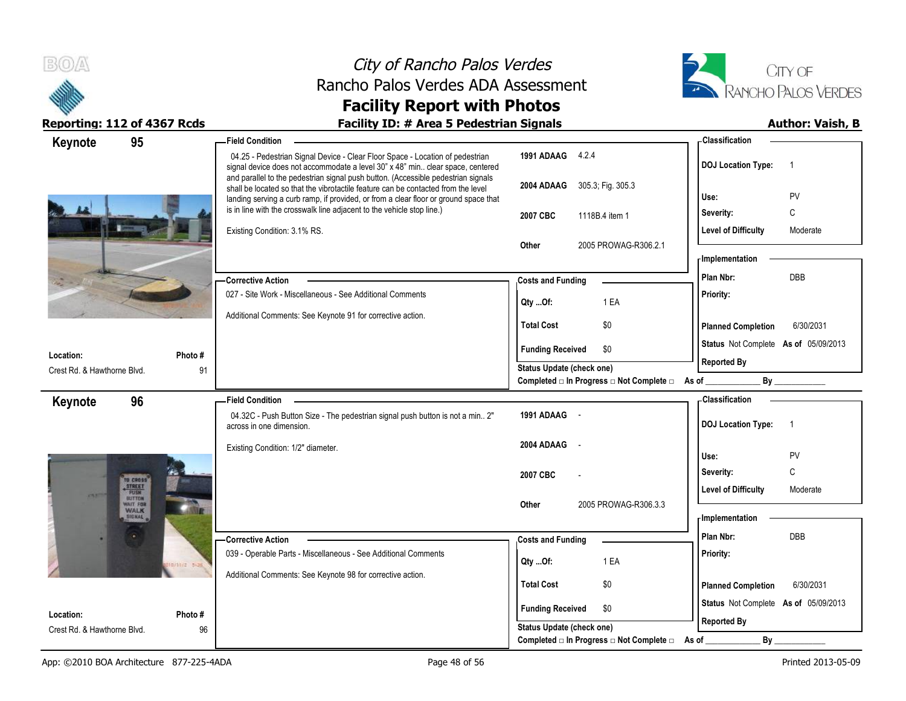# City of Rancho Palos Verdes
## Rancho Palos Verdes ADA Assessment
## Facility Report with Photos

**Reporting: 112 of 4367 Rcds** | **Facility ID: # Area 5 Pedestrian Signals** | **Author: Vaish, B**

---

### Keynote 95

**Location:** Crest Rd. & Hawthorne Blvd.
**Photo #:** 91

**Field Condition**

04.25 - Pedestrian Signal Device - Clear Floor Space - Location of pedestrian signal device does not accommodate a level 30" x 48" min.. clear space, centered and parallel to the pedestrian signal push button. (Accessible pedestrian signals shall be located so that the vibrotactile feature can be contacted from the level landing serving a curb ramp, if provided, or from a clear floor or ground space that is in line with the crosswalk line adjacent to the vehicle stop line.)

Existing Condition: 3.1% RS.

| | |
|---|---|
| 1991 ADAAG | 4.2.4 |
| 2004 ADAAG | 305.3; Fig. 305.3 |
| 2007 CBC | 1118B.4 item 1 |
| Other | 2005 PROWAG-R306.2.1 |

**Classification**

| | |
|---|---|
| DOJ Location Type: | 1 |
| Use: | PV |
| Severity: | C |
| Level of Difficulty | Moderate |

**Corrective Action**

027 - Site Work - Miscellaneous - See Additional Comments

Additional Comments: See Keynote 91 for corrective action.

**Costs and Funding**

| | |
|---|---|
| Qty ...Of: | 1 EA |
| Total Cost | $0 |
| Funding Received | $0 |

Status Update (check one)
Completed □ In Progress □ Not Complete □ As of ____________ By ____________

**Implementation**

| | |
|---|---|
| Plan Nbr: | DBB |
| Priority: | |
| Planned Completion | 6/30/2031 |
| Status | Not Complete As of 05/09/2013 |
| Reported By | |

---

### Keynote 96

**Location:** Crest Rd. & Hawthorne Blvd.
**Photo #:** 96

**Field Condition**

04.32C - Push Button Size - The pedestrian signal push button is not a min.. 2" across in one dimension.

Existing Condition: 1/2" diameter.

| | |
|---|---|
| 1991 ADAAG | - |
| 2004 ADAAG | - |
| 2007 CBC | - |
| Other | 2005 PROWAG-R306.3.3 |

**Classification**

| | |
|---|---|
| DOJ Location Type: | 1 |
| Use: | PV |
| Severity: | C |
| Level of Difficulty | Moderate |

**Corrective Action**

039 - Operable Parts - Miscellaneous - See Additional Comments

Additional Comments: See Keynote 98 for corrective action.

**Costs and Funding**

| | |
|---|---|
| Qty ...Of: | 1 EA |
| Total Cost | $0 |
| Funding Received | $0 |

Status Update (check one)
Completed □ In Progress □ Not Complete □ As of ____________ By ____________

**Implementation**

| | |
|---|---|
| Plan Nbr: | DBB |
| Priority: | |
| Planned Completion | 6/30/2031 |
| Status | Not Complete As of 05/09/2013 |
| Reported By | |

App: ©2010 BOA Architecture 877-225-4ADA | Printed 2013-05-09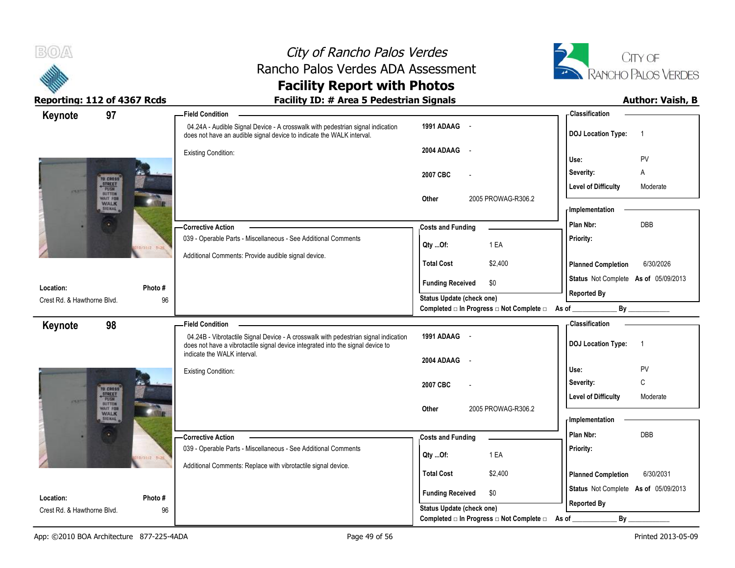# City of Rancho Palos Verdes
## Rancho Palos Verdes ADA Assessment
## Facility Report with Photos

**Reporting: 112 of 4367 Rcds** | **Facility ID: # Area 5 Pedestrian Signals** | **Author: Vaish, B**

---

## Keynote 97

**Location:** Crest Rd. & Hawthorne Blvd.
**Photo #:** 96

**Field Condition**

04.24A - Audible Signal Device - A crosswalk with pedestrian signal indication does not have an audible signal device to indicate the WALK interval.

Existing Condition:

| Code | Reference |
|---|---|
| 1991 ADAAG | - |
| 2004 ADAAG | - |
| 2007 CBC | - |
| Other | 2005 PROWAG-R306.2 |

**Corrective Action**

039 - Operable Parts - Miscellaneous - See Additional Comments

Additional Comments: Provide audible signal device.

**Costs and Funding**

| | |
|---|---|
| Qty ...Of: | 1 EA |
| Total Cost | $2,400 |
| Funding Received | $0 |

Status Update (check one)
Completed □ In Progress □ Not Complete □ As of ____________ By ____________

**Classification**

| | |
|---|---|
| DOJ Location Type: | 1 |
| Use: | PV |
| Severity: | A |
| Level of Difficulty | Moderate |

**Implementation**

| | |
|---|---|
| Plan Nbr: | DBB |
| Priority: | |
| Planned Completion | 6/30/2026 |
| Status | Not Complete As of 05/09/2013 |
| Reported By | |

---

## Keynote 98

**Location:** Crest Rd. & Hawthorne Blvd.
**Photo #:** 96

**Field Condition**

04.24B - Vibrotactile Signal Device - A crosswalk with pedestrian signal indication does not have a vibrotactile signal device integrated into the signal device to indicate the WALK interval.

Existing Condition:

| Code | Reference |
|---|---|
| 1991 ADAAG | - |
| 2004 ADAAG | - |
| 2007 CBC | - |
| Other | 2005 PROWAG-R306.2 |

**Corrective Action**

039 - Operable Parts - Miscellaneous - See Additional Comments

Additional Comments: Replace with vibrotactile signal device.

**Costs and Funding**

| | |
|---|---|
| Qty ...Of: | 1 EA |
| Total Cost | $2,400 |
| Funding Received | $0 |

Status Update (check one)
Completed □ In Progress □ Not Complete □ As of ____________ By ____________

**Classification**

| | |
|---|---|
| DOJ Location Type: | 1 |
| Use: | PV |
| Severity: | C |
| Level of Difficulty | Moderate |

**Implementation**

| | |
|---|---|
| Plan Nbr: | DBB |
| Priority: | |
| Planned Completion | 6/30/2031 |
| Status | Not Complete As of 05/09/2013 |
| Reported By | |

---

App: ©2010 BOA Architecture 877-225-4ADA | Printed 2013-05-09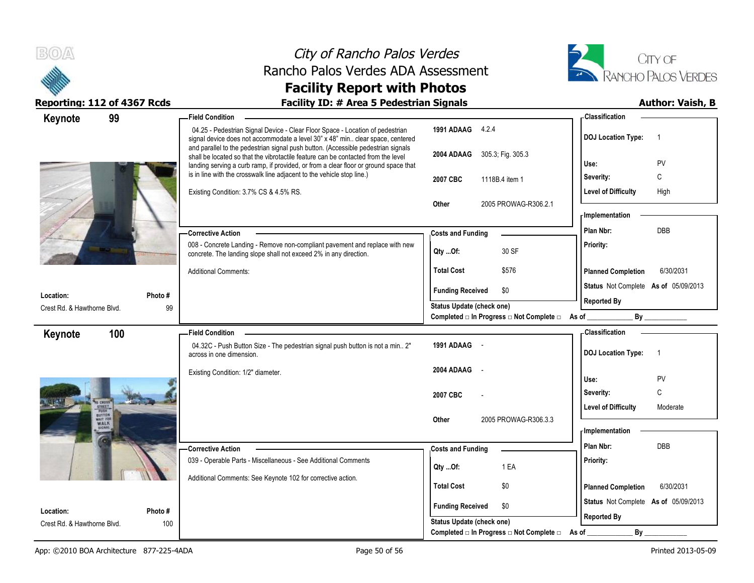# City of Rancho Palos Verdes
## Rancho Palos Verdes ADA Assessment
## Facility Report with Photos

**Reporting: 112 of 4367 Rcds** | **Facility ID: # Area 5 Pedestrian Signals** | **Author: Vaish, B**

---

## Keynote 99

**Location:** Crest Rd. & Hawthorne Blvd.
**Photo #:** 99

**Field Condition**

04.25 - Pedestrian Signal Device - Clear Floor Space - Location of pedestrian signal device does not accommodate a level 30" x 48" min.. clear space, centered and parallel to the pedestrian signal push button. (Accessible pedestrian signals shall be located so that the vibrotactile feature can be contacted from the level landing serving a curb ramp, if provided, or from a clear floor or ground space that is in line with the crosswalk line adjacent to the vehicle stop line.)

Existing Condition: 3.7% CS & 4.5% RS.

| | |
|---|---|
| 1991 ADAAG | 4.2.4 |
| 2004 ADAAG | 305.3; Fig. 305.3 |
| 2007 CBC | 1118B.4 item 1 |
| Other | 2005 PROWAG-R306.2.1 |

**Corrective Action**

008 - Concrete Landing - Remove non-compliant pavement and replace with new concrete. The landing slope shall not exceed 2% in any direction.

Additional Comments:

**Costs and Funding**

| | |
|---|---|
| Qty ...Of: | 30 SF |
| Total Cost | $576 |
| Funding Received | $0 |

Status Update (check one)
Completed □ In Progress □ Not Complete □ As of ____________ By ____________

**Classification**

| | |
|---|---|
| DOJ Location Type: | 1 |
| Use: | PV |
| Severity: | C |
| Level of Difficulty | High |

**Implementation**

| | |
|---|---|
| Plan Nbr: | DBB |
| Priority: | |
| Planned Completion | 6/30/2031 |
| Status | Not Complete As of 05/09/2013 |
| Reported By | |

---

## Keynote 100

**Location:** Crest Rd. & Hawthorne Blvd.
**Photo #:** 100

**Field Condition**

04.32C - Push Button Size - The pedestrian signal push button is not a min.. 2" across in one dimension.

Existing Condition: 1/2" diameter.

| | |
|---|---|
| 1991 ADAAG | - |
| 2004 ADAAG | - |
| 2007 CBC | - |
| Other | 2005 PROWAG-R306.3.3 |

**Corrective Action**

039 - Operable Parts - Miscellaneous - See Additional Comments

Additional Comments: See Keynote 102 for corrective action.

**Costs and Funding**

| | |
|---|---|
| Qty ...Of: | 1 EA |
| Total Cost | $0 |
| Funding Received | $0 |

Status Update (check one)
Completed □ In Progress □ Not Complete □ As of ____________ By ____________

**Classification**

| | |
|---|---|
| DOJ Location Type: | 1 |
| Use: | PV |
| Severity: | C |
| Level of Difficulty | Moderate |

**Implementation**

| | |
|---|---|
| Plan Nbr: | DBB |
| Priority: | |
| Planned Completion | 6/30/2031 |
| Status | Not Complete As of 05/09/2013 |
| Reported By | |

---

App: ©2010 BOA Architecture 877-225-4ADA | Printed 2013-05-09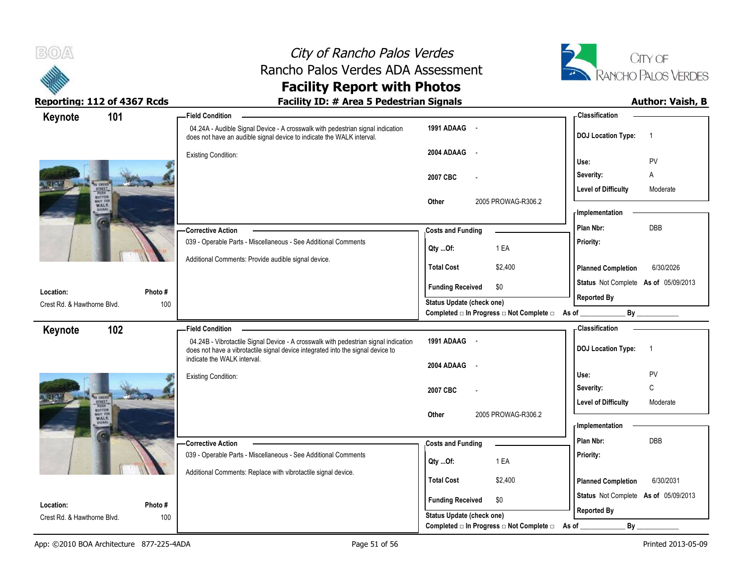# City of Rancho Palos Verdes
## Rancho Palos Verdes ADA Assessment
## Facility Report with Photos

**Reporting: 112 of 4367 Rcds** | **Facility ID: # Area 5 Pedestrian Signals** | **Author: Vaish, B**

---

## Keynote 101

**Location:** Crest Rd. & Hawthorne Blvd.
**Photo #:** 100

**Field Condition**

04.24A - Audible Signal Device - A crosswalk with pedestrian signal indication does not have an audible signal device to indicate the WALK interval.

Existing Condition:

| | |
|---|---|
| 1991 ADAAG | - |
| 2004 ADAAG | - |
| 2007 CBC | - |
| Other | 2005 PROWAG-R306.2 |

**Classification**

| | |
|---|---|
| DOJ Location Type: | 1 |
| Use: | PV |
| Severity: | A |
| Level of Difficulty | Moderate |

**Corrective Action**

039 - Operable Parts - Miscellaneous - See Additional Comments

Additional Comments: Provide audible signal device.

**Costs and Funding**

| | |
|---|---|
| Qty ...Of: | 1 EA |
| Total Cost | $2,400 |
| Funding Received | $0 |

Status Update (check one)
Completed □ In Progress □ Not Complete □ As of ____________ By ____________

**Implementation**

| | |
|---|---|
| Plan Nbr: | DBB |
| Priority: | |
| Planned Completion | 6/30/2026 |
| Status | Not Complete As of 05/09/2013 |
| Reported By | |

---

## Keynote 102

**Location:** Crest Rd. & Hawthorne Blvd.
**Photo #:** 100

**Field Condition**

04.24B - Vibrotactile Signal Device - A crosswalk with pedestrian signal indication does not have a vibrotactile signal device integrated into the signal device to indicate the WALK interval.

Existing Condition:

| | |
|---|---|
| 1991 ADAAG | - |
| 2004 ADAAG | - |
| 2007 CBC | - |
| Other | 2005 PROWAG-R306.2 |

**Classification**

| | |
|---|---|
| DOJ Location Type: | 1 |
| Use: | PV |
| Severity: | C |
| Level of Difficulty | Moderate |

**Corrective Action**

039 - Operable Parts - Miscellaneous - See Additional Comments

Additional Comments: Replace with vibrotactile signal device.

**Costs and Funding**

| | |
|---|---|
| Qty ...Of: | 1 EA |
| Total Cost | $2,400 |
| Funding Received | $0 |

Status Update (check one)
Completed □ In Progress □ Not Complete □ As of ____________ By ____________

**Implementation**

| | |
|---|---|
| Plan Nbr: | DBB |
| Priority: | |
| Planned Completion | 6/30/2031 |
| Status | Not Complete As of 05/09/2013 |
| Reported By | |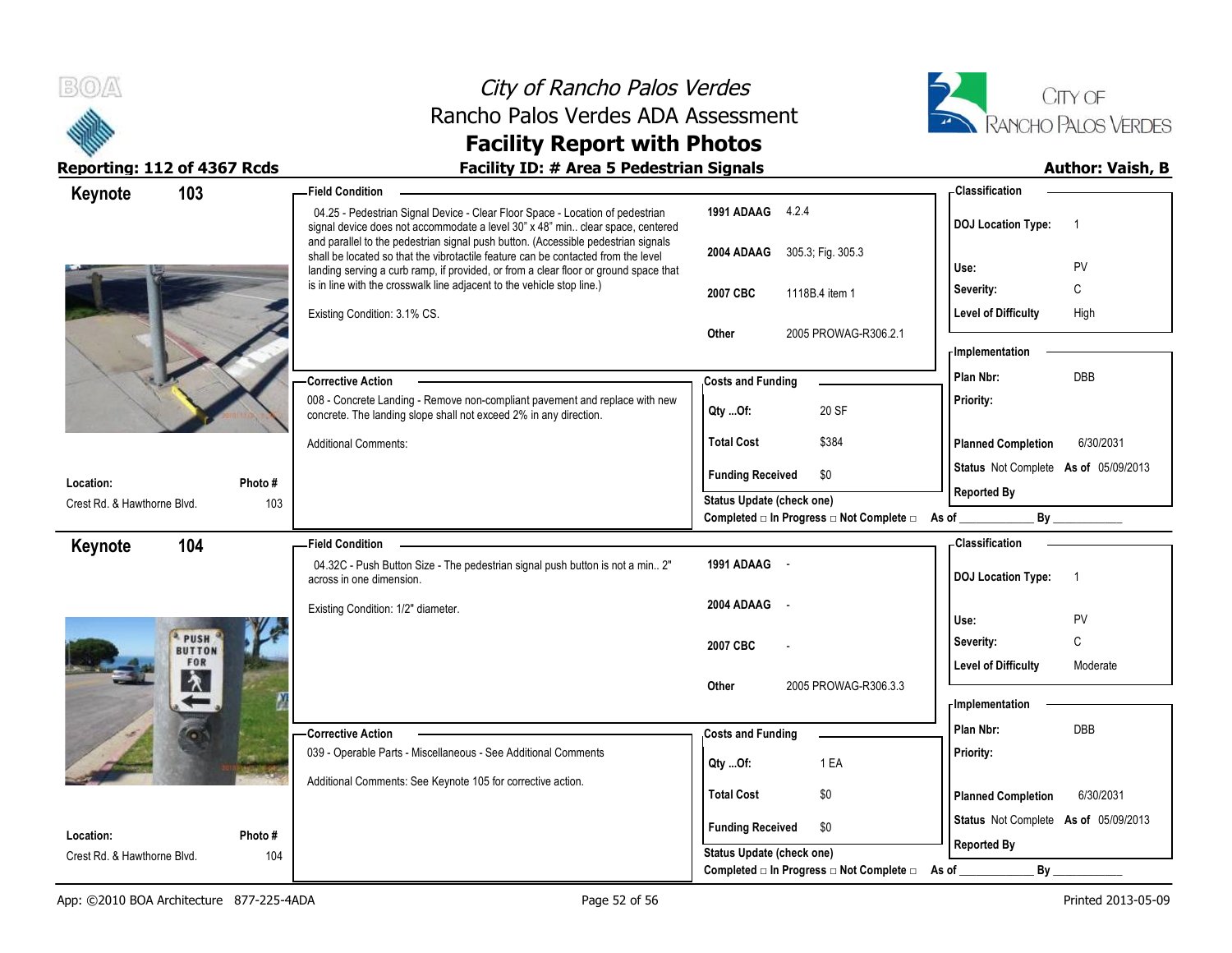# City of Rancho Palos Verdes
## Rancho Palos Verdes ADA Assessment
## Facility Report with Photos

**Reporting: 112 of 4367 Rcds** | **Facility ID: # Area 5 Pedestrian Signals** | **Author: Vaish, B**

---

## Keynote 103

**Location:** Crest Rd. & Hawthorne Blvd.
**Photo #:** 103

### Field Condition

04.25 - Pedestrian Signal Device - Clear Floor Space - Location of pedestrian signal device does not accommodate a level 30" x 48" min.. clear space, centered and parallel to the pedestrian signal push button. (Accessible pedestrian signals shall be located so that the vibrotactile feature can be contacted from the level landing serving a curb ramp, if provided, or from a clear floor or ground space that is in line with the crosswalk line adjacent to the vehicle stop line.)

Existing Condition: 3.1% CS.

| Code | Reference |
|---|---|
| 1991 ADAAG | 4.2.4 |
| 2004 ADAAG | 305.3; Fig. 305.3 |
| 2007 CBC | 1118B.4 item 1 |
| Other | 2005 PROWAG-R306.2.1 |

### Classification

| | |
|---|---|
| DOJ Location Type: | 1 |
| Use: | PV |
| Severity: | C |
| Level of Difficulty | High |

### Corrective Action

008 - Concrete Landing - Remove non-compliant pavement and replace with new concrete. The landing slope shall not exceed 2% in any direction.

Additional Comments:

### Costs and Funding

| | |
|---|---|
| Qty ...Of: | 20 SF |
| Total Cost | $384 |
| Funding Received | $0 |

Status Update (check one)
Completed □ In Progress □ Not Complete □ As of ____________ By ____________

### Implementation

| | |
|---|---|
| Plan Nbr: | DBB |
| Priority: | |
| Planned Completion | 6/30/2031 |
| Status | Not Complete As of 05/09/2013 |
| Reported By | |

---

## Keynote 104

**Location:** Crest Rd. & Hawthorne Blvd.
**Photo #:** 104

### Field Condition

04.32C - Push Button Size - The pedestrian signal push button is not a min.. 2" across in one dimension.

Existing Condition: 1/2" diameter.

| Code | Reference |
|---|---|
| 1991 ADAAG | - |
| 2004 ADAAG | - |
| 2007 CBC | - |
| Other | 2005 PROWAG-R306.3.3 |

### Classification

| | |
|---|---|
| DOJ Location Type: | 1 |
| Use: | PV |
| Severity: | C |
| Level of Difficulty | Moderate |

### Corrective Action

039 - Operable Parts - Miscellaneous - See Additional Comments

Additional Comments: See Keynote 105 for corrective action.

### Costs and Funding

| | |
|---|---|
| Qty ...Of: | 1 EA |
| Total Cost | $0 |
| Funding Received | $0 |

Status Update (check one)
Completed □ In Progress □ Not Complete □ As of ____________ By ____________

### Implementation

| | |
|---|---|
| Plan Nbr: | DBB |
| Priority: | |
| Planned Completion | 6/30/2031 |
| Status | Not Complete As of 05/09/2013 |
| Reported By | |

---

App: ©2010 BOA Architecture 877-225-4ADA | Printed 2013-05-09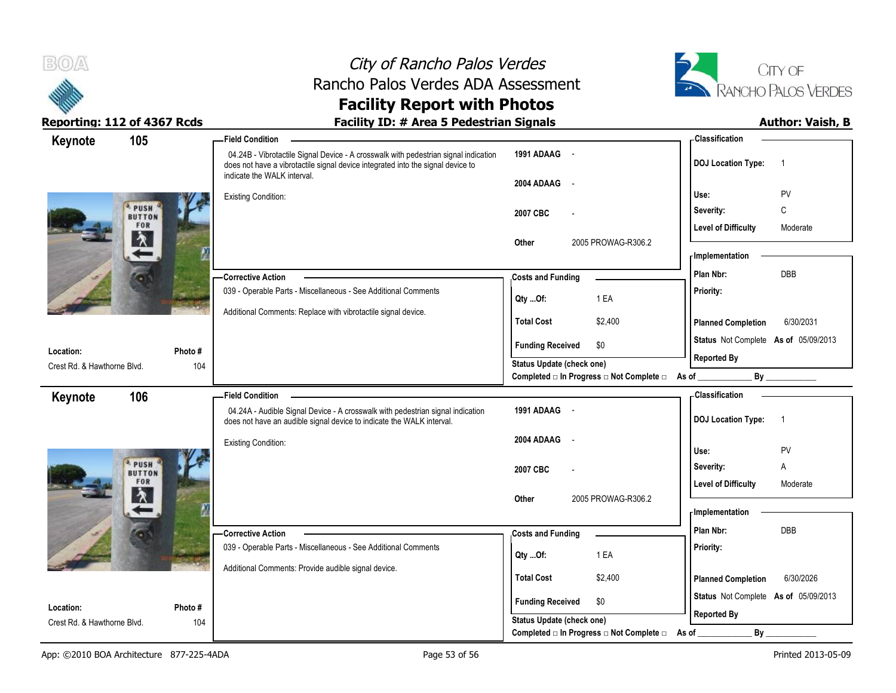# City of Rancho Palos Verdes
## Rancho Palos Verdes ADA Assessment
## Facility Report with Photos

**Reporting: 112 of 4367 Rcds** | **Facility ID: # Area 5 Pedestrian Signals** | **Author: Vaish, B**

---

## Keynote 105

**Location:** Crest Rd. & Hawthorne Blvd.
**Photo #:** 104

**Field Condition**

04.24B - Vibrotactile Signal Device - A crosswalk with pedestrian signal indication does not have a vibrotactile signal device integrated into the signal device to indicate the WALK interval.

Existing Condition:

| | |
|---|---|
| 1991 ADAAG | - |
| 2004 ADAAG | - |
| 2007 CBC | - |
| Other | 2005 PROWAG-R306.2 |

**Corrective Action**

039 - Operable Parts - Miscellaneous - See Additional Comments

Additional Comments: Replace with vibrotactile signal device.

**Costs and Funding**

| | |
|---|---|
| Qty ...Of: | 1 EA |
| Total Cost | $2,400 |
| Funding Received | $0 |

Status Update (check one)
Completed □ In Progress □ Not Complete □ As of ____________ By ____________

**Classification**

| | |
|---|---|
| DOJ Location Type: | 1 |
| Use: | PV |
| Severity: | C |
| Level of Difficulty | Moderate |

**Implementation**

| | |
|---|---|
| Plan Nbr: | DBB |
| Priority: | |
| Planned Completion | 6/30/2031 |
| Status | Not Complete As of 05/09/2013 |
| Reported By | |

---

## Keynote 106

**Location:** Crest Rd. & Hawthorne Blvd.
**Photo #:** 104

**Field Condition**

04.24A - Audible Signal Device - A crosswalk with pedestrian signal indication does not have an audible signal device to indicate the WALK interval.

Existing Condition:

| | |
|---|---|
| 1991 ADAAG | - |
| 2004 ADAAG | - |
| 2007 CBC | - |
| Other | 2005 PROWAG-R306.2 |

**Corrective Action**

039 - Operable Parts - Miscellaneous - See Additional Comments

Additional Comments: Provide audible signal device.

**Costs and Funding**

| | |
|---|---|
| Qty ...Of: | 1 EA |
| Total Cost | $2,400 |
| Funding Received | $0 |

Status Update (check one)
Completed □ In Progress □ Not Complete □ As of ____________ By ____________

**Classification**

| | |
|---|---|
| DOJ Location Type: | 1 |
| Use: | PV |
| Severity: | A |
| Level of Difficulty | Moderate |

**Implementation**

| | |
|---|---|
| Plan Nbr: | DBB |
| Priority: | |
| Planned Completion | 6/30/2026 |
| Status | Not Complete As of 05/09/2013 |
| Reported By | |

---

App: ©2010 BOA Architecture 877-225-4ADA | Printed 2013-05-09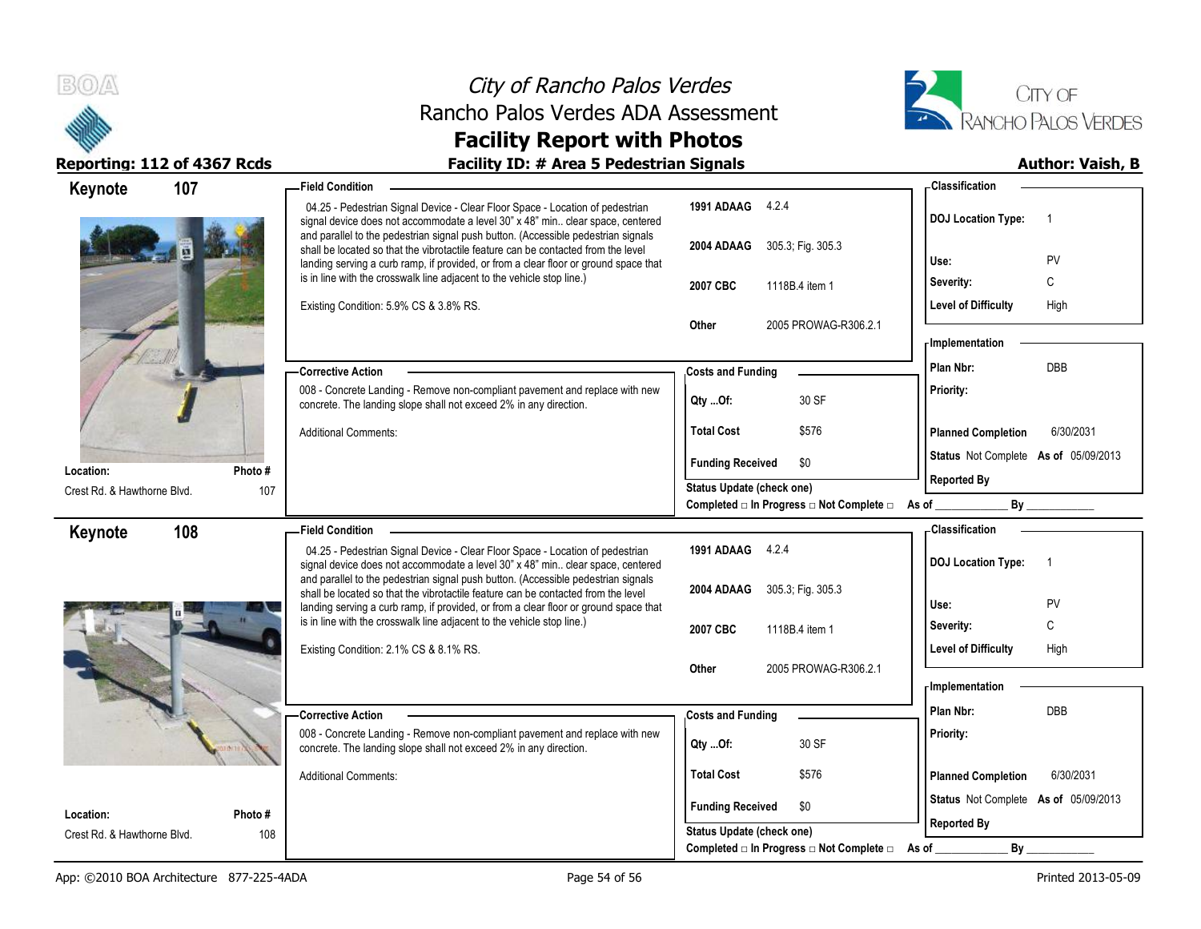# City of Rancho Palos Verdes
## Rancho Palos Verdes ADA Assessment
## Facility Report with Photos

**Reporting: 112 of 4367 Rcds** | **Facility ID: # Area 5 Pedestrian Signals** | **Author: Vaish, B**

---

## Keynote 107

**Location:** Crest Rd. & Hawthorne Blvd.
**Photo #:** 107

**Field Condition**

04.25 - Pedestrian Signal Device - Clear Floor Space - Location of pedestrian signal device does not accommodate a level 30" x 48" min.. clear space, centered and parallel to the pedestrian signal push button. (Accessible pedestrian signals shall be located so that the vibrotactile feature can be contacted from the level landing serving a curb ramp, if provided, or from a clear floor or ground space that is in line with the crosswalk line adjacent to the vehicle stop line.)

Existing Condition: 5.9% CS & 3.8% RS.

| Code | Reference |
|---|---|
| 1991 ADAAG | 4.2.4 |
| 2004 ADAAG | 305.3; Fig. 305.3 |
| 2007 CBC | 1118B.4 item 1 |
| Other | 2005 PROWAG-R306.2.1 |

**Corrective Action**

008 - Concrete Landing - Remove non-compliant pavement and replace with new concrete. The landing slope shall not exceed 2% in any direction.

Additional Comments:

**Costs and Funding**

| | |
|---|---|
| Qty ...Of: | 30 SF |
| Total Cost | $576 |
| Funding Received | $0 |

Status Update (check one)
Completed □ In Progress □ Not Complete □ As of ____________ By ____________

**Classification**

| | |
|---|---|
| DOJ Location Type: | 1 |
| Use: | PV |
| Severity: | C |
| Level of Difficulty | High |

**Implementation**

| | |
|---|---|
| Plan Nbr: | DBB |
| Priority: | |
| Planned Completion | 6/30/2031 |
| Status | Not Complete As of 05/09/2013 |
| Reported By | |

---

## Keynote 108

**Location:** Crest Rd. & Hawthorne Blvd.
**Photo #:** 108

**Field Condition**

04.25 - Pedestrian Signal Device - Clear Floor Space - Location of pedestrian signal device does not accommodate a level 30" x 48" min.. clear space, centered and parallel to the pedestrian signal push button. (Accessible pedestrian signals shall be located so that the vibrotactile feature can be contacted from the level landing serving a curb ramp, if provided, or from a clear floor or ground space that is in line with the crosswalk line adjacent to the vehicle stop line.)

Existing Condition: 2.1% CS & 8.1% RS.

| Code | Reference |
|---|---|
| 1991 ADAAG | 4.2.4 |
| 2004 ADAAG | 305.3; Fig. 305.3 |
| 2007 CBC | 1118B.4 item 1 |
| Other | 2005 PROWAG-R306.2.1 |

**Corrective Action**

008 - Concrete Landing - Remove non-compliant pavement and replace with new concrete. The landing slope shall not exceed 2% in any direction.

Additional Comments:

**Costs and Funding**

| | |
|---|---|
| Qty ...Of: | 30 SF |
| Total Cost | $576 |
| Funding Received | $0 |

Status Update (check one)
Completed □ In Progress □ Not Complete □ As of ____________ By ____________

**Classification**

| | |
|---|---|
| DOJ Location Type: | 1 |
| Use: | PV |
| Severity: | C |
| Level of Difficulty | High |

**Implementation**

| | |
|---|---|
| Plan Nbr: | DBB |
| Priority: | |
| Planned Completion | 6/30/2031 |
| Status | Not Complete As of 05/09/2013 |
| Reported By | |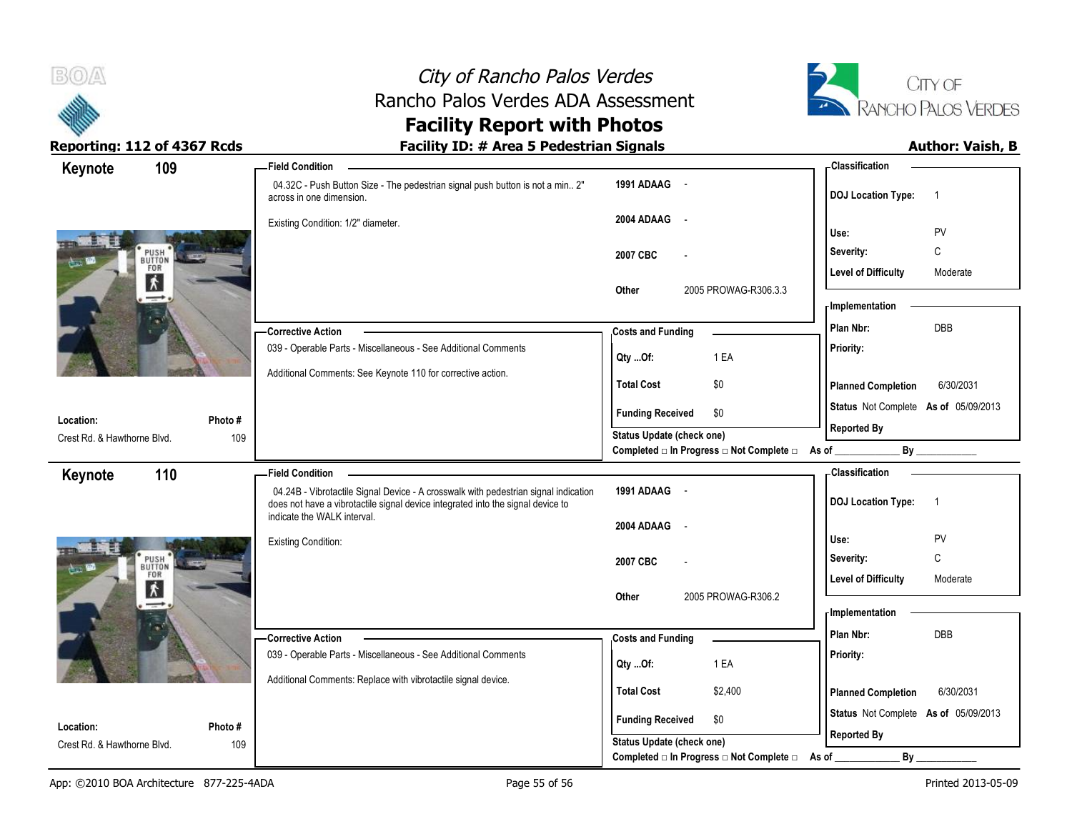# City of Rancho Palos Verdes
## Rancho Palos Verdes ADA Assessment
## Facility Report with Photos

**Reporting: 112 of 4367 Rcds** | **Facility ID: # Area 5 Pedestrian Signals** | **Author: Vaish, B**

---

### Keynote 109

**Field Condition**

04.32C - Push Button Size - The pedestrian signal push button is not a min.. 2" across in one dimension.

Existing Condition: 1/2" diameter.

| | |
|---|---|
| 1991 ADAAG | - |
| 2004 ADAAG | - |
| 2007 CBC | - |
| Other | 2005 PROWAG-R306.3.3 |

**Corrective Action**

039 - Operable Parts - Miscellaneous - See Additional Comments

Additional Comments: See Keynote 110 for corrective action.

**Costs and Funding**

| | |
|---|---|
| Qty ...Of: | 1 EA |
| Total Cost | $0 |
| Funding Received | $0 |

Status Update (check one)
Completed □ In Progress □ Not Complete □ As of ____________ By ____________

**Classification**

| | |
|---|---|
| DOJ Location Type: | 1 |
| Use: | PV |
| Severity: | C |
| Level of Difficulty | Moderate |

**Implementation**

| | |
|---|---|
| Plan Nbr: | DBB |
| Priority: | |
| Planned Completion | 6/30/2031 |
| Status | Not Complete As of 05/09/2013 |
| Reported By | |

| Location: | Photo # |
|---|---|
| Crest Rd. & Hawthorne Blvd. | 109 |

---

### Keynote 110

**Field Condition**

04.24B - Vibrotactile Signal Device - A crosswalk with pedestrian signal indication does not have a vibrotactile signal device integrated into the signal device to indicate the WALK interval.

Existing Condition:

| | |
|---|---|
| 1991 ADAAG | - |
| 2004 ADAAG | - |
| 2007 CBC | - |
| Other | 2005 PROWAG-R306.2 |

**Corrective Action**

039 - Operable Parts - Miscellaneous - See Additional Comments

Additional Comments: Replace with vibrotactile signal device.

**Costs and Funding**

| | |
|---|---|
| Qty ...Of: | 1 EA |
| Total Cost | $2,400 |
| Funding Received | $0 |

Status Update (check one)
Completed □ In Progress □ Not Complete □ As of ____________ By ____________

**Classification**

| | |
|---|---|
| DOJ Location Type: | 1 |
| Use: | PV |
| Severity: | C |
| Level of Difficulty | Moderate |

**Implementation**

| | |
|---|---|
| Plan Nbr: | DBB |
| Priority: | |
| Planned Completion | 6/30/2031 |
| Status | Not Complete As of 05/09/2013 |
| Reported By | |

| Location: | Photo # |
|---|---|
| Crest Rd. & Hawthorne Blvd. | 109 |

---

App: ©2010 BOA Architecture 877-225-4ADA | Printed 2013-05-09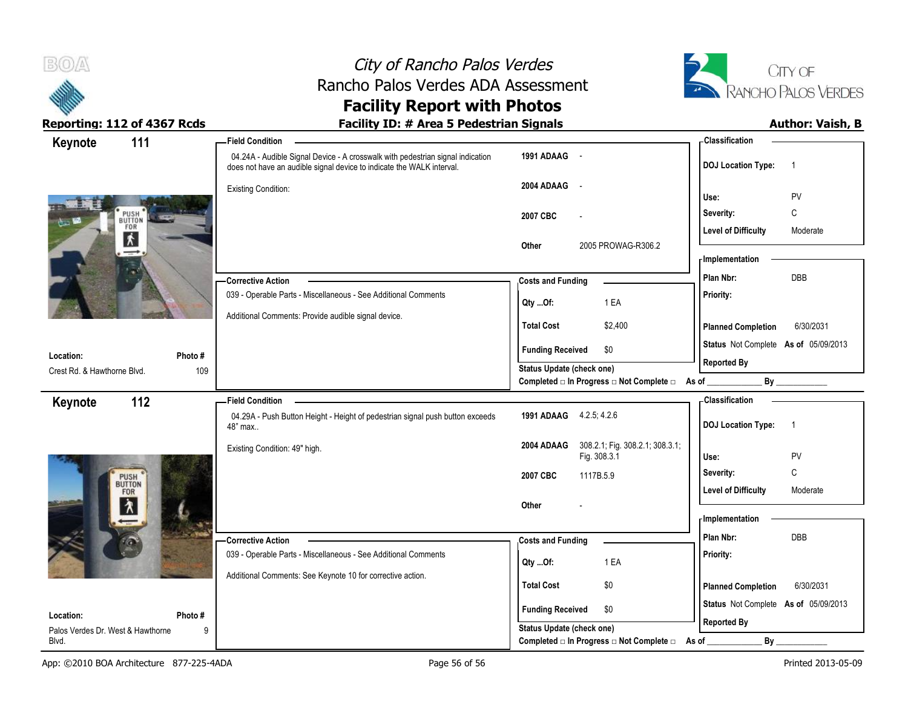# City of Rancho Palos Verdes
## Rancho Palos Verdes ADA Assessment
## Facility Report with Photos

**Reporting: 112 of 4367 Rcds**

**Facility ID: # Area 5 Pedestrian Signals**

**Author: Vaish, B**

---

## Keynote 111

**Location:** Crest Rd. & Hawthorne Blvd.

**Photo #:** 109

**Field Condition**

04.24A - Audible Signal Device - A crosswalk with pedestrian signal indication does not have an audible signal device to indicate the WALK interval.

Existing Condition:

| | |
|---|---|
| 1991 ADAAG | - |
| 2004 ADAAG | - |
| 2007 CBC | - |
| Other | 2005 PROWAG-R306.2 |

**Corrective Action**

039 - Operable Parts - Miscellaneous - See Additional Comments

Additional Comments: Provide audible signal device.

**Costs and Funding**

| | |
|---|---|
| Qty ...Of: | 1 EA |
| Total Cost | $2,400 |
| Funding Received | $0 |

Status Update (check one)

Completed □ In Progress □ Not Complete □ As of ____________ By ____________

**Classification**

| | |
|---|---|
| DOJ Location Type: | 1 |
| Use: | PV |
| Severity: | C |
| Level of Difficulty | Moderate |

**Implementation**

| | |
|---|---|
| Plan Nbr: | DBB |
| Priority: | |
| Planned Completion | 6/30/2031 |
| Status | Not Complete As of 05/09/2013 |
| Reported By | |

---

## Keynote 112

**Location:** Palos Verdes Dr. West & Hawthorne Blvd.

**Photo #:** 9

**Field Condition**

04.29A - Push Button Height - Height of pedestrian signal push button exceeds 48" max..

Existing Condition: 49" high.

| | |
|---|---|
| 1991 ADAAG | 4.2.5; 4.2.6 |
| 2004 ADAAG | 308.2.1; Fig. 308.2.1; 308.3.1; Fig. 308.3.1 |
| 2007 CBC | 1117B.5.9 |
| Other | - |

**Corrective Action**

039 - Operable Parts - Miscellaneous - See Additional Comments

Additional Comments: See Keynote 10 for corrective action.

**Costs and Funding**

| | |
|---|---|
| Qty ...Of: | 1 EA |
| Total Cost | $0 |
| Funding Received | $0 |

Status Update (check one)

Completed □ In Progress □ Not Complete □ As of ____________ By ____________

**Classification**

| | |
|---|---|
| DOJ Location Type: | 1 |
| Use: | PV |
| Severity: | C |
| Level of Difficulty | Moderate |

**Implementation**

| | |
|---|---|
| Plan Nbr: | DBB |
| Priority: | |
| Planned Completion | 6/30/2031 |
| Status | Not Complete As of 05/09/2013 |
| Reported By | |

App: ©2010 BOA Architecture 877-225-4ADA

Printed 2013-05-09